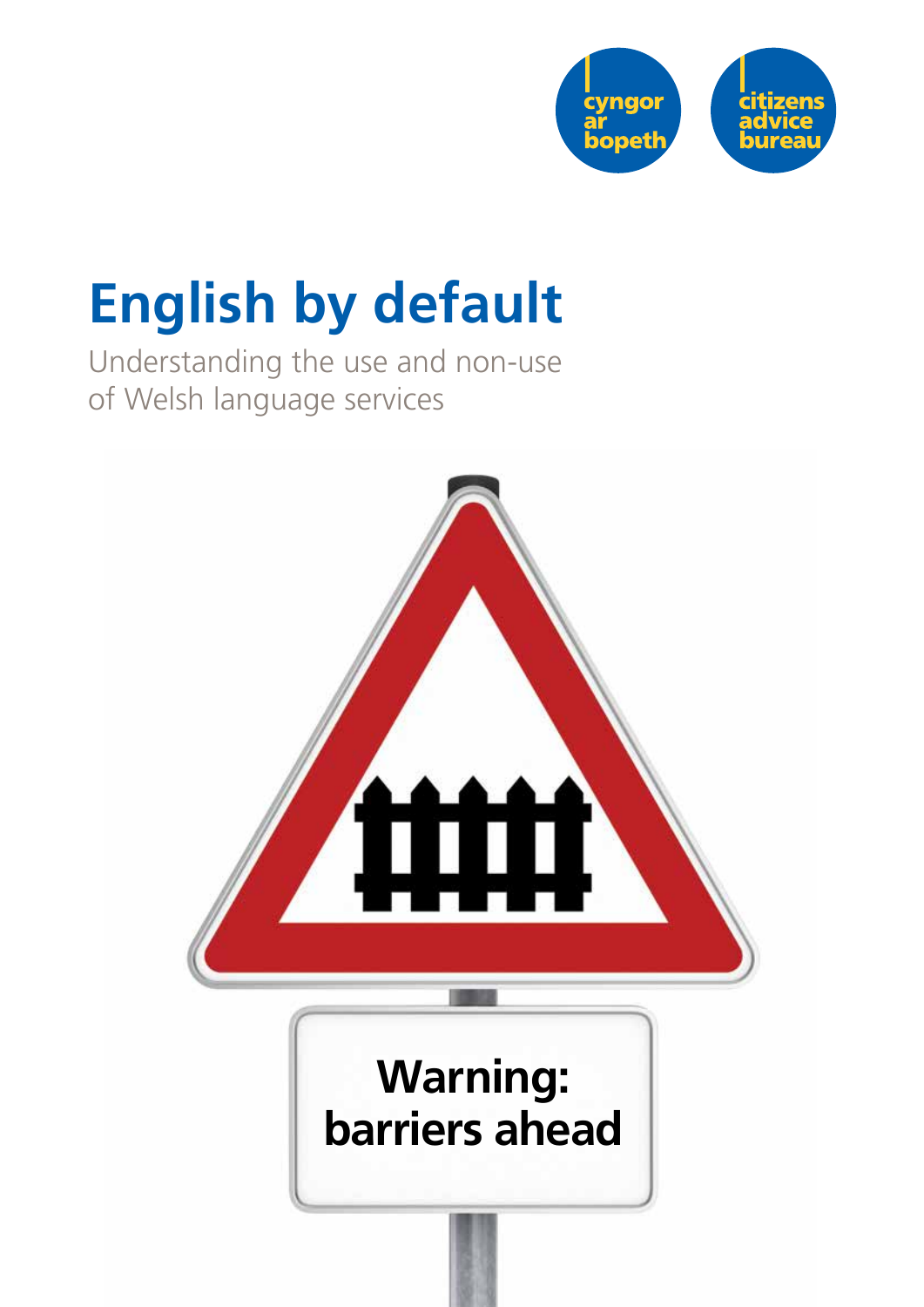cyngor ar bopeth

citizens advice bureau

# English by default

Understanding the use and non-use of Welsh language services

Warning: barriers ahead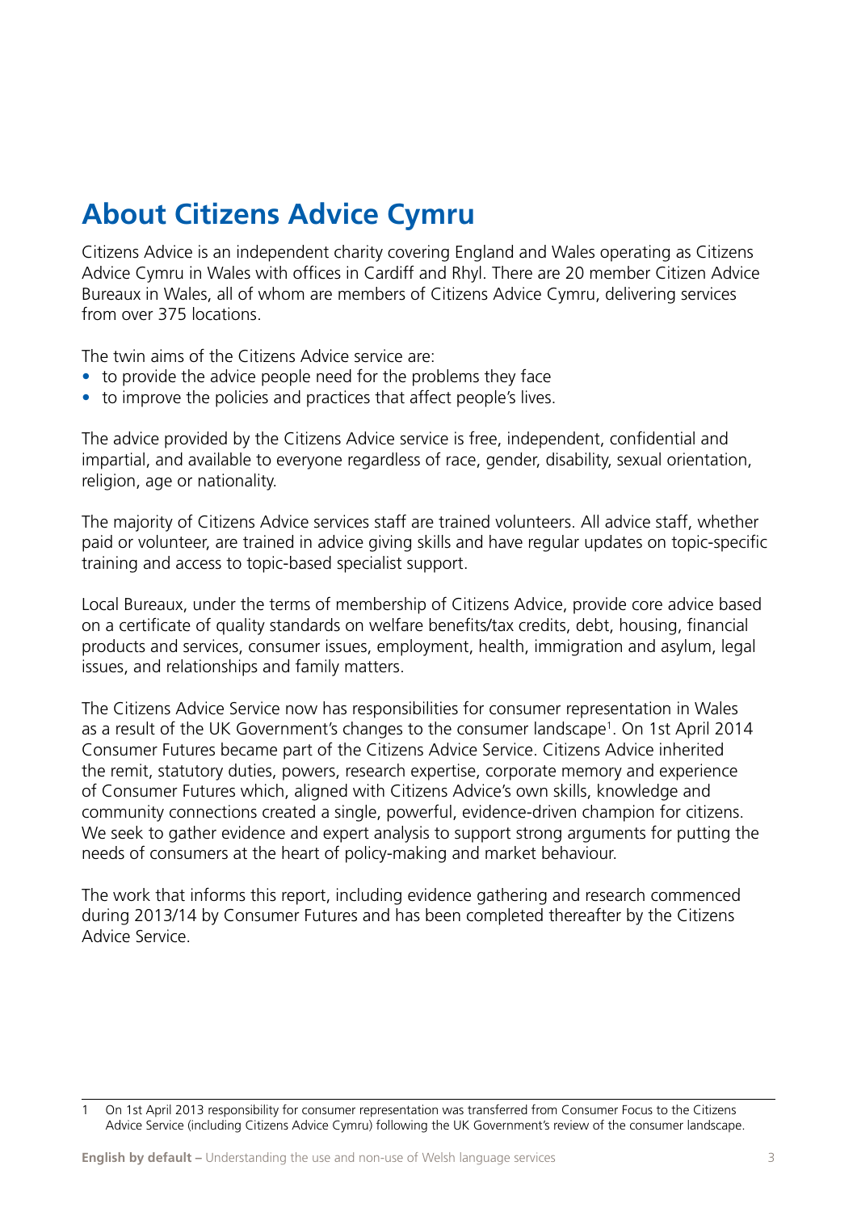# About Citizens Advice Cymru

Citizens Advice is an independent charity covering England and Wales operating as Citizens Advice Cymru in Wales with offices in Cardiff and Rhyl. There are 20 member Citizen Advice Bureaux in Wales, all of whom are members of Citizens Advice Cymru, delivering services from over 375 locations.

The twin aims of the Citizens Advice service are:

- to provide the advice people need for the problems they face
- to improve the policies and practices that affect people's lives.

The advice provided by the Citizens Advice service is free, independent, confidential and impartial, and available to everyone regardless of race, gender, disability, sexual orientation, religion, age or nationality.

The majority of Citizens Advice services staff are trained volunteers. All advice staff, whether paid or volunteer, are trained in advice giving skills and have regular updates on topic-specific training and access to topic-based specialist support.

Local Bureaux, under the terms of membership of Citizens Advice, provide core advice based on a certificate of quality standards on welfare benefits/tax credits, debt, housing, financial products and services, consumer issues, employment, health, immigration and asylum, legal issues, and relationships and family matters.

The Citizens Advice Service now has responsibilities for consumer representation in Wales as a result of the UK Government's changes to the consumer landscape[1]. On 1st April 2014 Consumer Futures became part of the Citizens Advice Service. Citizens Advice inherited the remit, statutory duties, powers, research expertise, corporate memory and experience of Consumer Futures which, aligned with Citizens Advice's own skills, knowledge and community connections created a single, powerful, evidence-driven champion for citizens. We seek to gather evidence and expert analysis to support strong arguments for putting the needs of consumers at the heart of policy-making and market behaviour.

The work that informs this report, including evidence gathering and research commenced during 2013/14 by Consumer Futures and has been completed thereafter by the Citizens Advice Service.

---

1 On 1st April 2013 responsibility for consumer representation was transferred from Consumer Focus to the Citizens Advice Service (including Citizens Advice Cymru) following the UK Government's review of the consumer landscape.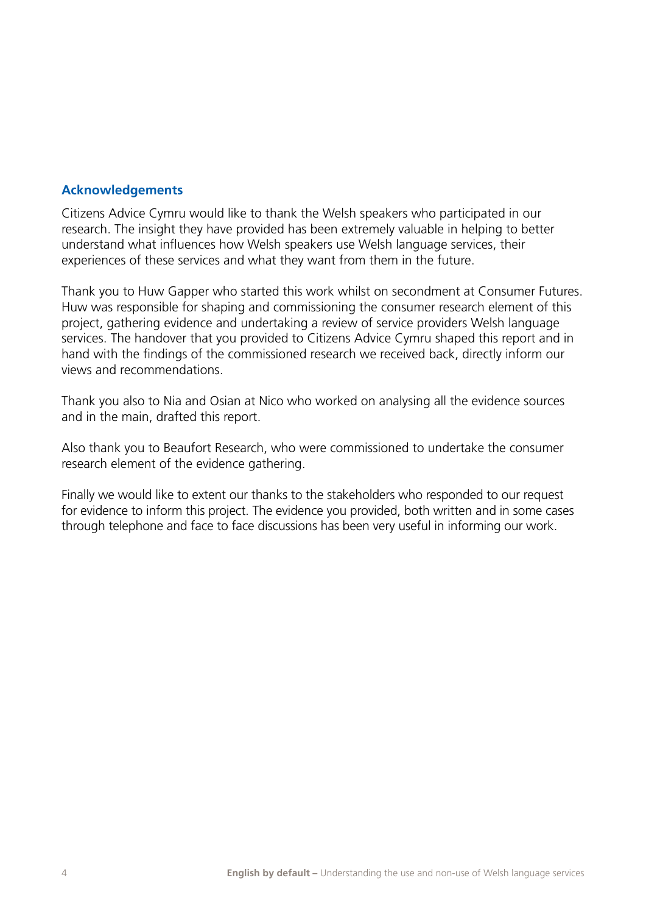## Acknowledgements

Citizens Advice Cymru would like to thank the Welsh speakers who participated in our research. The insight they have provided has been extremely valuable in helping to better understand what influences how Welsh speakers use Welsh language services, their experiences of these services and what they want from them in the future.

Thank you to Huw Gapper who started this work whilst on secondment at Consumer Futures. Huw was responsible for shaping and commissioning the consumer research element of this project, gathering evidence and undertaking a review of service providers Welsh language services. The handover that you provided to Citizens Advice Cymru shaped this report and in hand with the findings of the commissioned research we received back, directly inform our views and recommendations.

Thank you also to Nia and Osian at Nico who worked on analysing all the evidence sources and in the main, drafted this report.

Also thank you to Beaufort Research, who were commissioned to undertake the consumer research element of the evidence gathering.

Finally we would like to extent our thanks to the stakeholders who responded to our request for evidence to inform this project. The evidence you provided, both written and in some cases through telephone and face to face discussions has been very useful in informing our work.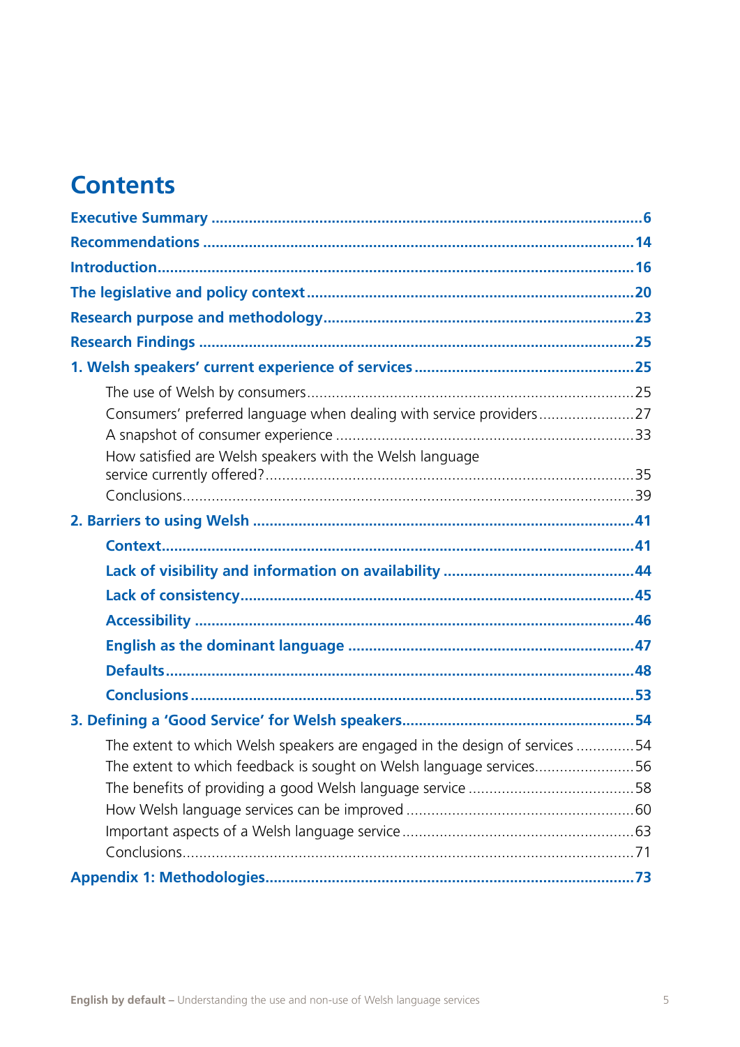# Contents

**Executive Summary** ... 6

**Recommendations** ... 14

**Introduction** ... 16

**The legislative and policy context** ... 20

**Research purpose and methodology** ... 23

**Research Findings** ... 25

**1. Welsh speakers' current experience of services** ... 25

- The use of Welsh by consumers ... 25
- Consumers' preferred language when dealing with service providers ... 27
- A snapshot of consumer experience ... 33
- How satisfied are Welsh speakers with the Welsh language service currently offered? ... 35
- Conclusions ... 39

**2. Barriers to using Welsh** ... 41

- **Context** ... 41
- **Lack of visibility and information on availability** ... 44
- **Lack of consistency** ... 45
- **Accessibility** ... 46
- **English as the dominant language** ... 47
- **Defaults** ... 48
- **Conclusions** ... 53

**3. Defining a 'Good Service' for Welsh speakers** ... 54

- The extent to which Welsh speakers are engaged in the design of services ... 54
- The extent to which feedback is sought on Welsh language services ... 56
- The benefits of providing a good Welsh language service ... 58
- How Welsh language services can be improved ... 60
- Important aspects of a Welsh language service ... 63
- Conclusions ... 71

**Appendix 1: Methodologies** ... 73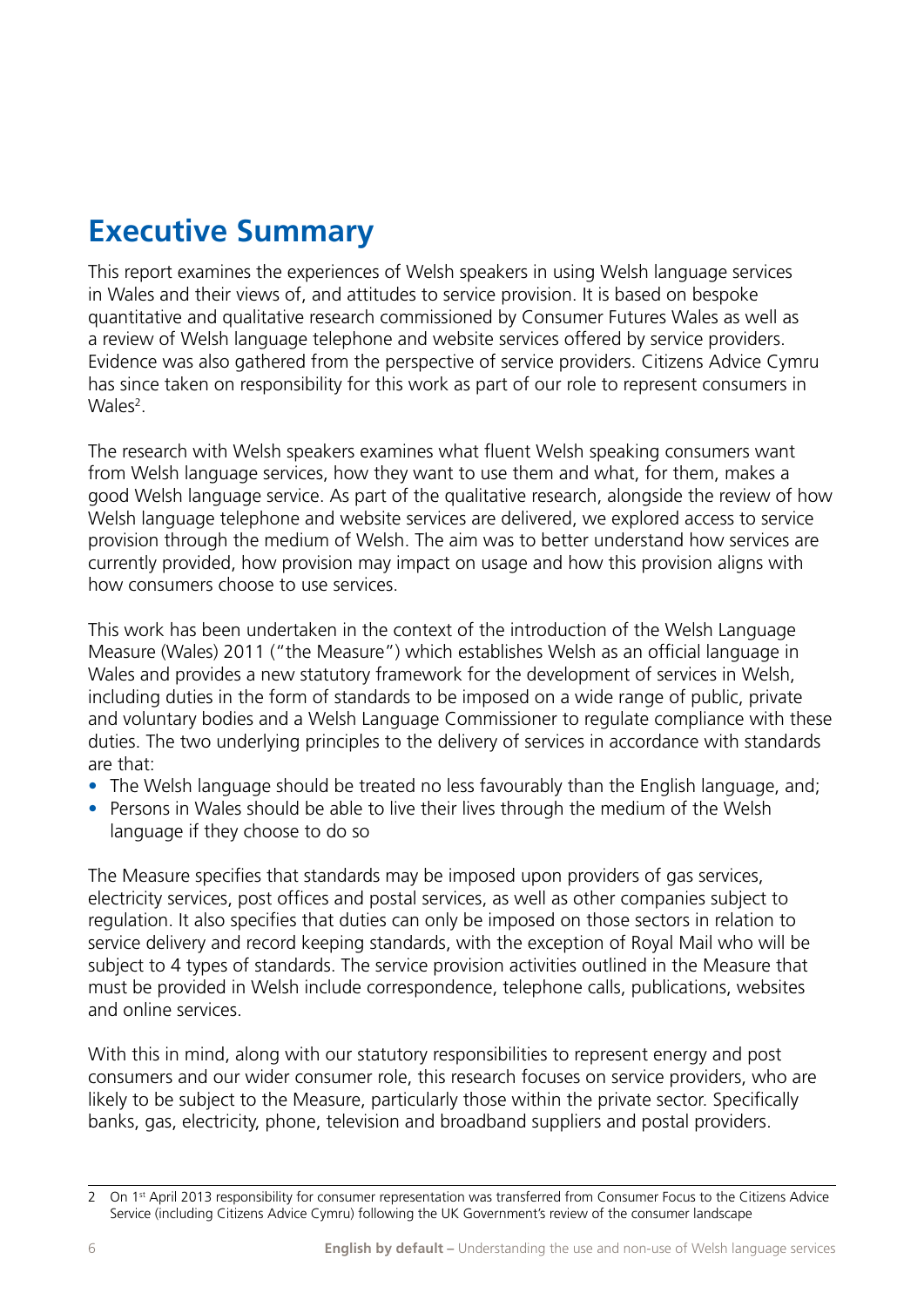# Executive Summary

This report examines the experiences of Welsh speakers in using Welsh language services in Wales and their views of, and attitudes to service provision. It is based on bespoke quantitative and qualitative research commissioned by Consumer Futures Wales as well as a review of Welsh language telephone and website services offered by service providers. Evidence was also gathered from the perspective of service providers. Citizens Advice Cymru has since taken on responsibility for this work as part of our role to represent consumers in Wales[2].

The research with Welsh speakers examines what fluent Welsh speaking consumers want from Welsh language services, how they want to use them and what, for them, makes a good Welsh language service. As part of the qualitative research, alongside the review of how Welsh language telephone and website services are delivered, we explored access to service provision through the medium of Welsh. The aim was to better understand how services are currently provided, how provision may impact on usage and how this provision aligns with how consumers choose to use services.

This work has been undertaken in the context of the introduction of the Welsh Language Measure (Wales) 2011 ("the Measure") which establishes Welsh as an official language in Wales and provides a new statutory framework for the development of services in Welsh, including duties in the form of standards to be imposed on a wide range of public, private and voluntary bodies and a Welsh Language Commissioner to regulate compliance with these duties. The two underlying principles to the delivery of services in accordance with standards are that:

- The Welsh language should be treated no less favourably than the English language, and;
- Persons in Wales should be able to live their lives through the medium of the Welsh language if they choose to do so

The Measure specifies that standards may be imposed upon providers of gas services, electricity services, post offices and postal services, as well as other companies subject to regulation. It also specifies that duties can only be imposed on those sectors in relation to service delivery and record keeping standards, with the exception of Royal Mail who will be subject to 4 types of standards. The service provision activities outlined in the Measure that must be provided in Welsh include correspondence, telephone calls, publications, websites and online services.

With this in mind, along with our statutory responsibilities to represent energy and post consumers and our wider consumer role, this research focuses on service providers, who are likely to be subject to the Measure, particularly those within the private sector. Specifically banks, gas, electricity, phone, television and broadband suppliers and postal providers.

2 On 1st April 2013 responsibility for consumer representation was transferred from Consumer Focus to the Citizens Advice Service (including Citizens Advice Cymru) following the UK Government's review of the consumer landscape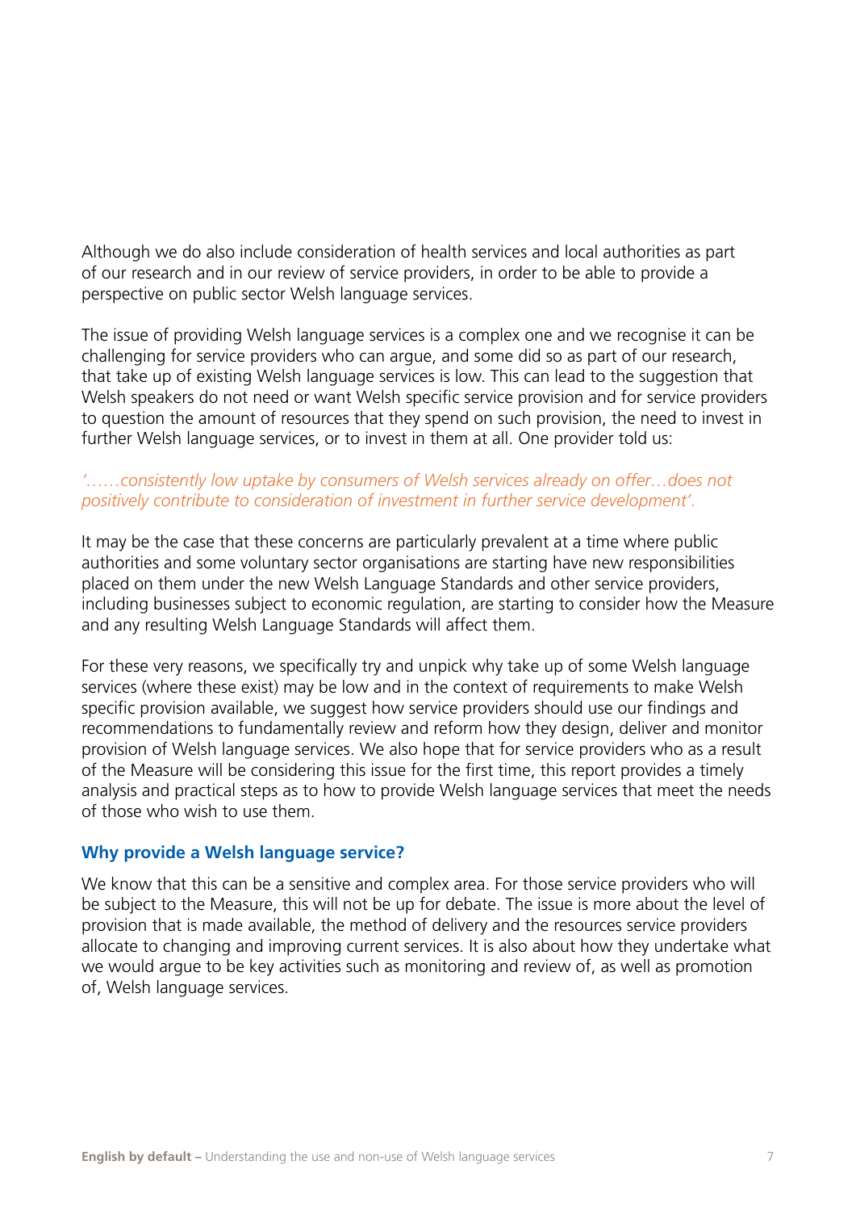Although we do also include consideration of health services and local authorities as part of our research and in our review of service providers, in order to be able to provide a perspective on public sector Welsh language services.

The issue of providing Welsh language services is a complex one and we recognise it can be challenging for service providers who can argue, and some did so as part of our research, that take up of existing Welsh language services is low. This can lead to the suggestion that Welsh speakers do not need or want Welsh specific service provision and for service providers to question the amount of resources that they spend on such provision, the need to invest in further Welsh language services, or to invest in them at all. One provider told us:

*'……consistently low uptake by consumers of Welsh services already on offer…does not positively contribute to consideration of investment in further service development'.*

It may be the case that these concerns are particularly prevalent at a time where public authorities and some voluntary sector organisations are starting have new responsibilities placed on them under the new Welsh Language Standards and other service providers, including businesses subject to economic regulation, are starting to consider how the Measure and any resulting Welsh Language Standards will affect them.

For these very reasons, we specifically try and unpick why take up of some Welsh language services (where these exist) may be low and in the context of requirements to make Welsh specific provision available, we suggest how service providers should use our findings and recommendations to fundamentally review and reform how they design, deliver and monitor provision of Welsh language services. We also hope that for service providers who as a result of the Measure will be considering this issue for the first time, this report provides a timely analysis and practical steps as to how to provide Welsh language services that meet the needs of those who wish to use them.

### Why provide a Welsh language service?

We know that this can be a sensitive and complex area. For those service providers who will be subject to the Measure, this will not be up for debate. The issue is more about the level of provision that is made available, the method of delivery and the resources service providers allocate to changing and improving current services. It is also about how they undertake what we would argue to be key activities such as monitoring and review of, as well as promotion of, Welsh language services.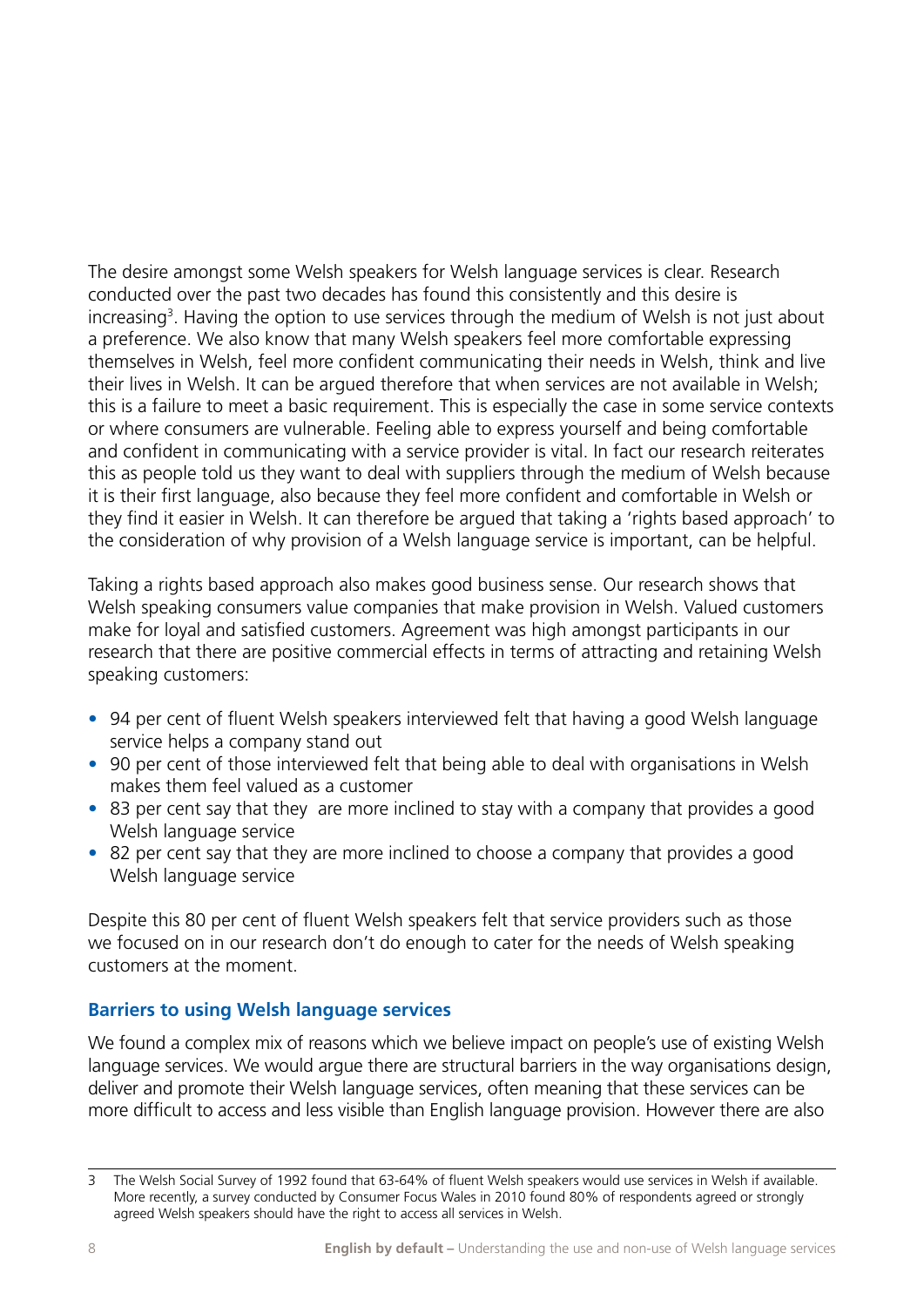The desire amongst some Welsh speakers for Welsh language services is clear. Research conducted over the past two decades has found this consistently and this desire is increasing[3]. Having the option to use services through the medium of Welsh is not just about a preference. We also know that many Welsh speakers feel more comfortable expressing themselves in Welsh, feel more confident communicating their needs in Welsh, think and live their lives in Welsh. It can be argued therefore that when services are not available in Welsh; this is a failure to meet a basic requirement. This is especially the case in some service contexts or where consumers are vulnerable. Feeling able to express yourself and being comfortable and confident in communicating with a service provider is vital. In fact our research reiterates this as people told us they want to deal with suppliers through the medium of Welsh because it is their first language, also because they feel more confident and comfortable in Welsh or they find it easier in Welsh. It can therefore be argued that taking a 'rights based approach' to the consideration of why provision of a Welsh language service is important, can be helpful.

Taking a rights based approach also makes good business sense. Our research shows that Welsh speaking consumers value companies that make provision in Welsh. Valued customers make for loyal and satisfied customers. Agreement was high amongst participants in our research that there are positive commercial effects in terms of attracting and retaining Welsh speaking customers:

- 94 per cent of fluent Welsh speakers interviewed felt that having a good Welsh language service helps a company stand out
- 90 per cent of those interviewed felt that being able to deal with organisations in Welsh makes them feel valued as a customer
- 83 per cent say that they are more inclined to stay with a company that provides a good Welsh language service
- 82 per cent say that they are more inclined to choose a company that provides a good Welsh language service

Despite this 80 per cent of fluent Welsh speakers felt that service providers such as those we focused on in our research don't do enough to cater for the needs of Welsh speaking customers at the moment.

### Barriers to using Welsh language services

We found a complex mix of reasons which we believe impact on people's use of existing Welsh language services. We would argue there are structural barriers in the way organisations design, deliver and promote their Welsh language services, often meaning that these services can be more difficult to access and less visible than English language provision. However there are also

---

3 The Welsh Social Survey of 1992 found that 63-64% of fluent Welsh speakers would use services in Welsh if available. More recently, a survey conducted by Consumer Focus Wales in 2010 found 80% of respondents agreed or strongly agreed Welsh speakers should have the right to access all services in Welsh.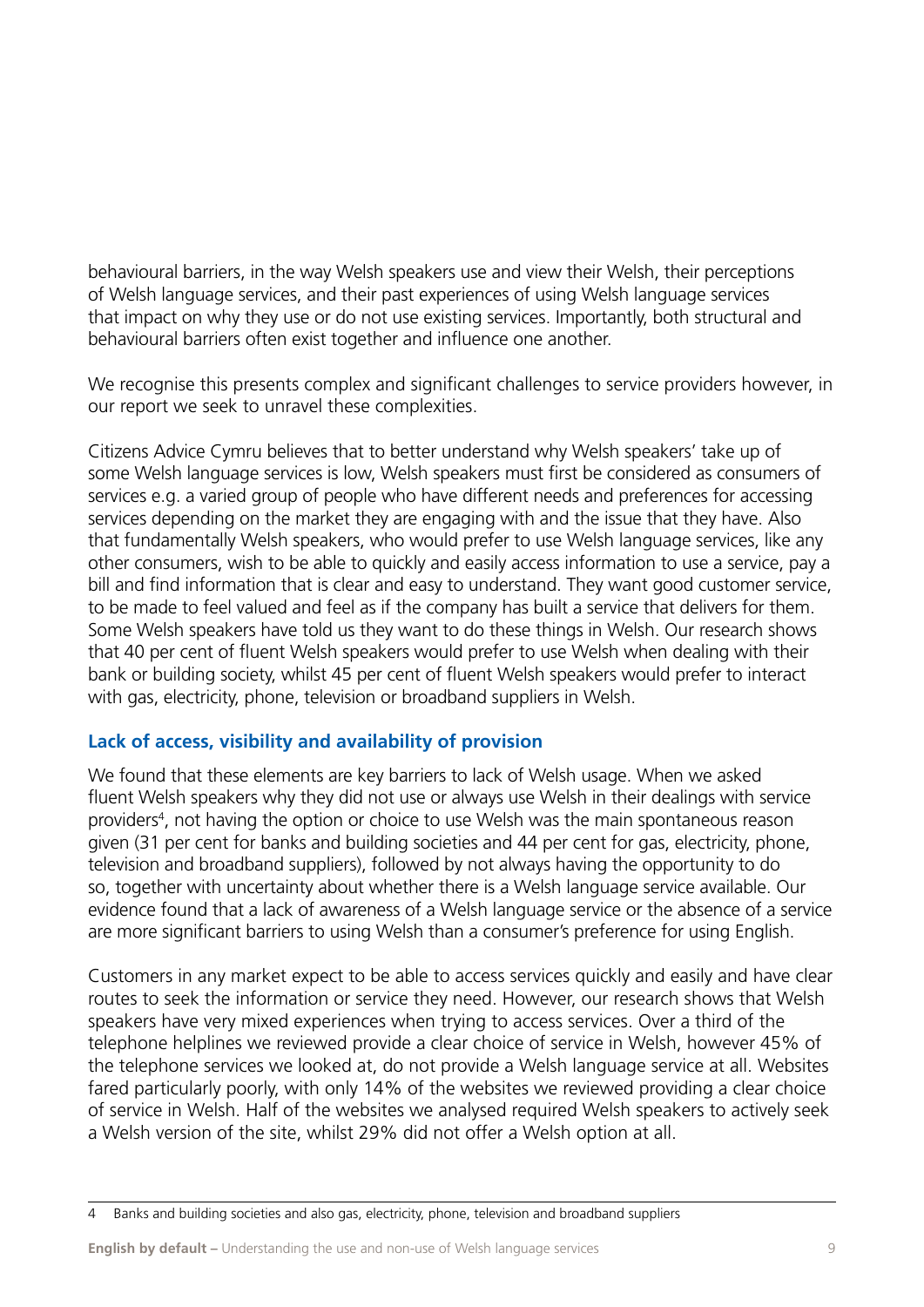behavioural barriers, in the way Welsh speakers use and view their Welsh, their perceptions of Welsh language services, and their past experiences of using Welsh language services that impact on why they use or do not use existing services. Importantly, both structural and behavioural barriers often exist together and influence one another.

We recognise this presents complex and significant challenges to service providers however, in our report we seek to unravel these complexities.

Citizens Advice Cymru believes that to better understand why Welsh speakers' take up of some Welsh language services is low, Welsh speakers must first be considered as consumers of services e.g. a varied group of people who have different needs and preferences for accessing services depending on the market they are engaging with and the issue that they have. Also that fundamentally Welsh speakers, who would prefer to use Welsh language services, like any other consumers, wish to be able to quickly and easily access information to use a service, pay a bill and find information that is clear and easy to understand. They want good customer service, to be made to feel valued and feel as if the company has built a service that delivers for them. Some Welsh speakers have told us they want to do these things in Welsh. Our research shows that 40 per cent of fluent Welsh speakers would prefer to use Welsh when dealing with their bank or building society, whilst 45 per cent of fluent Welsh speakers would prefer to interact with gas, electricity, phone, television or broadband suppliers in Welsh.

### Lack of access, visibility and availability of provision

We found that these elements are key barriers to lack of Welsh usage. When we asked fluent Welsh speakers why they did not use or always use Welsh in their dealings with service providers[4], not having the option or choice to use Welsh was the main spontaneous reason given (31 per cent for banks and building societies and 44 per cent for gas, electricity, phone, television and broadband suppliers), followed by not always having the opportunity to do so, together with uncertainty about whether there is a Welsh language service available. Our evidence found that a lack of awareness of a Welsh language service or the absence of a service are more significant barriers to using Welsh than a consumer's preference for using English.

Customers in any market expect to be able to access services quickly and easily and have clear routes to seek the information or service they need. However, our research shows that Welsh speakers have very mixed experiences when trying to access services. Over a third of the telephone helplines we reviewed provide a clear choice of service in Welsh, however 45% of the telephone services we looked at, do not provide a Welsh language service at all. Websites fared particularly poorly, with only 14% of the websites we reviewed providing a clear choice of service in Welsh. Half of the websites we analysed required Welsh speakers to actively seek a Welsh version of the site, whilst 29% did not offer a Welsh option at all.

---

4 Banks and building societies and also gas, electricity, phone, television and broadband suppliers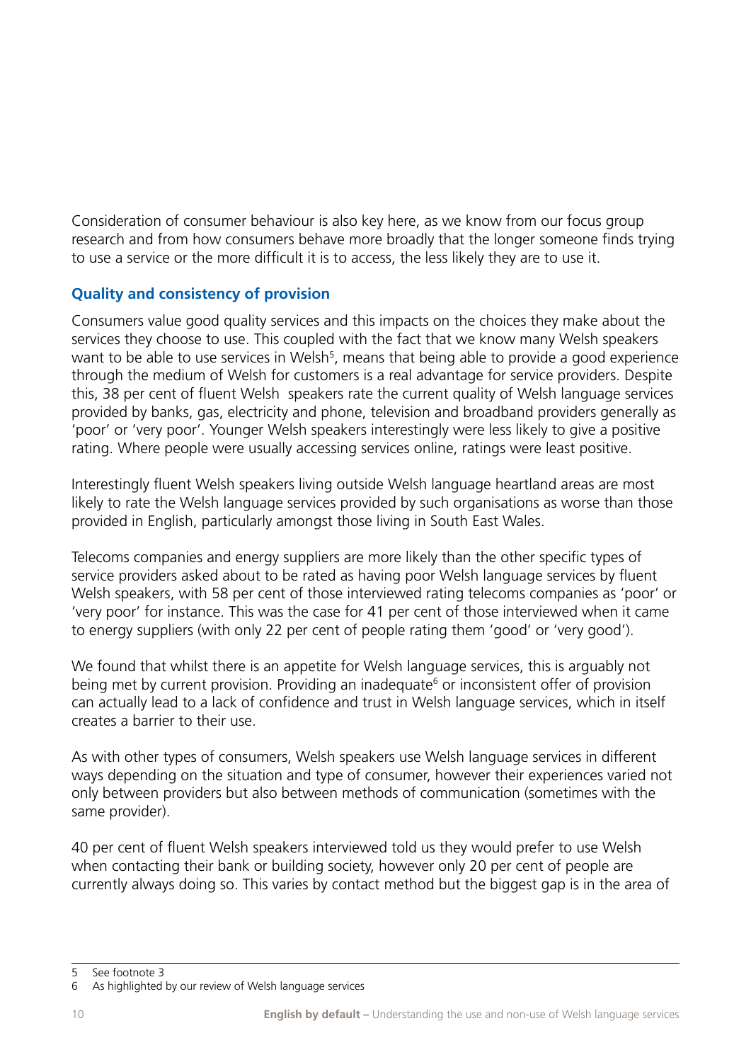Consideration of consumer behaviour is also key here, as we know from our focus group research and from how consumers behave more broadly that the longer someone finds trying to use a service or the more difficult it is to access, the less likely they are to use it.

### Quality and consistency of provision

Consumers value good quality services and this impacts on the choices they make about the services they choose to use. This coupled with the fact that we know many Welsh speakers want to be able to use services in Welsh[5], means that being able to provide a good experience through the medium of Welsh for customers is a real advantage for service providers. Despite this, 38 per cent of fluent Welsh speakers rate the current quality of Welsh language services provided by banks, gas, electricity and phone, television and broadband providers generally as 'poor' or 'very poor'. Younger Welsh speakers interestingly were less likely to give a positive rating. Where people were usually accessing services online, ratings were least positive.

Interestingly fluent Welsh speakers living outside Welsh language heartland areas are most likely to rate the Welsh language services provided by such organisations as worse than those provided in English, particularly amongst those living in South East Wales.

Telecoms companies and energy suppliers are more likely than the other specific types of service providers asked about to be rated as having poor Welsh language services by fluent Welsh speakers, with 58 per cent of those interviewed rating telecoms companies as 'poor' or 'very poor' for instance. This was the case for 41 per cent of those interviewed when it came to energy suppliers (with only 22 per cent of people rating them 'good' or 'very good').

We found that whilst there is an appetite for Welsh language services, this is arguably not being met by current provision. Providing an inadequate[6] or inconsistent offer of provision can actually lead to a lack of confidence and trust in Welsh language services, which in itself creates a barrier to their use.

As with other types of consumers, Welsh speakers use Welsh language services in different ways depending on the situation and type of consumer, however their experiences varied not only between providers but also between methods of communication (sometimes with the same provider).

40 per cent of fluent Welsh speakers interviewed told us they would prefer to use Welsh when contacting their bank or building society, however only 20 per cent of people are currently always doing so. This varies by contact method but the biggest gap is in the area of

---

5 See footnote 3

6 As highlighted by our review of Welsh language services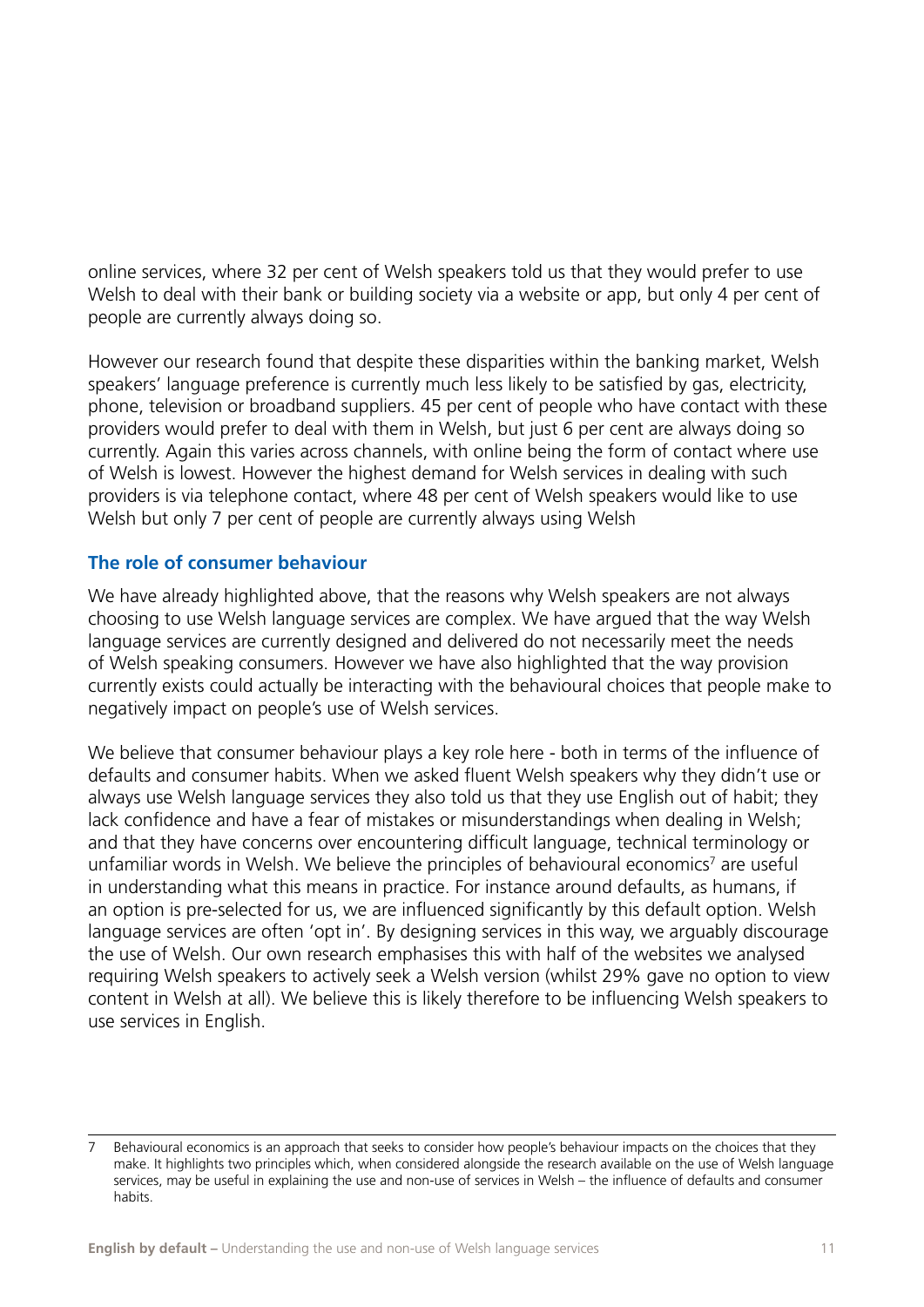online services, where 32 per cent of Welsh speakers told us that they would prefer to use Welsh to deal with their bank or building society via a website or app, but only 4 per cent of people are currently always doing so.

However our research found that despite these disparities within the banking market, Welsh speakers' language preference is currently much less likely to be satisfied by gas, electricity, phone, television or broadband suppliers. 45 per cent of people who have contact with these providers would prefer to deal with them in Welsh, but just 6 per cent are always doing so currently. Again this varies across channels, with online being the form of contact where use of Welsh is lowest. However the highest demand for Welsh services in dealing with such providers is via telephone contact, where 48 per cent of Welsh speakers would like to use Welsh but only 7 per cent of people are currently always using Welsh

### The role of consumer behaviour

We have already highlighted above, that the reasons why Welsh speakers are not always choosing to use Welsh language services are complex. We have argued that the way Welsh language services are currently designed and delivered do not necessarily meet the needs of Welsh speaking consumers. However we have also highlighted that the way provision currently exists could actually be interacting with the behavioural choices that people make to negatively impact on people's use of Welsh services.

We believe that consumer behaviour plays a key role here - both in terms of the influence of defaults and consumer habits. When we asked fluent Welsh speakers why they didn't use or always use Welsh language services they also told us that they use English out of habit; they lack confidence and have a fear of mistakes or misunderstandings when dealing in Welsh; and that they have concerns over encountering difficult language, technical terminology or unfamiliar words in Welsh. We believe the principles of behavioural economics[7] are useful in understanding what this means in practice. For instance around defaults, as humans, if an option is pre-selected for us, we are influenced significantly by this default option. Welsh language services are often 'opt in'. By designing services in this way, we arguably discourage the use of Welsh. Our own research emphasises this with half of the websites we analysed requiring Welsh speakers to actively seek a Welsh version (whilst 29% gave no option to view content in Welsh at all). We believe this is likely therefore to be influencing Welsh speakers to use services in English.

---

7 Behavioural economics is an approach that seeks to consider how people's behaviour impacts on the choices that they make. It highlights two principles which, when considered alongside the research available on the use of Welsh language services, may be useful in explaining the use and non-use of services in Welsh – the influence of defaults and consumer habits.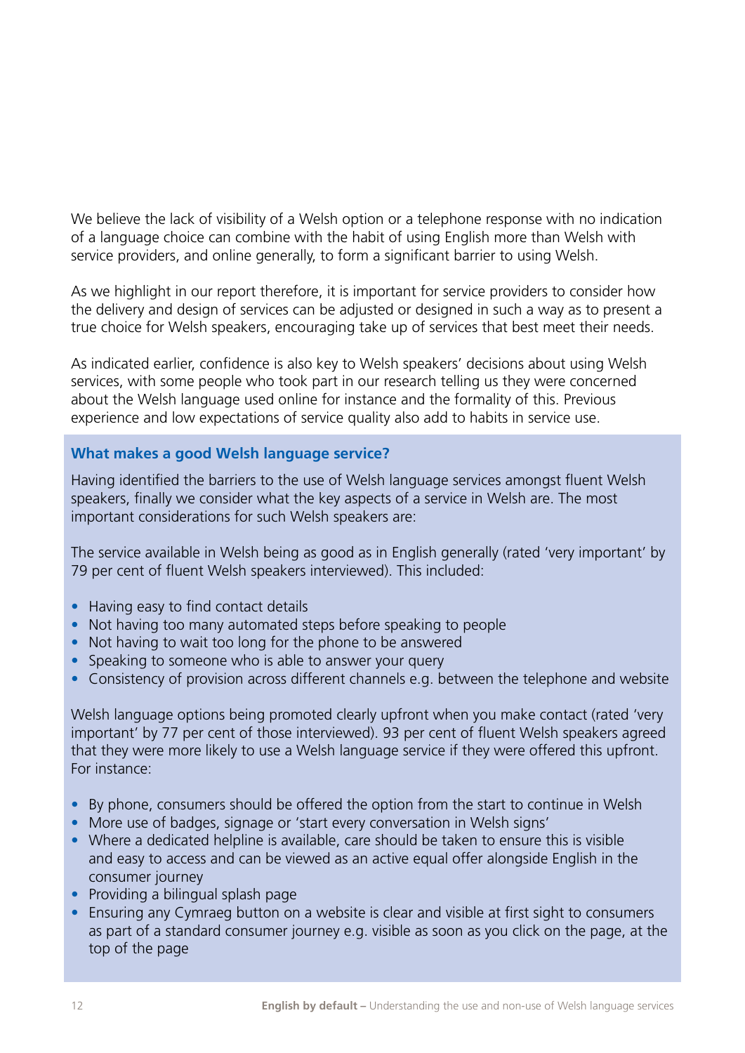We believe the lack of visibility of a Welsh option or a telephone response with no indication of a language choice can combine with the habit of using English more than Welsh with service providers, and online generally, to form a significant barrier to using Welsh.

As we highlight in our report therefore, it is important for service providers to consider how the delivery and design of services can be adjusted or designed in such a way as to present a true choice for Welsh speakers, encouraging take up of services that best meet their needs.

As indicated earlier, confidence is also key to Welsh speakers' decisions about using Welsh services, with some people who took part in our research telling us they were concerned about the Welsh language used online for instance and the formality of this. Previous experience and low expectations of service quality also add to habits in service use.

### What makes a good Welsh language service?

Having identified the barriers to the use of Welsh language services amongst fluent Welsh speakers, finally we consider what the key aspects of a service in Welsh are. The most important considerations for such Welsh speakers are:

The service available in Welsh being as good as in English generally (rated 'very important' by 79 per cent of fluent Welsh speakers interviewed). This included:

- Having easy to find contact details
- Not having too many automated steps before speaking to people
- Not having to wait too long for the phone to be answered
- Speaking to someone who is able to answer your query
- Consistency of provision across different channels e.g. between the telephone and website

Welsh language options being promoted clearly upfront when you make contact (rated 'very important' by 77 per cent of those interviewed). 93 per cent of fluent Welsh speakers agreed that they were more likely to use a Welsh language service if they were offered this upfront. For instance:

- By phone, consumers should be offered the option from the start to continue in Welsh
- More use of badges, signage or 'start every conversation in Welsh signs'
- Where a dedicated helpline is available, care should be taken to ensure this is visible and easy to access and can be viewed as an active equal offer alongside English in the consumer journey
- Providing a bilingual splash page
- Ensuring any Cymraeg button on a website is clear and visible at first sight to consumers as part of a standard consumer journey e.g. visible as soon as you click on the page, at the top of the page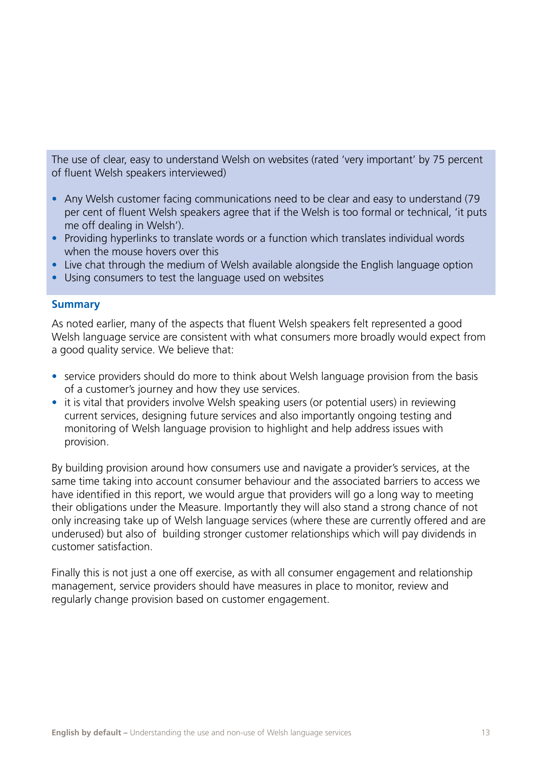The use of clear, easy to understand Welsh on websites (rated 'very important' by 75 percent of fluent Welsh speakers interviewed)

- Any Welsh customer facing communications need to be clear and easy to understand (79 per cent of fluent Welsh speakers agree that if the Welsh is too formal or technical, 'it puts me off dealing in Welsh').
- Providing hyperlinks to translate words or a function which translates individual words when the mouse hovers over this
- Live chat through the medium of Welsh available alongside the English language option
- Using consumers to test the language used on websites

### Summary

As noted earlier, many of the aspects that fluent Welsh speakers felt represented a good Welsh language service are consistent with what consumers more broadly would expect from a good quality service. We believe that:

- service providers should do more to think about Welsh language provision from the basis of a customer's journey and how they use services.
- it is vital that providers involve Welsh speaking users (or potential users) in reviewing current services, designing future services and also importantly ongoing testing and monitoring of Welsh language provision to highlight and help address issues with provision.

By building provision around how consumers use and navigate a provider's services, at the same time taking into account consumer behaviour and the associated barriers to access we have identified in this report, we would argue that providers will go a long way to meeting their obligations under the Measure. Importantly they will also stand a strong chance of not only increasing take up of Welsh language services (where these are currently offered and are underused) but also of building stronger customer relationships which will pay dividends in customer satisfaction.

Finally this is not just a one off exercise, as with all consumer engagement and relationship management, service providers should have measures in place to monitor, review and regularly change provision based on customer engagement.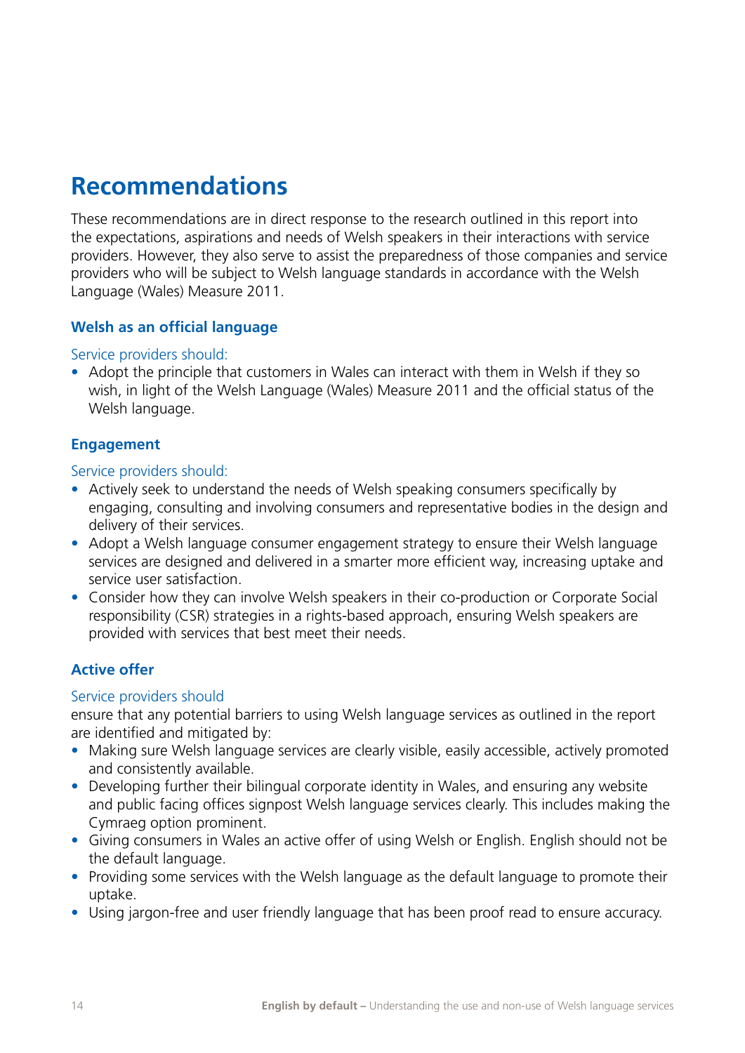# Recommendations

These recommendations are in direct response to the research outlined in this report into the expectations, aspirations and needs of Welsh speakers in their interactions with service providers. However, they also serve to assist the preparedness of those companies and service providers who will be subject to Welsh language standards in accordance with the Welsh Language (Wales) Measure 2011.

### Welsh as an official language

Service providers should:

- Adopt the principle that customers in Wales can interact with them in Welsh if they so wish, in light of the Welsh Language (Wales) Measure 2011 and the official status of the Welsh language.

### Engagement

Service providers should:

- Actively seek to understand the needs of Welsh speaking consumers specifically by engaging, consulting and involving consumers and representative bodies in the design and delivery of their services.
- Adopt a Welsh language consumer engagement strategy to ensure their Welsh language services are designed and delivered in a smarter more efficient way, increasing uptake and service user satisfaction.
- Consider how they can involve Welsh speakers in their co-production or Corporate Social responsibility (CSR) strategies in a rights-based approach, ensuring Welsh speakers are provided with services that best meet their needs.

### Active offer

Service providers should

ensure that any potential barriers to using Welsh language services as outlined in the report are identified and mitigated by:

- Making sure Welsh language services are clearly visible, easily accessible, actively promoted and consistently available.
- Developing further their bilingual corporate identity in Wales, and ensuring any website and public facing offices signpost Welsh language services clearly. This includes making the Cymraeg option prominent.
- Giving consumers in Wales an active offer of using Welsh or English. English should not be the default language.
- Providing some services with the Welsh language as the default language to promote their uptake.
- Using jargon-free and user friendly language that has been proof read to ensure accuracy.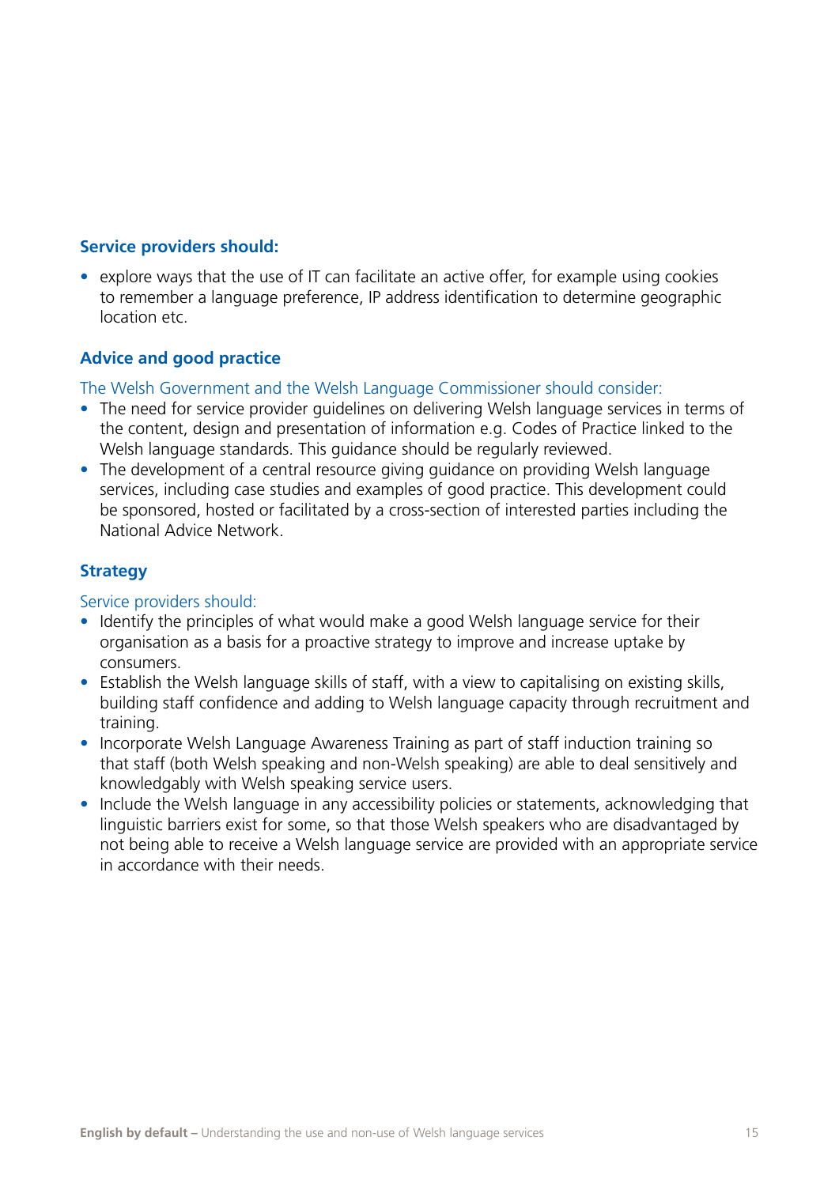**Service providers should:**

- explore ways that the use of IT can facilitate an active offer, for example using cookies to remember a language preference, IP address identification to determine geographic location etc.

### Advice and good practice

The Welsh Government and the Welsh Language Commissioner should consider:

- The need for service provider guidelines on delivering Welsh language services in terms of the content, design and presentation of information e.g. Codes of Practice linked to the Welsh language standards. This guidance should be regularly reviewed.
- The development of a central resource giving guidance on providing Welsh language services, including case studies and examples of good practice. This development could be sponsored, hosted or facilitated by a cross-section of interested parties including the National Advice Network.

### Strategy

Service providers should:

- Identify the principles of what would make a good Welsh language service for their organisation as a basis for a proactive strategy to improve and increase uptake by consumers.
- Establish the Welsh language skills of staff, with a view to capitalising on existing skills, building staff confidence and adding to Welsh language capacity through recruitment and training.
- Incorporate Welsh Language Awareness Training as part of staff induction training so that staff (both Welsh speaking and non-Welsh speaking) are able to deal sensitively and knowledgably with Welsh speaking service users.
- Include the Welsh language in any accessibility policies or statements, acknowledging that linguistic barriers exist for some, so that those Welsh speakers who are disadvantaged by not being able to receive a Welsh language service are provided with an appropriate service in accordance with their needs.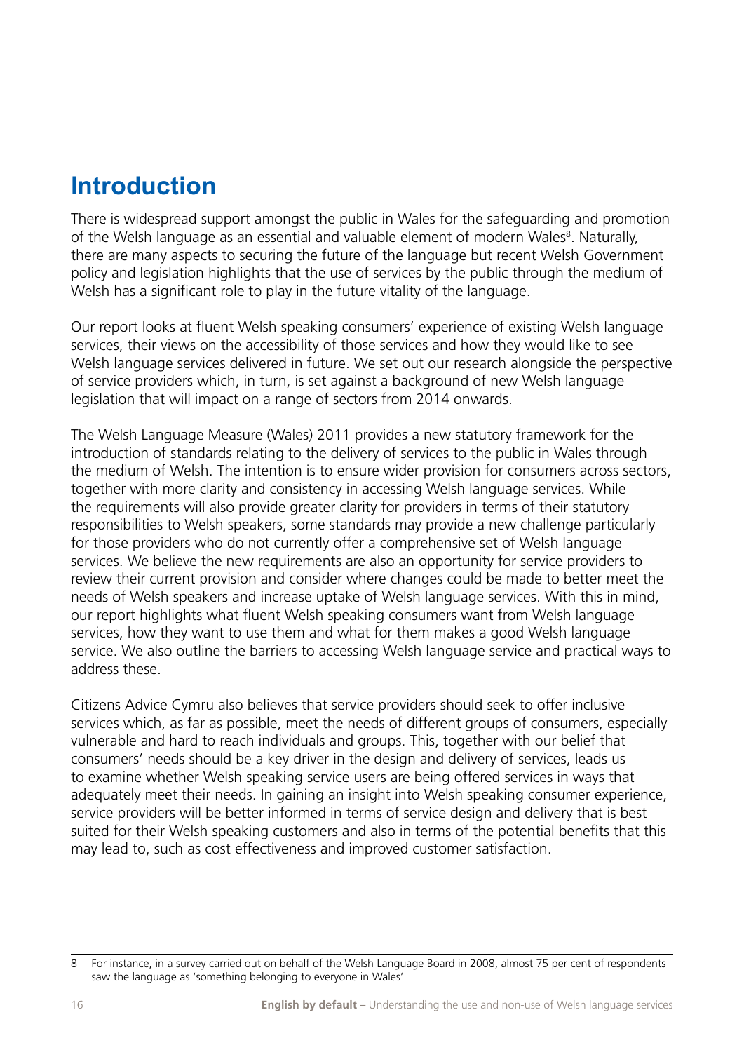# Introduction

There is widespread support amongst the public in Wales for the safeguarding and promotion of the Welsh language as an essential and valuable element of modern Wales[8]. Naturally, there are many aspects to securing the future of the language but recent Welsh Government policy and legislation highlights that the use of services by the public through the medium of Welsh has a significant role to play in the future vitality of the language.

Our report looks at fluent Welsh speaking consumers' experience of existing Welsh language services, their views on the accessibility of those services and how they would like to see Welsh language services delivered in future. We set out our research alongside the perspective of service providers which, in turn, is set against a background of new Welsh language legislation that will impact on a range of sectors from 2014 onwards.

The Welsh Language Measure (Wales) 2011 provides a new statutory framework for the introduction of standards relating to the delivery of services to the public in Wales through the medium of Welsh. The intention is to ensure wider provision for consumers across sectors, together with more clarity and consistency in accessing Welsh language services. While the requirements will also provide greater clarity for providers in terms of their statutory responsibilities to Welsh speakers, some standards may provide a new challenge particularly for those providers who do not currently offer a comprehensive set of Welsh language services. We believe the new requirements are also an opportunity for service providers to review their current provision and consider where changes could be made to better meet the needs of Welsh speakers and increase uptake of Welsh language services. With this in mind, our report highlights what fluent Welsh speaking consumers want from Welsh language services, how they want to use them and what for them makes a good Welsh language service. We also outline the barriers to accessing Welsh language service and practical ways to address these.

Citizens Advice Cymru also believes that service providers should seek to offer inclusive services which, as far as possible, meet the needs of different groups of consumers, especially vulnerable and hard to reach individuals and groups. This, together with our belief that consumers' needs should be a key driver in the design and delivery of services, leads us to examine whether Welsh speaking service users are being offered services in ways that adequately meet their needs. In gaining an insight into Welsh speaking consumer experience, service providers will be better informed in terms of service design and delivery that is best suited for their Welsh speaking customers and also in terms of the potential benefits that this may lead to, such as cost effectiveness and improved customer satisfaction.

8 For instance, in a survey carried out on behalf of the Welsh Language Board in 2008, almost 75 per cent of respondents saw the language as 'something belonging to everyone in Wales'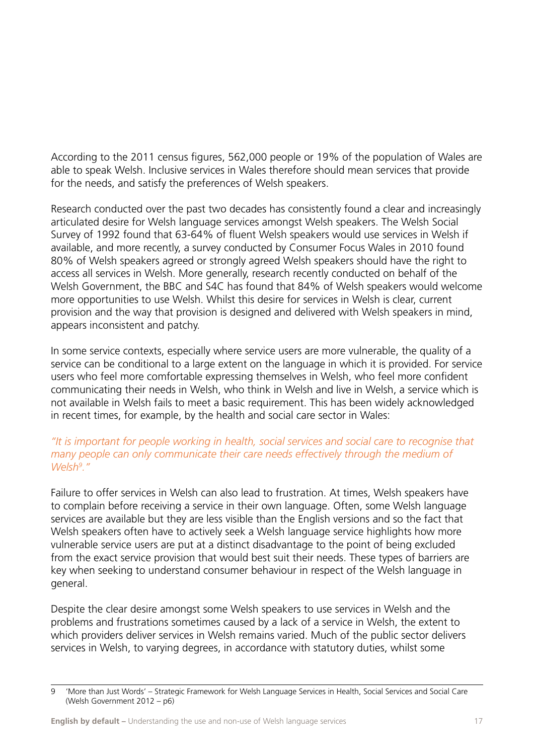According to the 2011 census figures, 562,000 people or 19% of the population of Wales are able to speak Welsh. Inclusive services in Wales therefore should mean services that provide for the needs, and satisfy the preferences of Welsh speakers.

Research conducted over the past two decades has consistently found a clear and increasingly articulated desire for Welsh language services amongst Welsh speakers. The Welsh Social Survey of 1992 found that 63-64% of fluent Welsh speakers would use services in Welsh if available, and more recently, a survey conducted by Consumer Focus Wales in 2010 found 80% of Welsh speakers agreed or strongly agreed Welsh speakers should have the right to access all services in Welsh. More generally, research recently conducted on behalf of the Welsh Government, the BBC and S4C has found that 84% of Welsh speakers would welcome more opportunities to use Welsh. Whilst this desire for services in Welsh is clear, current provision and the way that provision is designed and delivered with Welsh speakers in mind, appears inconsistent and patchy.

In some service contexts, especially where service users are more vulnerable, the quality of a service can be conditional to a large extent on the language in which it is provided. For service users who feel more comfortable expressing themselves in Welsh, who feel more confident communicating their needs in Welsh, who think in Welsh and live in Welsh, a service which is not available in Welsh fails to meet a basic requirement. This has been widely acknowledged in recent times, for example, by the health and social care sector in Wales:

*"It is important for people working in health, social services and social care to recognise that many people can only communicate their care needs effectively through the medium of Welsh[9]."*

Failure to offer services in Welsh can also lead to frustration. At times, Welsh speakers have to complain before receiving a service in their own language. Often, some Welsh language services are available but they are less visible than the English versions and so the fact that Welsh speakers often have to actively seek a Welsh language service highlights how more vulnerable service users are put at a distinct disadvantage to the point of being excluded from the exact service provision that would best suit their needs. These types of barriers are key when seeking to understand consumer behaviour in respect of the Welsh language in general.

Despite the clear desire amongst some Welsh speakers to use services in Welsh and the problems and frustrations sometimes caused by a lack of a service in Welsh, the extent to which providers deliver services in Welsh remains varied. Much of the public sector delivers services in Welsh, to varying degrees, in accordance with statutory duties, whilst some

---

9 'More than Just Words' – Strategic Framework for Welsh Language Services in Health, Social Services and Social Care (Welsh Government 2012 – p6)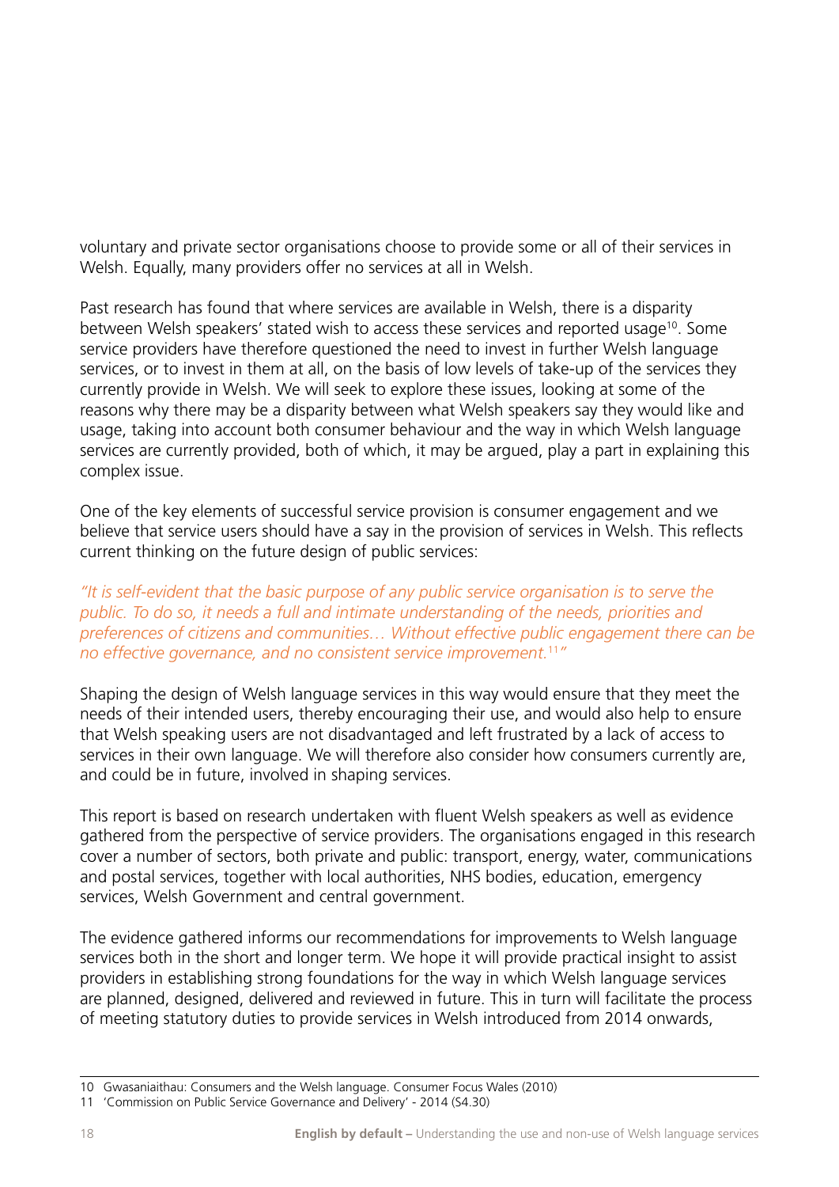voluntary and private sector organisations choose to provide some or all of their services in Welsh. Equally, many providers offer no services at all in Welsh.

Past research has found that where services are available in Welsh, there is a disparity between Welsh speakers' stated wish to access these services and reported usage[10]. Some service providers have therefore questioned the need to invest in further Welsh language services, or to invest in them at all, on the basis of low levels of take-up of the services they currently provide in Welsh. We will seek to explore these issues, looking at some of the reasons why there may be a disparity between what Welsh speakers say they would like and usage, taking into account both consumer behaviour and the way in which Welsh language services are currently provided, both of which, it may be argued, play a part in explaining this complex issue.

One of the key elements of successful service provision is consumer engagement and we believe that service users should have a say in the provision of services in Welsh. This reflects current thinking on the future design of public services:

*"It is self-evident that the basic purpose of any public service organisation is to serve the public. To do so, it needs a full and intimate understanding of the needs, priorities and preferences of citizens and communities… Without effective public engagement there can be no effective governance, and no consistent service improvement.*[11]*"*

Shaping the design of Welsh language services in this way would ensure that they meet the needs of their intended users, thereby encouraging their use, and would also help to ensure that Welsh speaking users are not disadvantaged and left frustrated by a lack of access to services in their own language. We will therefore also consider how consumers currently are, and could be in future, involved in shaping services.

This report is based on research undertaken with fluent Welsh speakers as well as evidence gathered from the perspective of service providers. The organisations engaged in this research cover a number of sectors, both private and public: transport, energy, water, communications and postal services, together with local authorities, NHS bodies, education, emergency services, Welsh Government and central government.

The evidence gathered informs our recommendations for improvements to Welsh language services both in the short and longer term. We hope it will provide practical insight to assist providers in establishing strong foundations for the way in which Welsh language services are planned, designed, delivered and reviewed in future. This in turn will facilitate the process of meeting statutory duties to provide services in Welsh introduced from 2014 onwards,

---

10 Gwasaniaithau: Consumers and the Welsh language. Consumer Focus Wales (2010)

11 'Commission on Public Service Governance and Delivery' - 2014 (S4.30)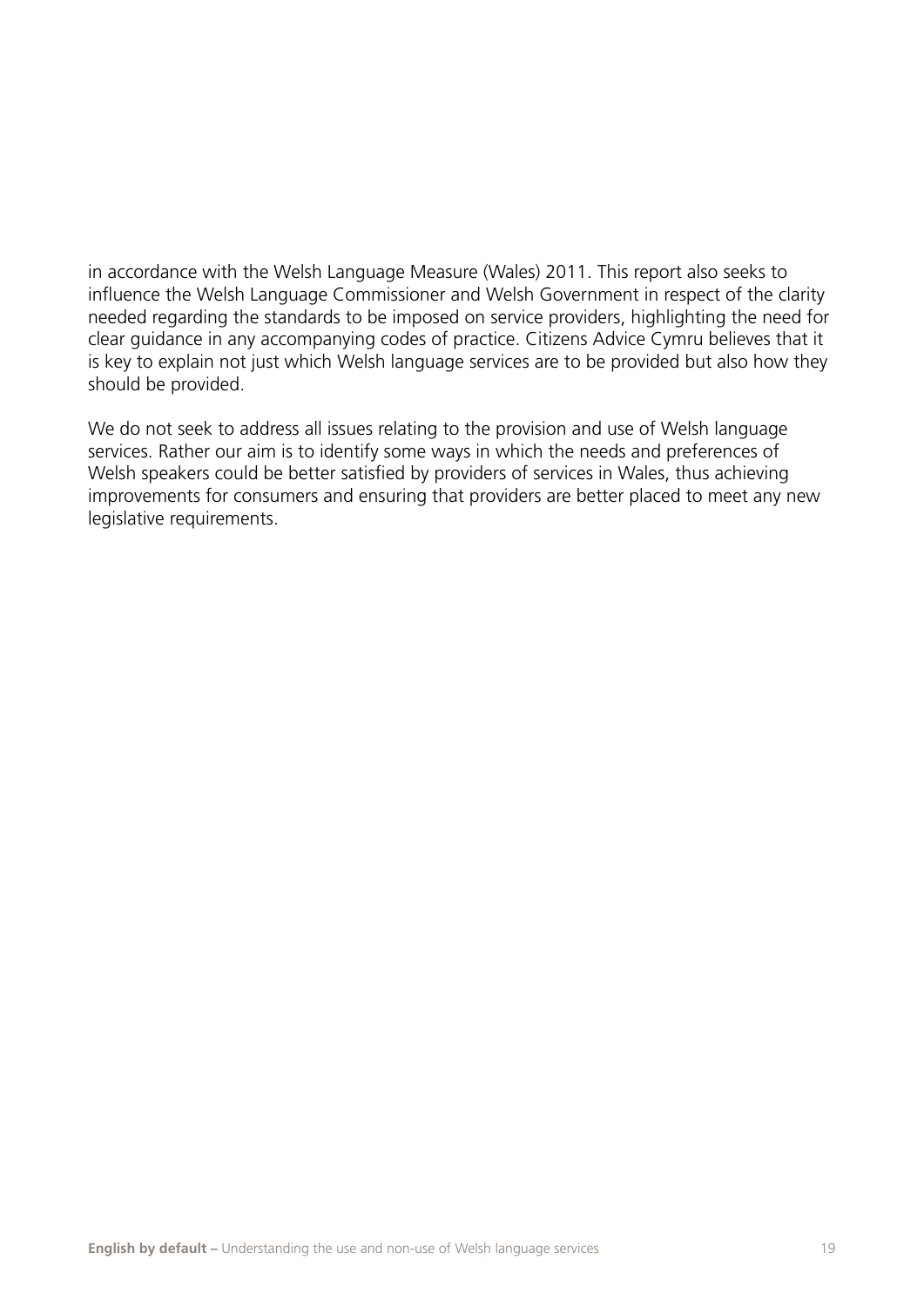in accordance with the Welsh Language Measure (Wales) 2011. This report also seeks to influence the Welsh Language Commissioner and Welsh Government in respect of the clarity needed regarding the standards to be imposed on service providers, highlighting the need for clear guidance in any accompanying codes of practice. Citizens Advice Cymru believes that it is key to explain not just which Welsh language services are to be provided but also how they should be provided.

We do not seek to address all issues relating to the provision and use of Welsh language services. Rather our aim is to identify some ways in which the needs and preferences of Welsh speakers could be better satisfied by providers of services in Wales, thus achieving improvements for consumers and ensuring that providers are better placed to meet any new legislative requirements.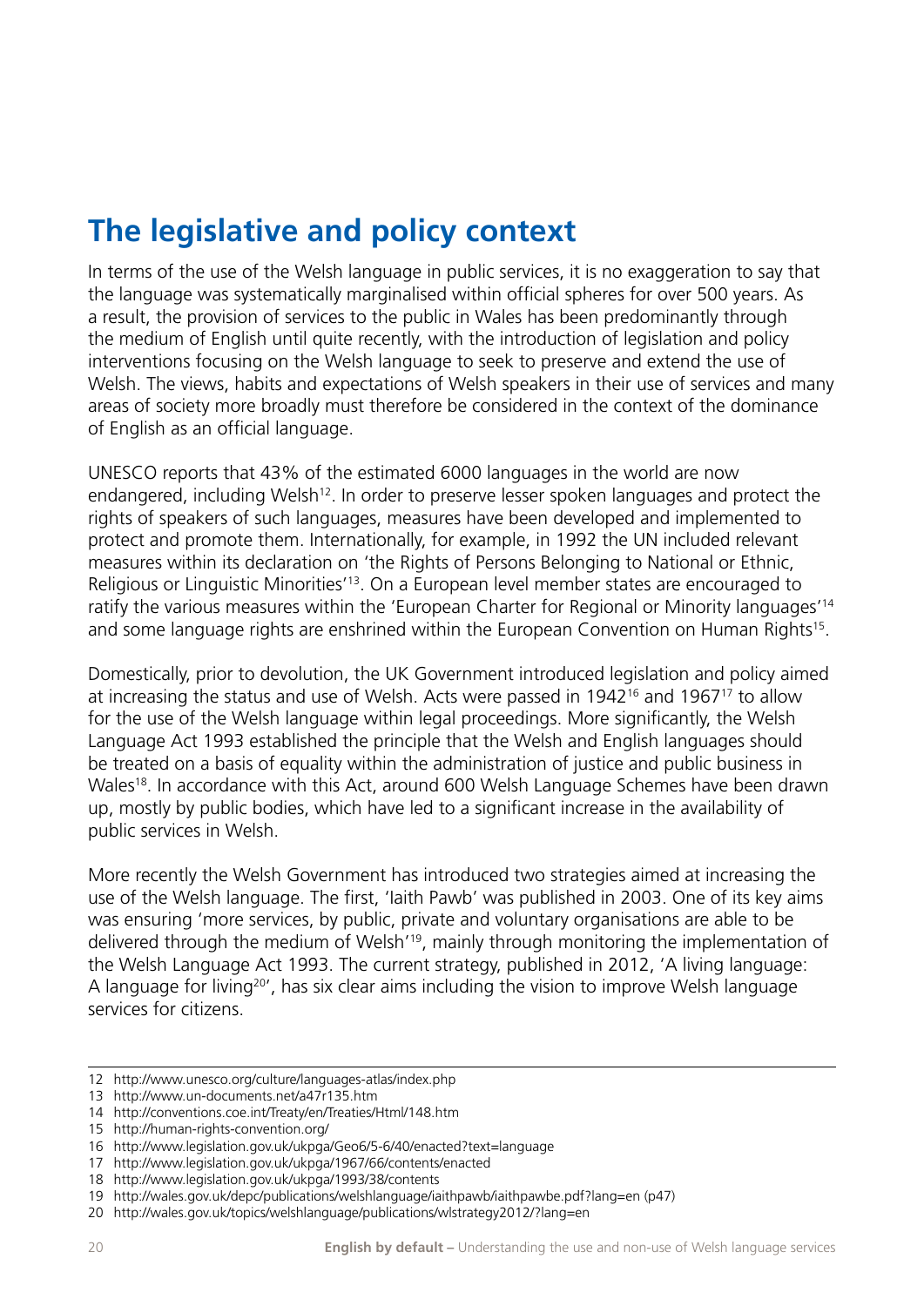## The legislative and policy context

In terms of the use of the Welsh language in public services, it is no exaggeration to say that the language was systematically marginalised within official spheres for over 500 years. As a result, the provision of services to the public in Wales has been predominantly through the medium of English until quite recently, with the introduction of legislation and policy interventions focusing on the Welsh language to seek to preserve and extend the use of Welsh. The views, habits and expectations of Welsh speakers in their use of services and many areas of society more broadly must therefore be considered in the context of the dominance of English as an official language.

UNESCO reports that 43% of the estimated 6000 languages in the world are now endangered, including Welsh[12]. In order to preserve lesser spoken languages and protect the rights of speakers of such languages, measures have been developed and implemented to protect and promote them. Internationally, for example, in 1992 the UN included relevant measures within its declaration on 'the Rights of Persons Belonging to National or Ethnic, Religious or Linguistic Minorities'[13]. On a European level member states are encouraged to ratify the various measures within the 'European Charter for Regional or Minority languages'[14] and some language rights are enshrined within the European Convention on Human Rights[15].

Domestically, prior to devolution, the UK Government introduced legislation and policy aimed at increasing the status and use of Welsh. Acts were passed in 1942[16] and 1967[17] to allow for the use of the Welsh language within legal proceedings. More significantly, the Welsh Language Act 1993 established the principle that the Welsh and English languages should be treated on a basis of equality within the administration of justice and public business in Wales[18]. In accordance with this Act, around 600 Welsh Language Schemes have been drawn up, mostly by public bodies, which have led to a significant increase in the availability of public services in Welsh.

More recently the Welsh Government has introduced two strategies aimed at increasing the use of the Welsh language. The first, 'Iaith Pawb' was published in 2003. One of its key aims was ensuring 'more services, by public, private and voluntary organisations are able to be delivered through the medium of Welsh'[19], mainly through monitoring the implementation of the Welsh Language Act 1993. The current strategy, published in 2012, 'A living language: A language for living[20]', has six clear aims including the vision to improve Welsh language services for citizens.

---

12 http://www.unesco.org/culture/languages-atlas/index.php
13 http://www.un-documents.net/a47r135.htm
14 http://conventions.coe.int/Treaty/en/Treaties/Html/148.htm
15 http://human-rights-convention.org/
16 http://www.legislation.gov.uk/ukpga/Geo6/5-6/40/enacted?text=language
17 http://www.legislation.gov.uk/ukpga/1967/66/contents/enacted
18 http://www.legislation.gov.uk/ukpga/1993/38/contents
19 http://wales.gov.uk/depc/publications/welshlanguage/iaithpawb/iaithpawbe.pdf?lang=en (p47)
20 http://wales.gov.uk/topics/welshlanguage/publications/wlstrategy2012/?lang=en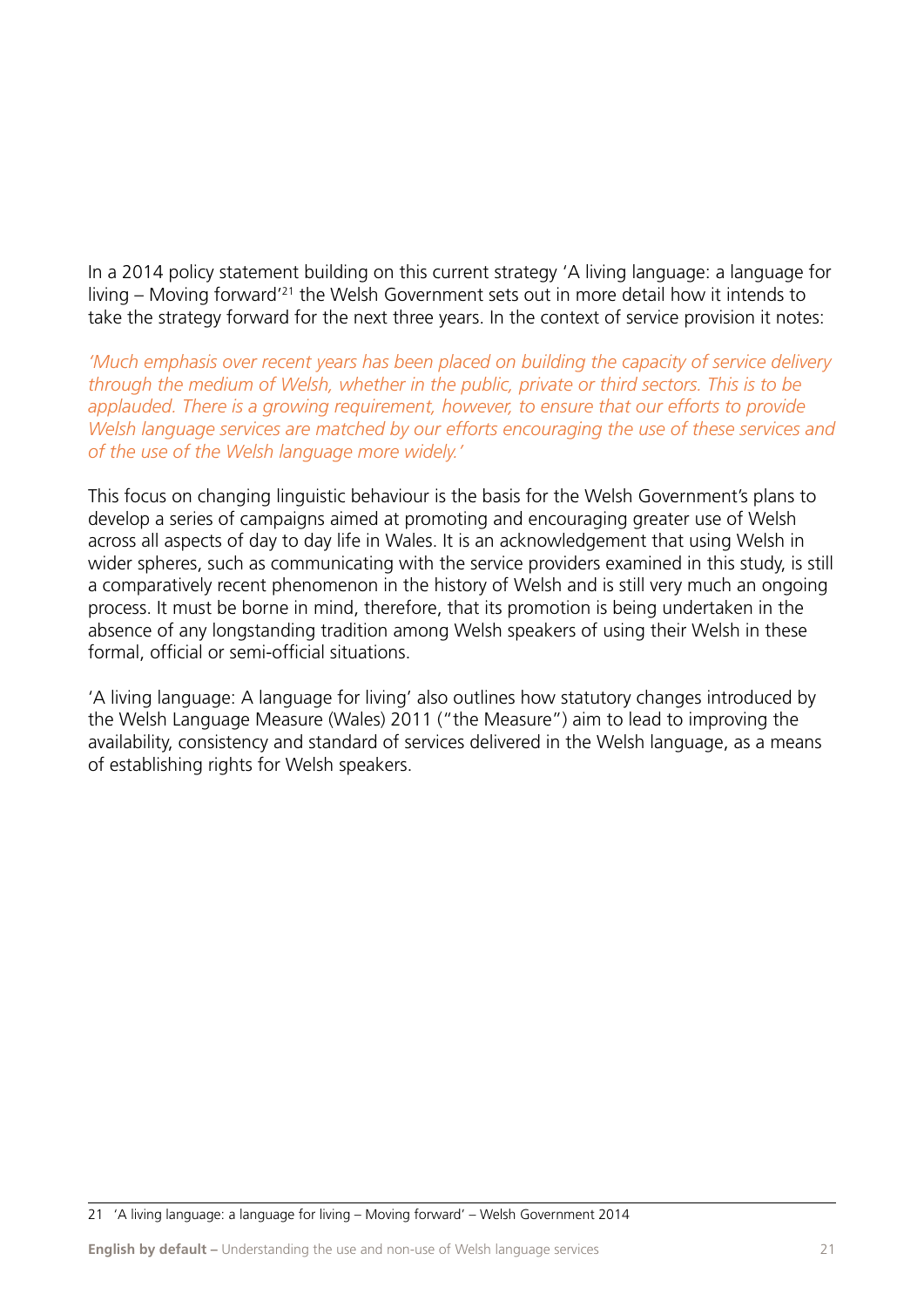In a 2014 policy statement building on this current strategy 'A living language: a language for living – Moving forward'[21] the Welsh Government sets out in more detail how it intends to take the strategy forward for the next three years. In the context of service provision it notes:

*'Much emphasis over recent years has been placed on building the capacity of service delivery through the medium of Welsh, whether in the public, private or third sectors. This is to be applauded. There is a growing requirement, however, to ensure that our efforts to provide Welsh language services are matched by our efforts encouraging the use of these services and of the use of the Welsh language more widely.'*

This focus on changing linguistic behaviour is the basis for the Welsh Government's plans to develop a series of campaigns aimed at promoting and encouraging greater use of Welsh across all aspects of day to day life in Wales. It is an acknowledgement that using Welsh in wider spheres, such as communicating with the service providers examined in this study, is still a comparatively recent phenomenon in the history of Welsh and is still very much an ongoing process. It must be borne in mind, therefore, that its promotion is being undertaken in the absence of any longstanding tradition among Welsh speakers of using their Welsh in these formal, official or semi-official situations.

'A living language: A language for living' also outlines how statutory changes introduced by the Welsh Language Measure (Wales) 2011 ("the Measure") aim to lead to improving the availability, consistency and standard of services delivered in the Welsh language, as a means of establishing rights for Welsh speakers.

---

21 'A living language: a language for living – Moving forward' – Welsh Government 2014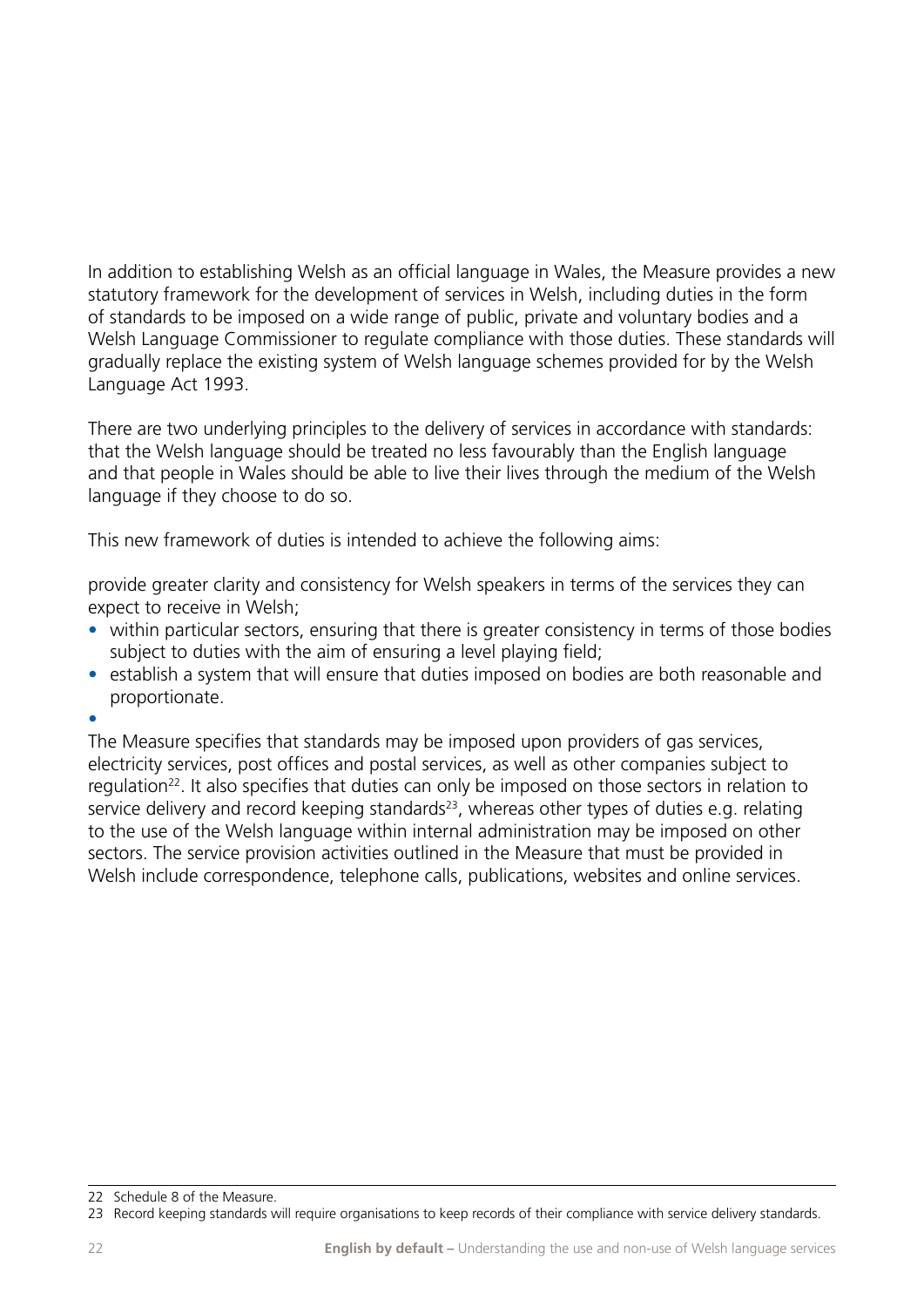In addition to establishing Welsh as an official language in Wales, the Measure provides a new statutory framework for the development of services in Welsh, including duties in the form of standards to be imposed on a wide range of public, private and voluntary bodies and a Welsh Language Commissioner to regulate compliance with those duties. These standards will gradually replace the existing system of Welsh language schemes provided for by the Welsh Language Act 1993.

There are two underlying principles to the delivery of services in accordance with standards: that the Welsh language should be treated no less favourably than the English language and that people in Wales should be able to live their lives through the medium of the Welsh language if they choose to do so.

This new framework of duties is intended to achieve the following aims:

provide greater clarity and consistency for Welsh speakers in terms of the services they can expect to receive in Welsh;

- within particular sectors, ensuring that there is greater consistency in terms of those bodies subject to duties with the aim of ensuring a level playing field;
- establish a system that will ensure that duties imposed on bodies are both reasonable and proportionate.

The Measure specifies that standards may be imposed upon providers of gas services, electricity services, post offices and postal services, as well as other companies subject to regulation[22]. It also specifies that duties can only be imposed on those sectors in relation to service delivery and record keeping standards[23], whereas other types of duties e.g. relating to the use of the Welsh language within internal administration may be imposed on other sectors. The service provision activities outlined in the Measure that must be provided in Welsh include correspondence, telephone calls, publications, websites and online services.

22 Schedule 8 of the Measure.

23 Record keeping standards will require organisations to keep records of their compliance with service delivery standards.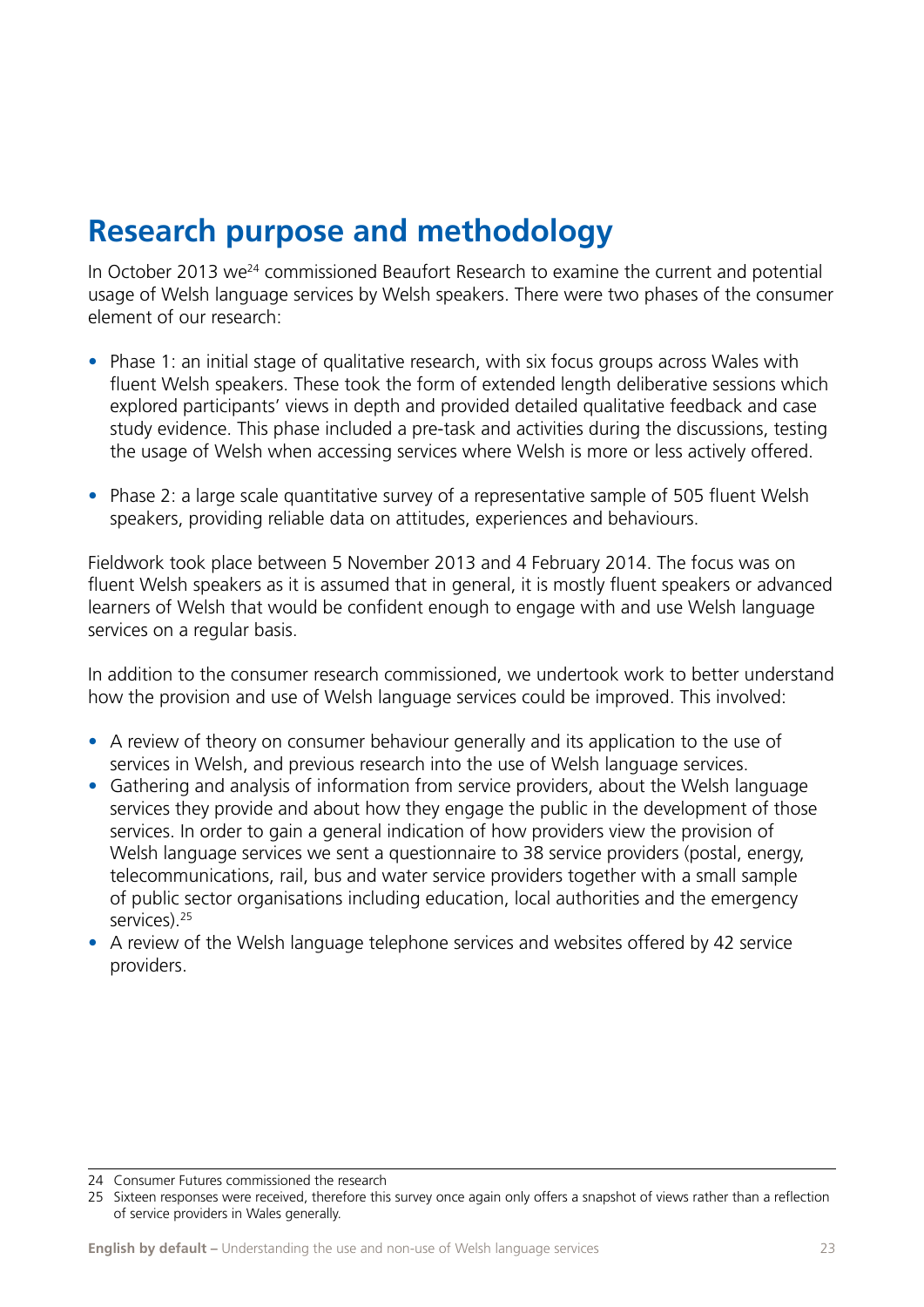## Research purpose and methodology

In October 2013 we[24] commissioned Beaufort Research to examine the current and potential usage of Welsh language services by Welsh speakers. There were two phases of the consumer element of our research:

- Phase 1: an initial stage of qualitative research, with six focus groups across Wales with fluent Welsh speakers. These took the form of extended length deliberative sessions which explored participants' views in depth and provided detailed qualitative feedback and case study evidence. This phase included a pre-task and activities during the discussions, testing the usage of Welsh when accessing services where Welsh is more or less actively offered.

- Phase 2: a large scale quantitative survey of a representative sample of 505 fluent Welsh speakers, providing reliable data on attitudes, experiences and behaviours.

Fieldwork took place between 5 November 2013 and 4 February 2014. The focus was on fluent Welsh speakers as it is assumed that in general, it is mostly fluent speakers or advanced learners of Welsh that would be confident enough to engage with and use Welsh language services on a regular basis.

In addition to the consumer research commissioned, we undertook work to better understand how the provision and use of Welsh language services could be improved. This involved:

- A review of theory on consumer behaviour generally and its application to the use of services in Welsh, and previous research into the use of Welsh language services.
- Gathering and analysis of information from service providers, about the Welsh language services they provide and about how they engage the public in the development of those services. In order to gain a general indication of how providers view the provision of Welsh language services we sent a questionnaire to 38 service providers (postal, energy, telecommunications, rail, bus and water service providers together with a small sample of public sector organisations including education, local authorities and the emergency services).[25]
- A review of the Welsh language telephone services and websites offered by 42 service providers.

24 Consumer Futures commissioned the research

25 Sixteen responses were received, therefore this survey once again only offers a snapshot of views rather than a reflection of service providers in Wales generally.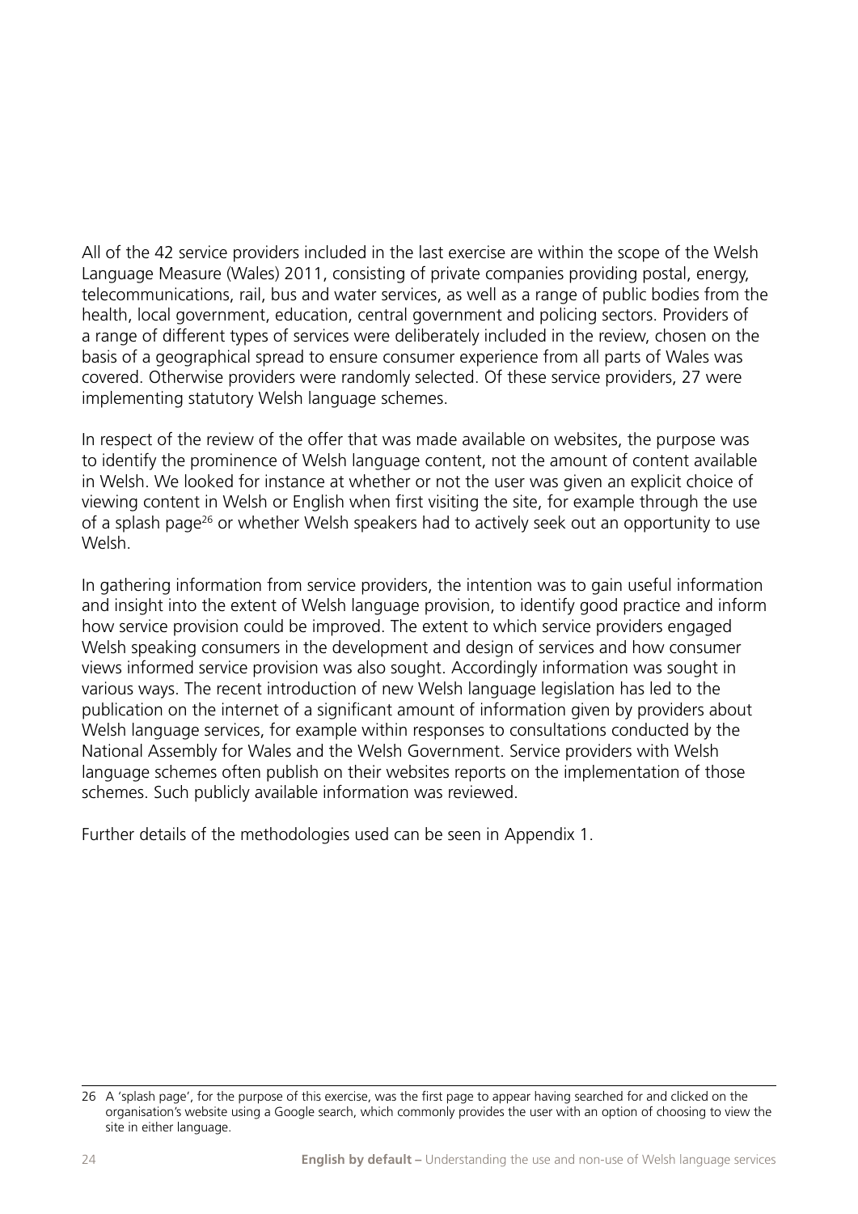All of the 42 service providers included in the last exercise are within the scope of the Welsh Language Measure (Wales) 2011, consisting of private companies providing postal, energy, telecommunications, rail, bus and water services, as well as a range of public bodies from the health, local government, education, central government and policing sectors. Providers of a range of different types of services were deliberately included in the review, chosen on the basis of a geographical spread to ensure consumer experience from all parts of Wales was covered. Otherwise providers were randomly selected. Of these service providers, 27 were implementing statutory Welsh language schemes.

In respect of the review of the offer that was made available on websites, the purpose was to identify the prominence of Welsh language content, not the amount of content available in Welsh. We looked for instance at whether or not the user was given an explicit choice of viewing content in Welsh or English when first visiting the site, for example through the use of a splash page[26] or whether Welsh speakers had to actively seek out an opportunity to use Welsh.

In gathering information from service providers, the intention was to gain useful information and insight into the extent of Welsh language provision, to identify good practice and inform how service provision could be improved. The extent to which service providers engaged Welsh speaking consumers in the development and design of services and how consumer views informed service provision was also sought. Accordingly information was sought in various ways. The recent introduction of new Welsh language legislation has led to the publication on the internet of a significant amount of information given by providers about Welsh language services, for example within responses to consultations conducted by the National Assembly for Wales and the Welsh Government. Service providers with Welsh language schemes often publish on their websites reports on the implementation of those schemes. Such publicly available information was reviewed.

Further details of the methodologies used can be seen in Appendix 1.

26 A 'splash page', for the purpose of this exercise, was the first page to appear having searched for and clicked on the organisation's website using a Google search, which commonly provides the user with an option of choosing to view the site in either language.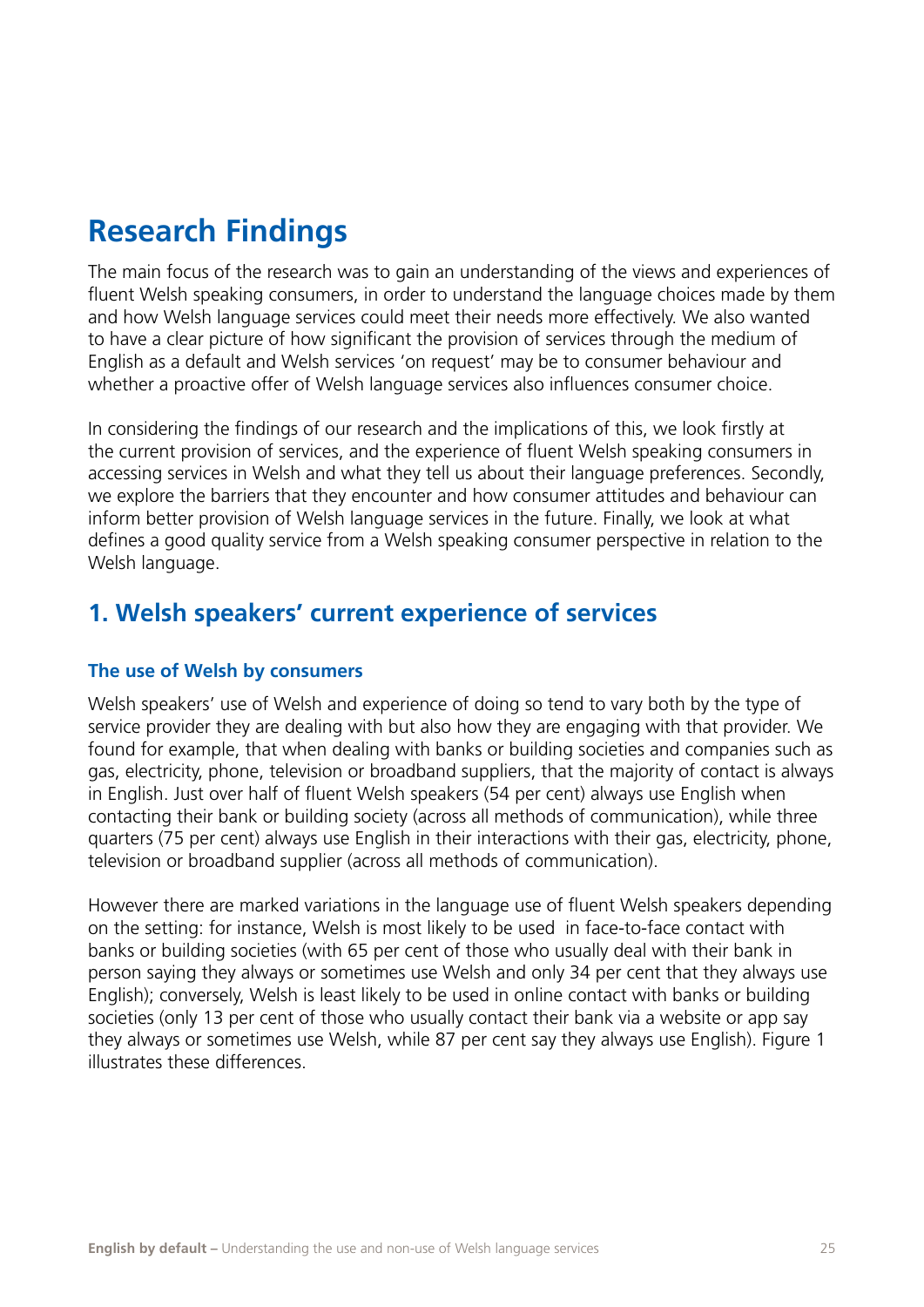# Research Findings

The main focus of the research was to gain an understanding of the views and experiences of fluent Welsh speaking consumers, in order to understand the language choices made by them and how Welsh language services could meet their needs more effectively. We also wanted to have a clear picture of how significant the provision of services through the medium of English as a default and Welsh services 'on request' may be to consumer behaviour and whether a proactive offer of Welsh language services also influences consumer choice.

In considering the findings of our research and the implications of this, we look firstly at the current provision of services, and the experience of fluent Welsh speaking consumers in accessing services in Welsh and what they tell us about their language preferences. Secondly, we explore the barriers that they encounter and how consumer attitudes and behaviour can inform better provision of Welsh language services in the future. Finally, we look at what defines a good quality service from a Welsh speaking consumer perspective in relation to the Welsh language.

## 1. Welsh speakers' current experience of services

### The use of Welsh by consumers

Welsh speakers' use of Welsh and experience of doing so tend to vary both by the type of service provider they are dealing with but also how they are engaging with that provider. We found for example, that when dealing with banks or building societies and companies such as gas, electricity, phone, television or broadband suppliers, that the majority of contact is always in English. Just over half of fluent Welsh speakers (54 per cent) always use English when contacting their bank or building society (across all methods of communication), while three quarters (75 per cent) always use English in their interactions with their gas, electricity, phone, television or broadband supplier (across all methods of communication).

However there are marked variations in the language use of fluent Welsh speakers depending on the setting: for instance, Welsh is most likely to be used in face-to-face contact with banks or building societies (with 65 per cent of those who usually deal with their bank in person saying they always or sometimes use Welsh and only 34 per cent that they always use English); conversely, Welsh is least likely to be used in online contact with banks or building societies (only 13 per cent of those who usually contact their bank via a website or app say they always or sometimes use Welsh, while 87 per cent say they always use English). Figure 1 illustrates these differences.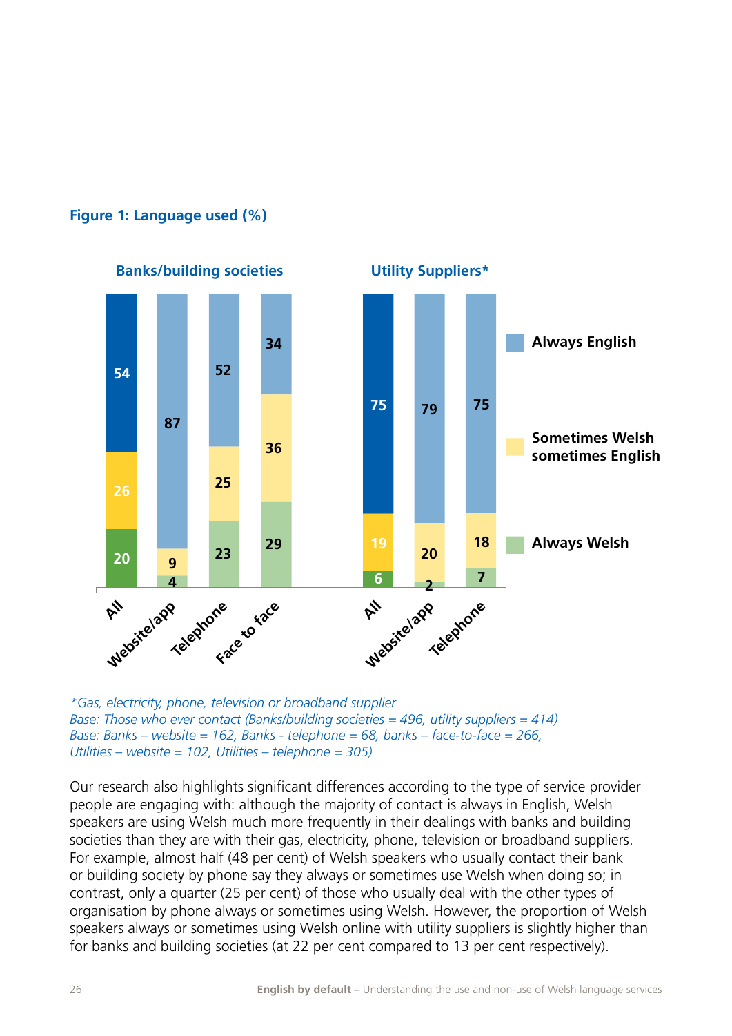**Figure 1: Language used (%)**

| | Banks/building societies – All | Banks/building societies – Website/app | Banks/building societies – Telephone | Banks/building societies – Face to face | Utility Suppliers* – All | Utility Suppliers* – Website/app | Utility Suppliers* – Telephone |
|---|---|---|---|---|---|---|---|
| Always English | 54 | 87 | 52 | 34 | 75 | 79 | 75 |
| Sometimes Welsh sometimes English | 26 | 9 | 25 | 36 | 19 | 20 | 18 |
| Always Welsh | 20 | 4 | 23 | 29 | 6 | 2 | 7 |

*\*Gas, electricity, phone, television or broadband supplier*
*Base: Those who ever contact (Banks/building societies = 496, utility suppliers = 414)*
*Base: Banks – website = 162, Banks - telephone = 68, banks – face-to-face = 266, Utilities – website = 102, Utilities – telephone = 305)*

Our research also highlights significant differences according to the type of service provider people are engaging with: although the majority of contact is always in English, Welsh speakers are using Welsh much more frequently in their dealings with banks and building societies than they are with their gas, electricity, phone, television or broadband suppliers. For example, almost half (48 per cent) of Welsh speakers who usually contact their bank or building society by phone say they always or sometimes use Welsh when doing so; in contrast, only a quarter (25 per cent) of those who usually deal with the other types of organisation by phone always or sometimes using Welsh. However, the proportion of Welsh speakers always or sometimes using Welsh online with utility suppliers is slightly higher than for banks and building societies (at 22 per cent compared to 13 per cent respectively).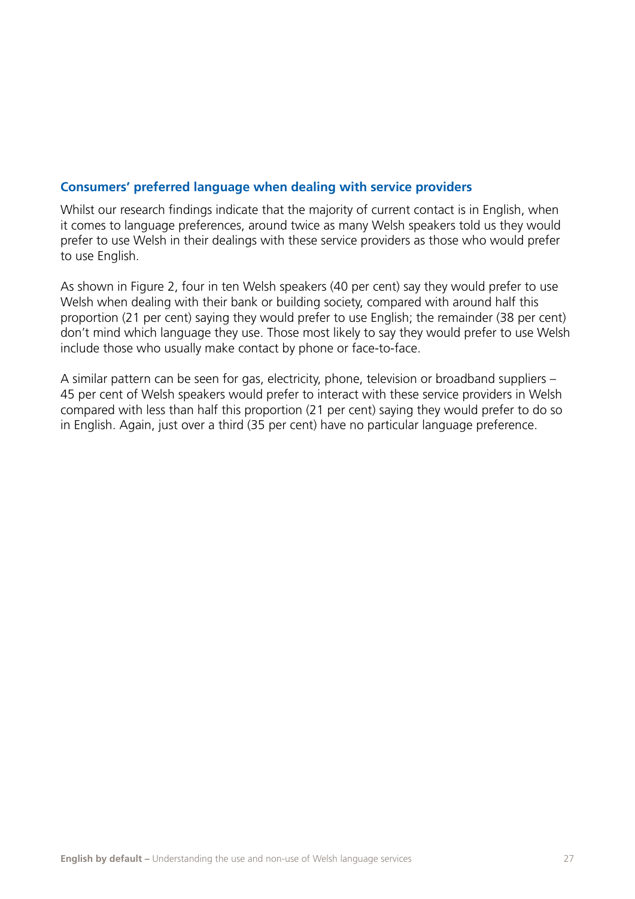### Consumers' preferred language when dealing with service providers

Whilst our research findings indicate that the majority of current contact is in English, when it comes to language preferences, around twice as many Welsh speakers told us they would prefer to use Welsh in their dealings with these service providers as those who would prefer to use English.

As shown in Figure 2, four in ten Welsh speakers (40 per cent) say they would prefer to use Welsh when dealing with their bank or building society, compared with around half this proportion (21 per cent) saying they would prefer to use English; the remainder (38 per cent) don't mind which language they use. Those most likely to say they would prefer to use Welsh include those who usually make contact by phone or face-to-face.

A similar pattern can be seen for gas, electricity, phone, television or broadband suppliers – 45 per cent of Welsh speakers would prefer to interact with these service providers in Welsh compared with less than half this proportion (21 per cent) saying they would prefer to do so in English. Again, just over a third (35 per cent) have no particular language preference.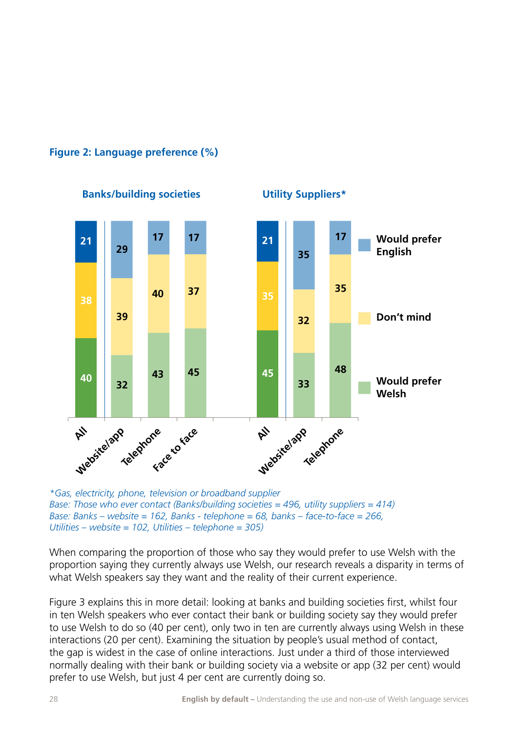**Figure 2: Language preference (%)**

| | Banks/building societies | | | | Utility Suppliers* | | |
|---|---|---|---|---|---|---|---|
| | All | Website/app | Telephone | Face to face | All | Website/app | Telephone |
| Would prefer English | 21 | 29 | 17 | 17 | 21 | 35 | 17 |
| Don't mind | 38 | 39 | 40 | 37 | 35 | 32 | 35 |
| Would prefer Welsh | 40 | 32 | 43 | 45 | 45 | 33 | 48 |

*\*Gas, electricity, phone, television or broadband supplier*
*Base: Those who ever contact (Banks/building societies = 496, utility suppliers = 414)*
*Base: Banks – website = 162, Banks - telephone = 68, banks – face-to-face = 266, Utilities – website = 102, Utilities – telephone = 305)*

When comparing the proportion of those who say they would prefer to use Welsh with the proportion saying they currently always use Welsh, our research reveals a disparity in terms of what Welsh speakers say they want and the reality of their current experience.

Figure 3 explains this in more detail: looking at banks and building societies first, whilst four in ten Welsh speakers who ever contact their bank or building society say they would prefer to use Welsh to do so (40 per cent), only two in ten are currently always using Welsh in these interactions (20 per cent). Examining the situation by people's usual method of contact, the gap is widest in the case of online interactions. Just under a third of those interviewed normally dealing with their bank or building society via a website or app (32 per cent) would prefer to use Welsh, but just 4 per cent are currently doing so.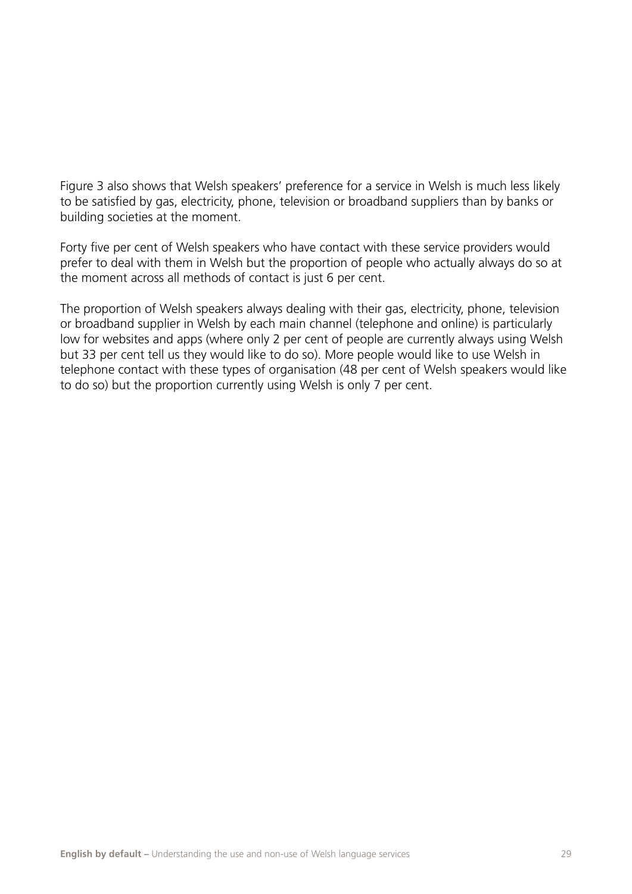Figure 3 also shows that Welsh speakers' preference for a service in Welsh is much less likely to be satisfied by gas, electricity, phone, television or broadband suppliers than by banks or building societies at the moment.

Forty five per cent of Welsh speakers who have contact with these service providers would prefer to deal with them in Welsh but the proportion of people who actually always do so at the moment across all methods of contact is just 6 per cent.

The proportion of Welsh speakers always dealing with their gas, electricity, phone, television or broadband supplier in Welsh by each main channel (telephone and online) is particularly low for websites and apps (where only 2 per cent of people are currently always using Welsh but 33 per cent tell us they would like to do so). More people would like to use Welsh in telephone contact with these types of organisation (48 per cent of Welsh speakers would like to do so) but the proportion currently using Welsh is only 7 per cent.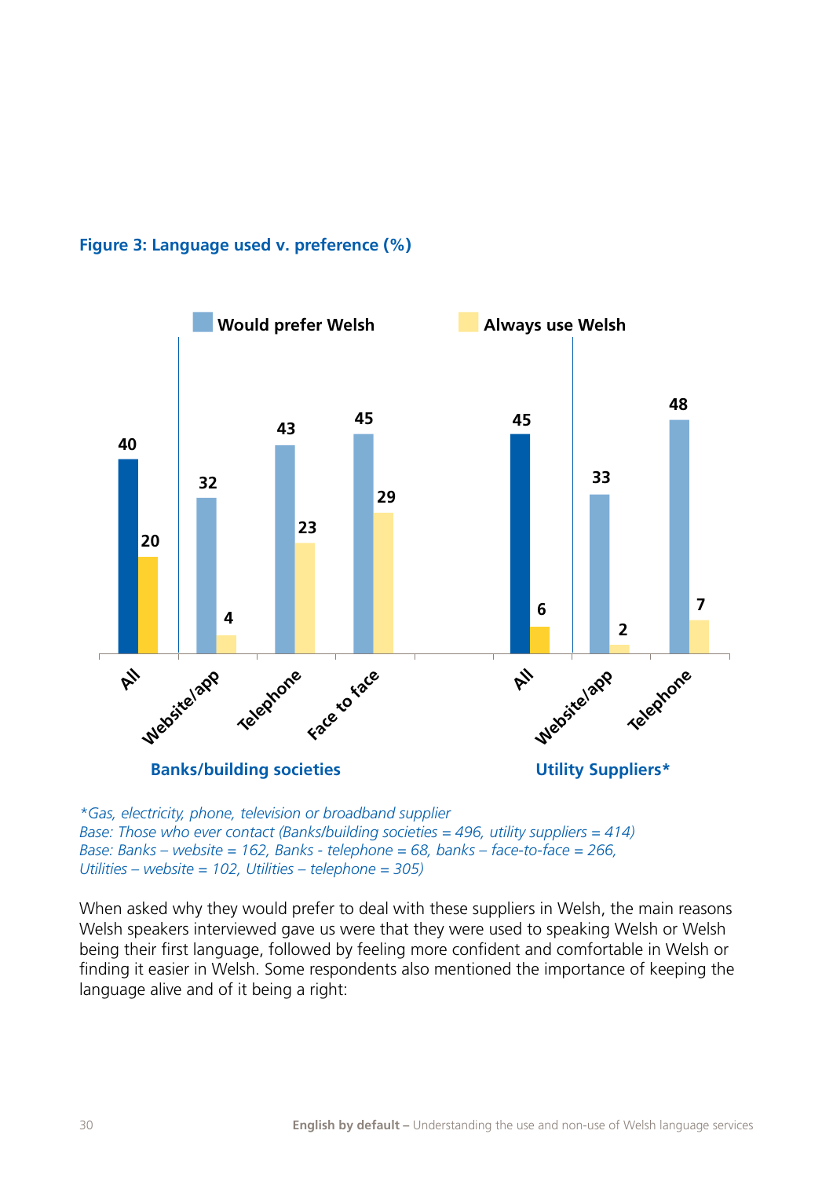**Figure 3: Language used v. preference (%)**

| | Would prefer Welsh | Always use Welsh |
|---|---|---|
| **Banks/building societies** | | |
| All | 40 | 20 |
| Website/app | 32 | 4 |
| Telephone | 43 | 23 |
| Face to face | 45 | 29 |
| **Utility Suppliers*** | | |
| All | 45 | 6 |
| Website/app | 33 | 2 |
| Telephone | 48 | 7 |

*\*Gas, electricity, phone, television or broadband supplier*
*Base: Those who ever contact (Banks/building societies = 496, utility suppliers = 414)*
*Base: Banks – website = 162, Banks - telephone = 68, banks – face-to-face = 266,*
*Utilities – website = 102, Utilities – telephone = 305)*

When asked why they would prefer to deal with these suppliers in Welsh, the main reasons Welsh speakers interviewed gave us were that they were used to speaking Welsh or Welsh being their first language, followed by feeling more confident and comfortable in Welsh or finding it easier in Welsh. Some respondents also mentioned the importance of keeping the language alive and of it being a right: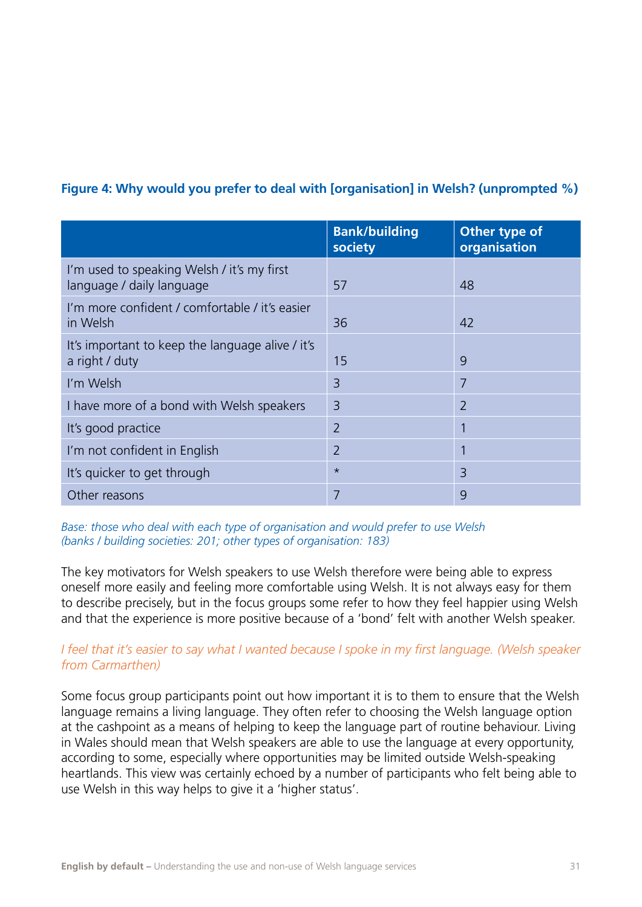**Figure 4: Why would you prefer to deal with [organisation] in Welsh? (unprompted %)**

| | Bank/building society | Other type of organisation |
|---|---|---|
| I'm used to speaking Welsh / it's my first language / daily language | 57 | 48 |
| I'm more confident / comfortable / it's easier in Welsh | 36 | 42 |
| It's important to keep the language alive / it's a right / duty | 15 | 9 |
| I'm Welsh | 3 | 7 |
| I have more of a bond with Welsh speakers | 3 | 2 |
| It's good practice | 2 | 1 |
| I'm not confident in English | 2 | 1 |
| It's quicker to get through | * | 3 |
| Other reasons | 7 | 9 |

*Base: those who deal with each type of organisation and would prefer to use Welsh (banks / building societies: 201; other types of organisation: 183)*

The key motivators for Welsh speakers to use Welsh therefore were being able to express oneself more easily and feeling more comfortable using Welsh. It is not always easy for them to describe precisely, but in the focus groups some refer to how they feel happier using Welsh and that the experience is more positive because of a 'bond' felt with another Welsh speaker.

*I feel that it's easier to say what I wanted because I spoke in my first language. (Welsh speaker from Carmarthen)*

Some focus group participants point out how important it is to them to ensure that the Welsh language remains a living language. They often refer to choosing the Welsh language option at the cashpoint as a means of helping to keep the language part of routine behaviour. Living in Wales should mean that Welsh speakers are able to use the language at every opportunity, according to some, especially where opportunities may be limited outside Welsh-speaking heartlands. This view was certainly echoed by a number of participants who felt being able to use Welsh in this way helps to give it a 'higher status'.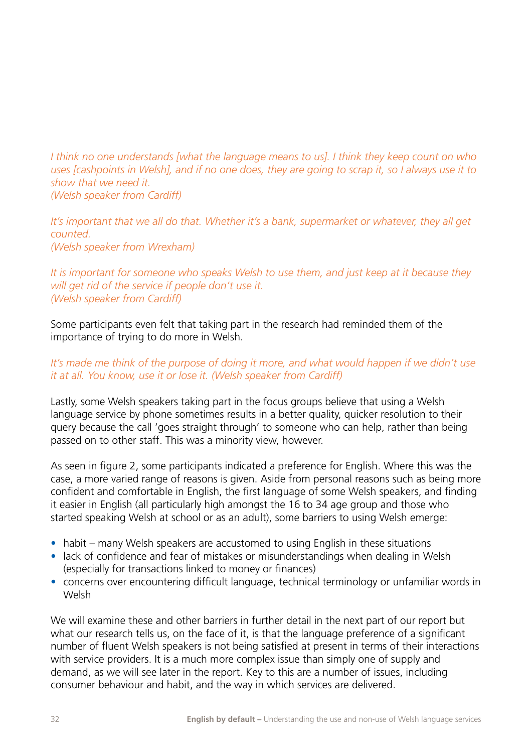*I think no one understands [what the language means to us]. I think they keep count on who uses [cashpoints in Welsh], and if no one does, they are going to scrap it, so I always use it to show that we need it.*
*(Welsh speaker from Cardiff)*

*It's important that we all do that. Whether it's a bank, supermarket or whatever, they all get counted.*
*(Welsh speaker from Wrexham)*

*It is important for someone who speaks Welsh to use them, and just keep at it because they will get rid of the service if people don't use it.*
*(Welsh speaker from Cardiff)*

Some participants even felt that taking part in the research had reminded them of the importance of trying to do more in Welsh.

*It's made me think of the purpose of doing it more, and what would happen if we didn't use it at all. You know, use it or lose it. (Welsh speaker from Cardiff)*

Lastly, some Welsh speakers taking part in the focus groups believe that using a Welsh language service by phone sometimes results in a better quality, quicker resolution to their query because the call 'goes straight through' to someone who can help, rather than being passed on to other staff. This was a minority view, however.

As seen in figure 2, some participants indicated a preference for English. Where this was the case, a more varied range of reasons is given. Aside from personal reasons such as being more confident and comfortable in English, the first language of some Welsh speakers, and finding it easier in English (all particularly high amongst the 16 to 34 age group and those who started speaking Welsh at school or as an adult), some barriers to using Welsh emerge:

- habit – many Welsh speakers are accustomed to using English in these situations
- lack of confidence and fear of mistakes or misunderstandings when dealing in Welsh (especially for transactions linked to money or finances)
- concerns over encountering difficult language, technical terminology or unfamiliar words in Welsh

We will examine these and other barriers in further detail in the next part of our report but what our research tells us, on the face of it, is that the language preference of a significant number of fluent Welsh speakers is not being satisfied at present in terms of their interactions with service providers. It is a much more complex issue than simply one of supply and demand, as we will see later in the report. Key to this are a number of issues, including consumer behaviour and habit, and the way in which services are delivered.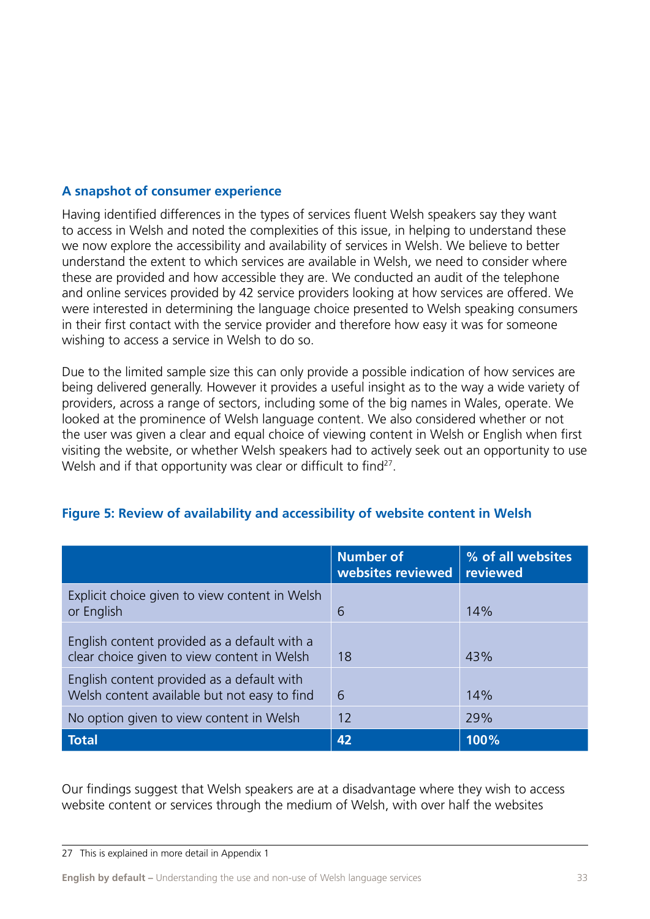### A snapshot of consumer experience

Having identified differences in the types of services fluent Welsh speakers say they want to access in Welsh and noted the complexities of this issue, in helping to understand these we now explore the accessibility and availability of services in Welsh. We believe to better understand the extent to which services are available in Welsh, we need to consider where these are provided and how accessible they are. We conducted an audit of the telephone and online services provided by 42 service providers looking at how services are offered. We were interested in determining the language choice presented to Welsh speaking consumers in their first contact with the service provider and therefore how easy it was for someone wishing to access a service in Welsh to do so.

Due to the limited sample size this can only provide a possible indication of how services are being delivered generally. However it provides a useful insight as to the way a wide variety of providers, across a range of sectors, including some of the big names in Wales, operate. We looked at the prominence of Welsh language content. We also considered whether or not the user was given a clear and equal choice of viewing content in Welsh or English when first visiting the website, or whether Welsh speakers had to actively seek out an opportunity to use Welsh and if that opportunity was clear or difficult to find[27].

**Figure 5: Review of availability and accessibility of website content in Welsh**

| | Number of websites reviewed | % of all websites reviewed |
|---|---|---|
| Explicit choice given to view content in Welsh or English | 6 | 14% |
| English content provided as a default with a clear choice given to view content in Welsh | 18 | 43% |
| English content provided as a default with Welsh content available but not easy to find | 6 | 14% |
| No option given to view content in Welsh | 12 | 29% |
| **Total** | **42** | **100%** |

Our findings suggest that Welsh speakers are at a disadvantage where they wish to access website content or services through the medium of Welsh, with over half the websites

27 This is explained in more detail in Appendix 1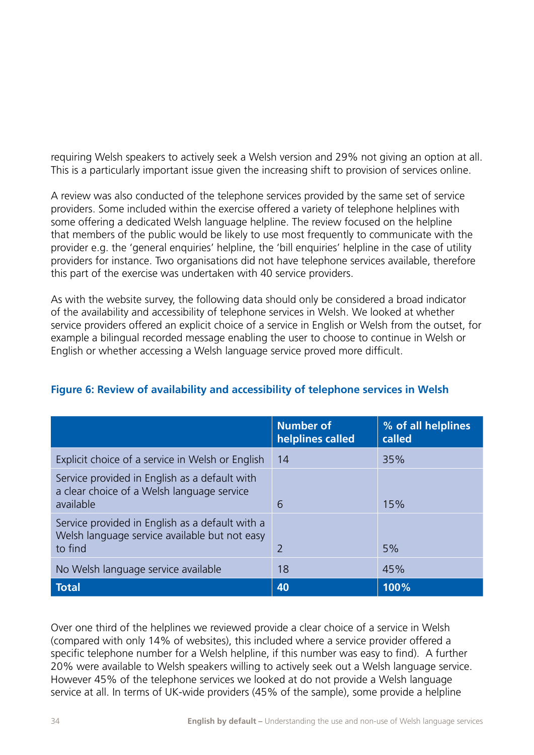requiring Welsh speakers to actively seek a Welsh version and 29% not giving an option at all. This is a particularly important issue given the increasing shift to provision of services online.

A review was also conducted of the telephone services provided by the same set of service providers. Some included within the exercise offered a variety of telephone helplines with some offering a dedicated Welsh language helpline. The review focused on the helpline that members of the public would be likely to use most frequently to communicate with the provider e.g. the 'general enquiries' helpline, the 'bill enquiries' helpline in the case of utility providers for instance. Two organisations did not have telephone services available, therefore this part of the exercise was undertaken with 40 service providers.

As with the website survey, the following data should only be considered a broad indicator of the availability and accessibility of telephone services in Welsh. We looked at whether service providers offered an explicit choice of a service in English or Welsh from the outset, for example a bilingual recorded message enabling the user to choose to continue in Welsh or English or whether accessing a Welsh language service proved more difficult.

**Figure 6: Review of availability and accessibility of telephone services in Welsh**

| | Number of helplines called | % of all helplines called |
|---|---|---|
| Explicit choice of a service in Welsh or English | 14 | 35% |
| Service provided in English as a default with a clear choice of a Welsh language service available | 6 | 15% |
| Service provided in English as a default with a Welsh language service available but not easy to find | 2 | 5% |
| No Welsh language service available | 18 | 45% |
| **Total** | **40** | **100%** |

Over one third of the helplines we reviewed provide a clear choice of a service in Welsh (compared with only 14% of websites), this included where a service provider offered a specific telephone number for a Welsh helpline, if this number was easy to find). A further 20% were available to Welsh speakers willing to actively seek out a Welsh language service. However 45% of the telephone services we looked at do not provide a Welsh language service at all. In terms of UK-wide providers (45% of the sample), some provide a helpline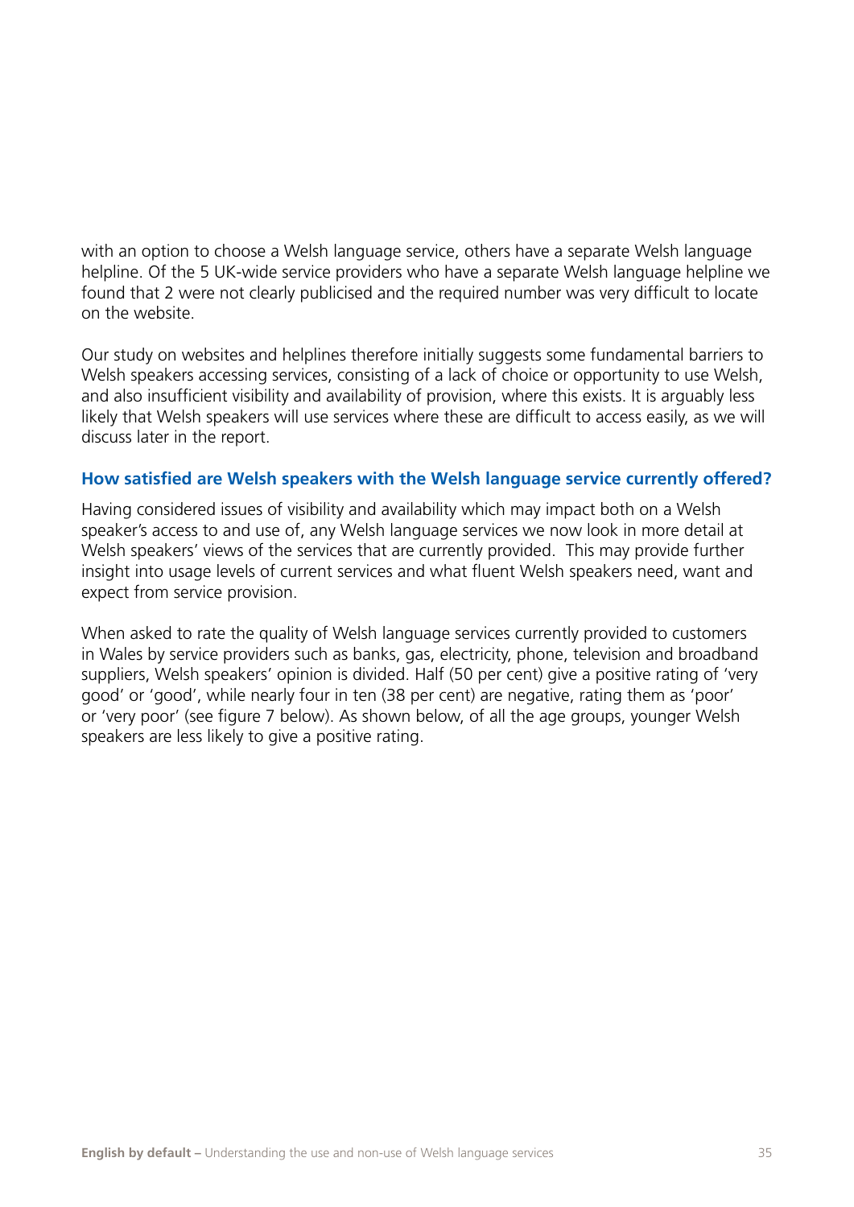with an option to choose a Welsh language service, others have a separate Welsh language helpline. Of the 5 UK-wide service providers who have a separate Welsh language helpline we found that 2 were not clearly publicised and the required number was very difficult to locate on the website.

Our study on websites and helplines therefore initially suggests some fundamental barriers to Welsh speakers accessing services, consisting of a lack of choice or opportunity to use Welsh, and also insufficient visibility and availability of provision, where this exists. It is arguably less likely that Welsh speakers will use services where these are difficult to access easily, as we will discuss later in the report.

### How satisfied are Welsh speakers with the Welsh language service currently offered?

Having considered issues of visibility and availability which may impact both on a Welsh speaker's access to and use of, any Welsh language services we now look in more detail at Welsh speakers' views of the services that are currently provided. This may provide further insight into usage levels of current services and what fluent Welsh speakers need, want and expect from service provision.

When asked to rate the quality of Welsh language services currently provided to customers in Wales by service providers such as banks, gas, electricity, phone, television and broadband suppliers, Welsh speakers' opinion is divided. Half (50 per cent) give a positive rating of 'very good' or 'good', while nearly four in ten (38 per cent) are negative, rating them as 'poor' or 'very poor' (see figure 7 below). As shown below, of all the age groups, younger Welsh speakers are less likely to give a positive rating.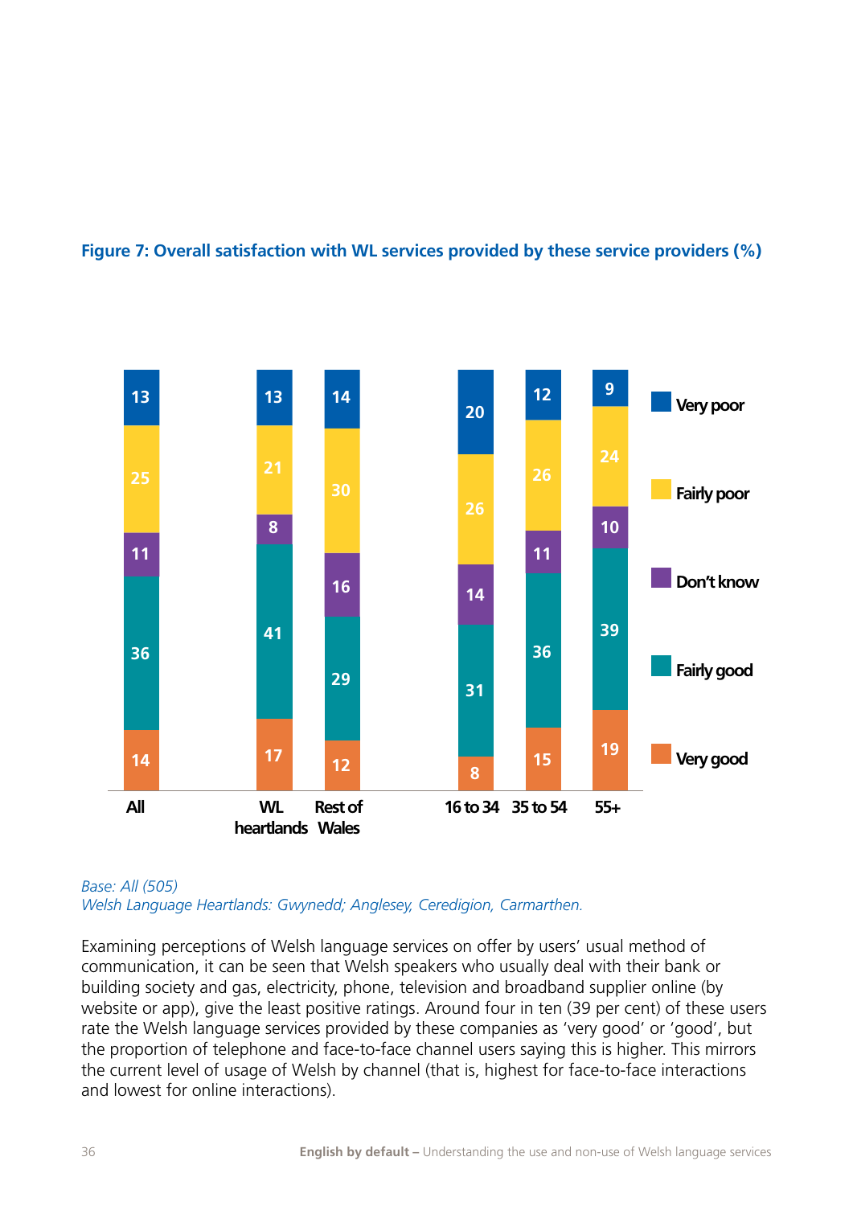**Figure 7: Overall satisfaction with WL services provided by these service providers (%)**

| | All | WL heartlands | Rest of Wales | 16 to 34 | 35 to 54 | 55+ |
|---|---|---|---|---|---|---|
| Very poor | 13 | 13 | 14 | 20 | 12 | 9 |
| Fairly poor | 25 | 21 | 30 | 26 | 26 | 24 |
| Don't know | 11 | 8 | 16 | 14 | 11 | 10 |
| Fairly good | 36 | 41 | 29 | 31 | 36 | 39 |
| Very good | 14 | 17 | 12 | 8 | 15 | 19 |

*Base: All (505)*
*Welsh Language Heartlands: Gwynedd; Anglesey, Ceredigion, Carmarthen.*

Examining perceptions of Welsh language services on offer by users' usual method of communication, it can be seen that Welsh speakers who usually deal with their bank or building society and gas, electricity, phone, television and broadband supplier online (by website or app), give the least positive ratings. Around four in ten (39 per cent) of these users rate the Welsh language services provided by these companies as 'very good' or 'good', but the proportion of telephone and face-to-face channel users saying this is higher. This mirrors the current level of usage of Welsh by channel (that is, highest for face-to-face interactions and lowest for online interactions).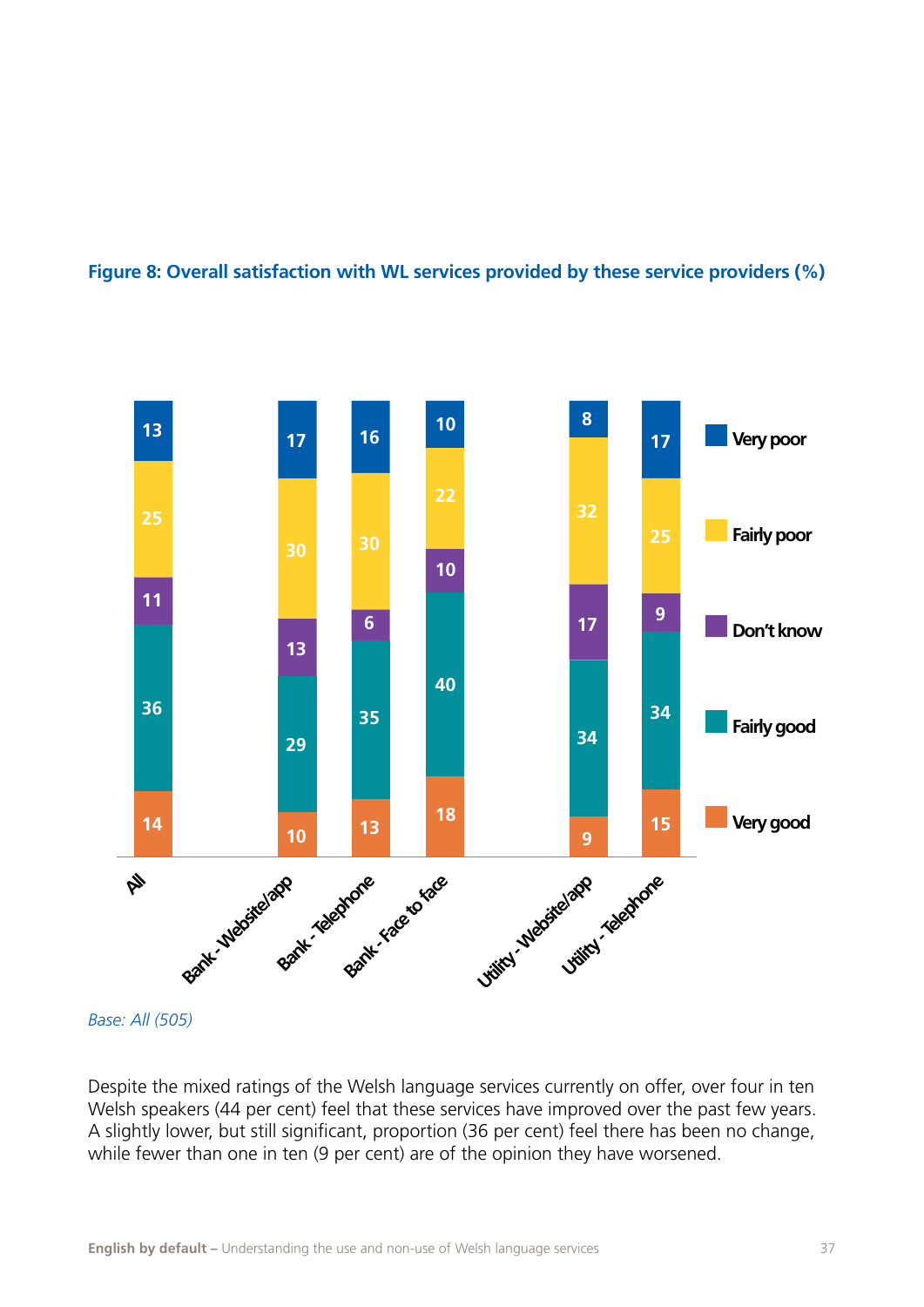**Figure 8: Overall satisfaction with WL services provided by these service providers (%)**

| | All | Bank - Website/app | Bank - Telephone | Bank - Face to face | Utility - Website/app | Utility - Telephone |
|---|---|---|---|---|---|---|
| Very poor | 13 | 17 | 16 | 10 | 8 | 17 |
| Fairly poor | 25 | 30 | 30 | 22 | 32 | 25 |
| Don't know | 11 | 13 | 6 | 10 | 17 | 9 |
| Fairly good | 36 | 29 | 35 | 40 | 34 | 34 |
| Very good | 14 | 10 | 13 | 18 | 9 | 15 |

*Base: All (505)*

Despite the mixed ratings of the Welsh language services currently on offer, over four in ten Welsh speakers (44 per cent) feel that these services have improved over the past few years. A slightly lower, but still significant, proportion (36 per cent) feel there has been no change, while fewer than one in ten (9 per cent) are of the opinion they have worsened.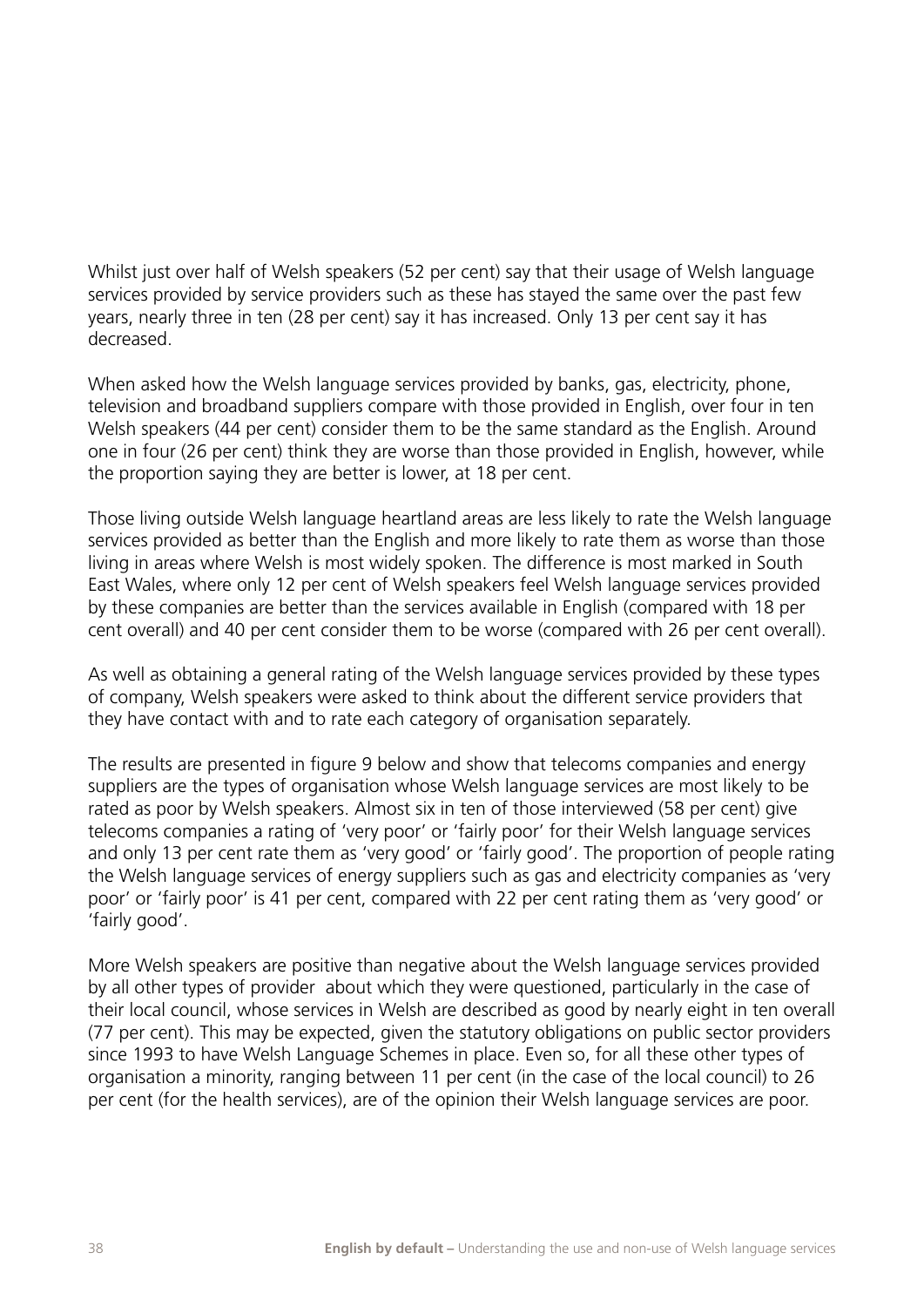Whilst just over half of Welsh speakers (52 per cent) say that their usage of Welsh language services provided by service providers such as these has stayed the same over the past few years, nearly three in ten (28 per cent) say it has increased. Only 13 per cent say it has decreased.

When asked how the Welsh language services provided by banks, gas, electricity, phone, television and broadband suppliers compare with those provided in English, over four in ten Welsh speakers (44 per cent) consider them to be the same standard as the English. Around one in four (26 per cent) think they are worse than those provided in English, however, while the proportion saying they are better is lower, at 18 per cent.

Those living outside Welsh language heartland areas are less likely to rate the Welsh language services provided as better than the English and more likely to rate them as worse than those living in areas where Welsh is most widely spoken. The difference is most marked in South East Wales, where only 12 per cent of Welsh speakers feel Welsh language services provided by these companies are better than the services available in English (compared with 18 per cent overall) and 40 per cent consider them to be worse (compared with 26 per cent overall).

As well as obtaining a general rating of the Welsh language services provided by these types of company, Welsh speakers were asked to think about the different service providers that they have contact with and to rate each category of organisation separately.

The results are presented in figure 9 below and show that telecoms companies and energy suppliers are the types of organisation whose Welsh language services are most likely to be rated as poor by Welsh speakers. Almost six in ten of those interviewed (58 per cent) give telecoms companies a rating of 'very poor' or 'fairly poor' for their Welsh language services and only 13 per cent rate them as 'very good' or 'fairly good'. The proportion of people rating the Welsh language services of energy suppliers such as gas and electricity companies as 'very poor' or 'fairly poor' is 41 per cent, compared with 22 per cent rating them as 'very good' or 'fairly good'.

More Welsh speakers are positive than negative about the Welsh language services provided by all other types of provider about which they were questioned, particularly in the case of their local council, whose services in Welsh are described as good by nearly eight in ten overall (77 per cent). This may be expected, given the statutory obligations on public sector providers since 1993 to have Welsh Language Schemes in place. Even so, for all these other types of organisation a minority, ranging between 11 per cent (in the case of the local council) to 26 per cent (for the health services), are of the opinion their Welsh language services are poor.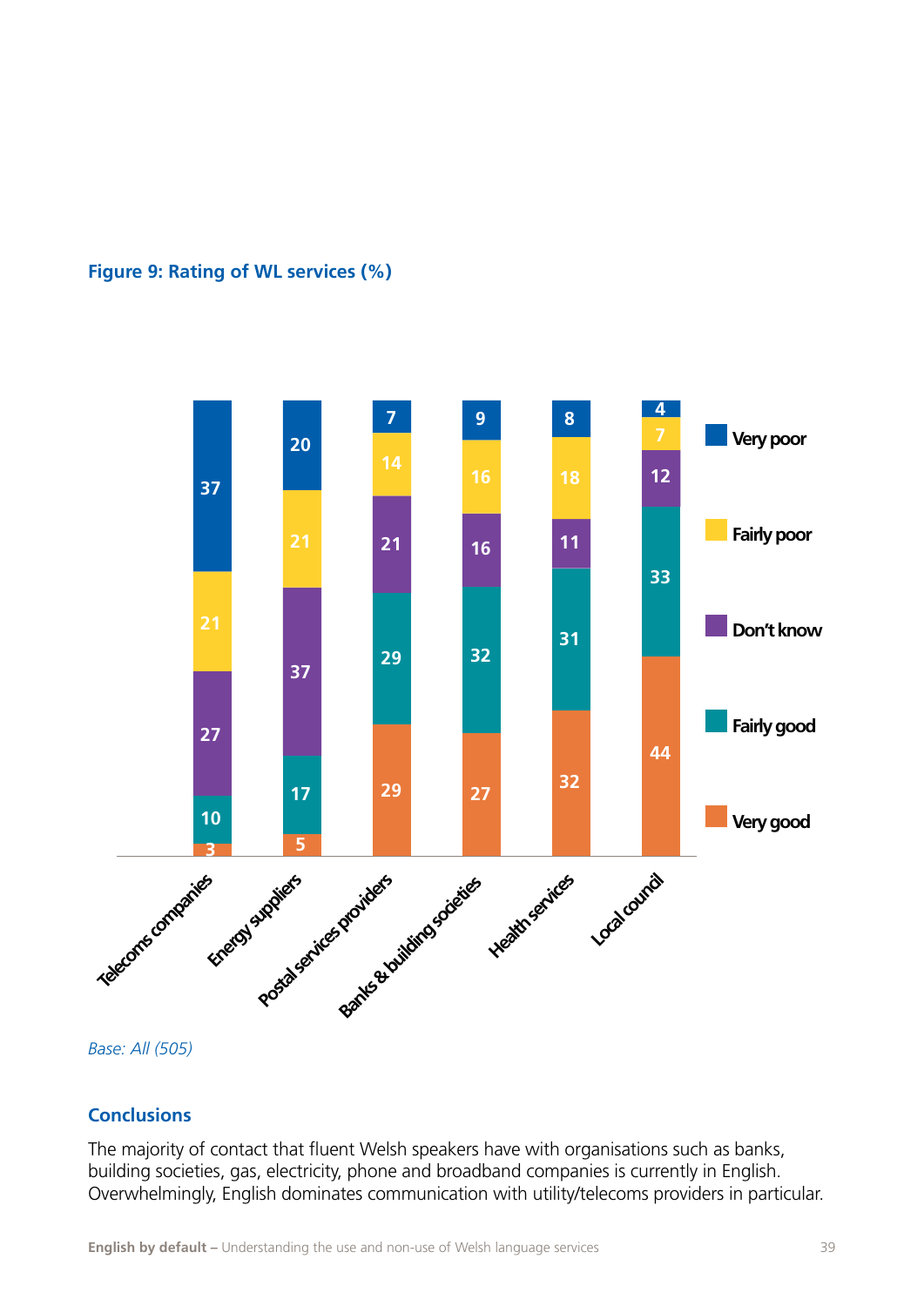**Figure 9: Rating of WL services (%)**

| | Very good | Fairly good | Don't know | Fairly poor | Very poor |
|---|---|---|---|---|---|
| Telecoms companies | 3 | 10 | 27 | 21 | 37 |
| Energy suppliers | 5 | 17 | 37 | 21 | 20 |
| Postal services providers | 29 | 29 | 21 | 14 | 7 |
| Banks & building societies | 27 | 32 | 16 | 16 | 9 |
| Health services | 32 | 31 | 11 | 18 | 8 |
| Local council | 44 | 33 | 12 | 7 | 4 |

*Base: All (505)*

## Conclusions

The majority of contact that fluent Welsh speakers have with organisations such as banks, building societies, gas, electricity, phone and broadband companies is currently in English. Overwhelmingly, English dominates communication with utility/telecoms providers in particular.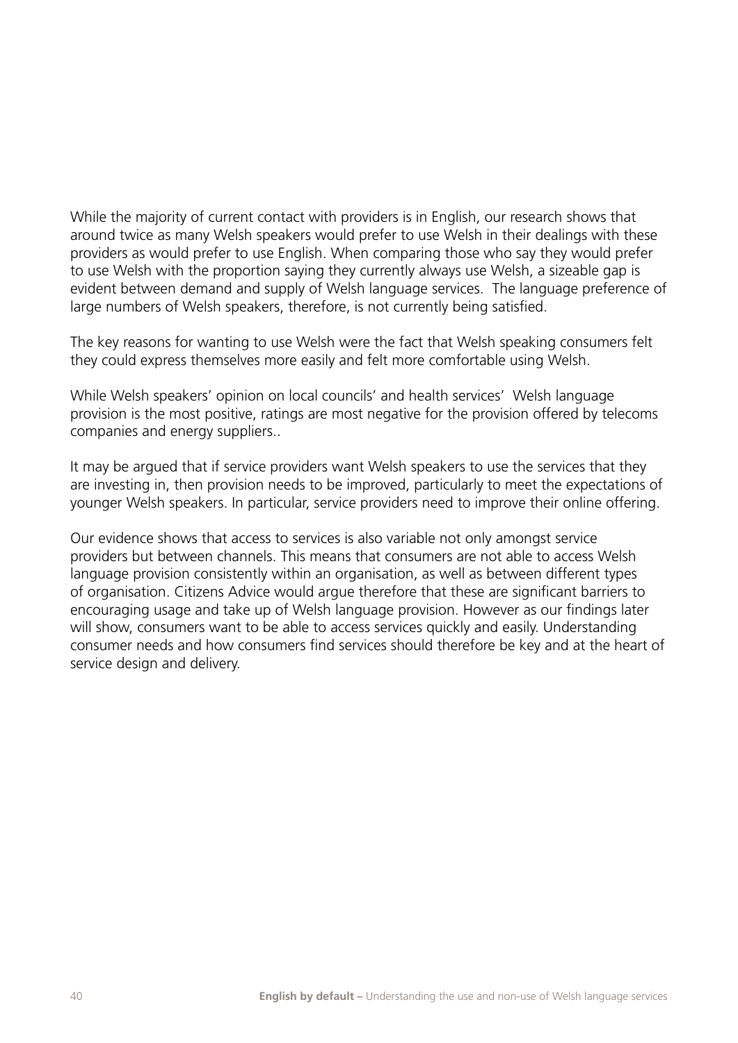While the majority of current contact with providers is in English, our research shows that around twice as many Welsh speakers would prefer to use Welsh in their dealings with these providers as would prefer to use English. When comparing those who say they would prefer to use Welsh with the proportion saying they currently always use Welsh, a sizeable gap is evident between demand and supply of Welsh language services. The language preference of large numbers of Welsh speakers, therefore, is not currently being satisfied.

The key reasons for wanting to use Welsh were the fact that Welsh speaking consumers felt they could express themselves more easily and felt more comfortable using Welsh.

While Welsh speakers' opinion on local councils' and health services' Welsh language provision is the most positive, ratings are most negative for the provision offered by telecoms companies and energy suppliers..

It may be argued that if service providers want Welsh speakers to use the services that they are investing in, then provision needs to be improved, particularly to meet the expectations of younger Welsh speakers. In particular, service providers need to improve their online offering.

Our evidence shows that access to services is also variable not only amongst service providers but between channels. This means that consumers are not able to access Welsh language provision consistently within an organisation, as well as between different types of organisation. Citizens Advice would argue therefore that these are significant barriers to encouraging usage and take up of Welsh language provision. However as our findings later will show, consumers want to be able to access services quickly and easily. Understanding consumer needs and how consumers find services should therefore be key and at the heart of service design and delivery.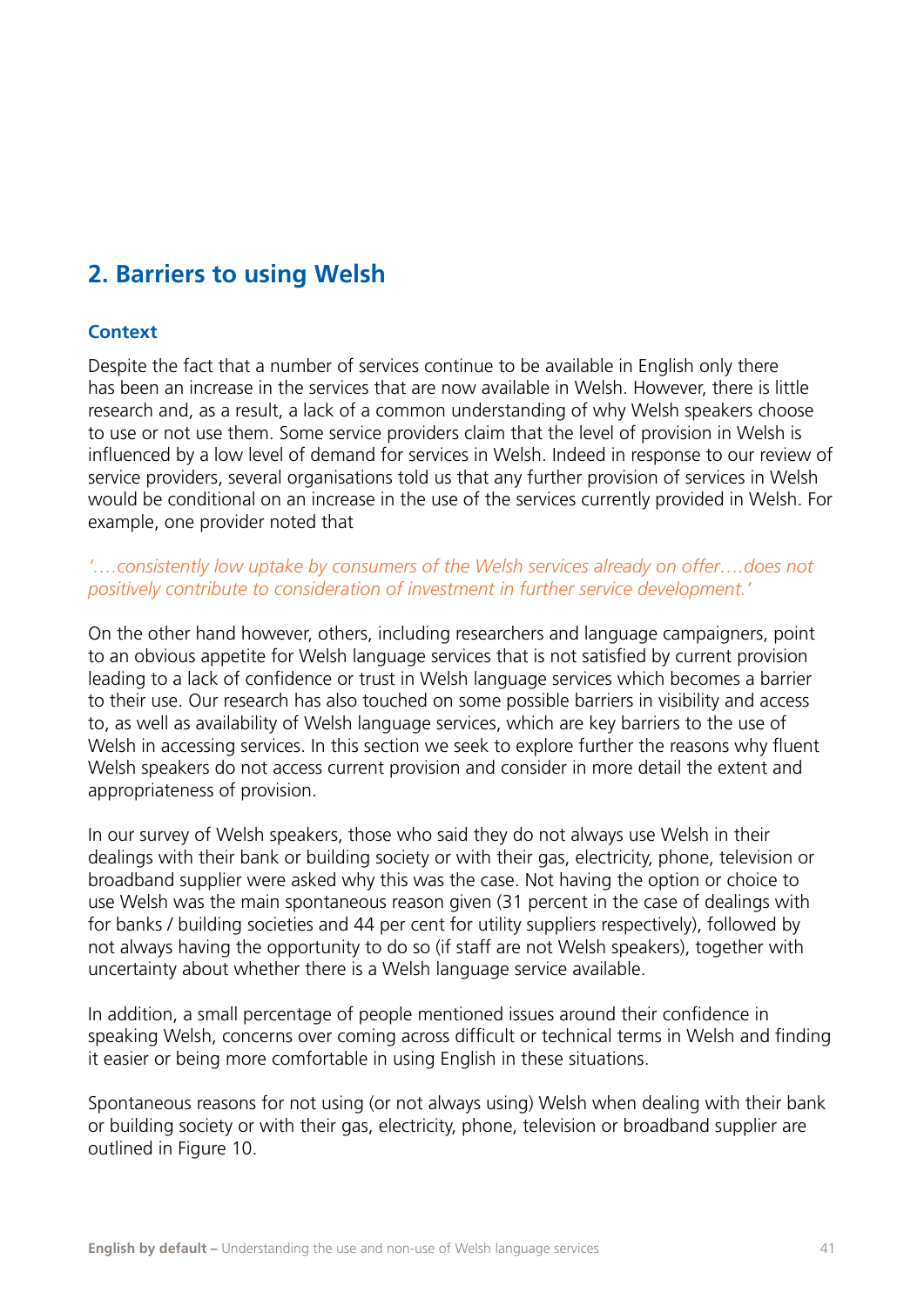## 2. Barriers to using Welsh

### Context

Despite the fact that a number of services continue to be available in English only there has been an increase in the services that are now available in Welsh. However, there is little research and, as a result, a lack of a common understanding of why Welsh speakers choose to use or not use them. Some service providers claim that the level of provision in Welsh is influenced by a low level of demand for services in Welsh. Indeed in response to our review of service providers, several organisations told us that any further provision of services in Welsh would be conditional on an increase in the use of the services currently provided in Welsh. For example, one provider noted that

*'….consistently low uptake by consumers of the Welsh services already on offer….does not positively contribute to consideration of investment in further service development.'*

On the other hand however, others, including researchers and language campaigners, point to an obvious appetite for Welsh language services that is not satisfied by current provision leading to a lack of confidence or trust in Welsh language services which becomes a barrier to their use. Our research has also touched on some possible barriers in visibility and access to, as well as availability of Welsh language services, which are key barriers to the use of Welsh in accessing services. In this section we seek to explore further the reasons why fluent Welsh speakers do not access current provision and consider in more detail the extent and appropriateness of provision.

In our survey of Welsh speakers, those who said they do not always use Welsh in their dealings with their bank or building society or with their gas, electricity, phone, television or broadband supplier were asked why this was the case. Not having the option or choice to use Welsh was the main spontaneous reason given (31 percent in the case of dealings with for banks / building societies and 44 per cent for utility suppliers respectively), followed by not always having the opportunity to do so (if staff are not Welsh speakers), together with uncertainty about whether there is a Welsh language service available.

In addition, a small percentage of people mentioned issues around their confidence in speaking Welsh, concerns over coming across difficult or technical terms in Welsh and finding it easier or being more comfortable in using English in these situations.

Spontaneous reasons for not using (or not always using) Welsh when dealing with their bank or building society or with their gas, electricity, phone, television or broadband supplier are outlined in Figure 10.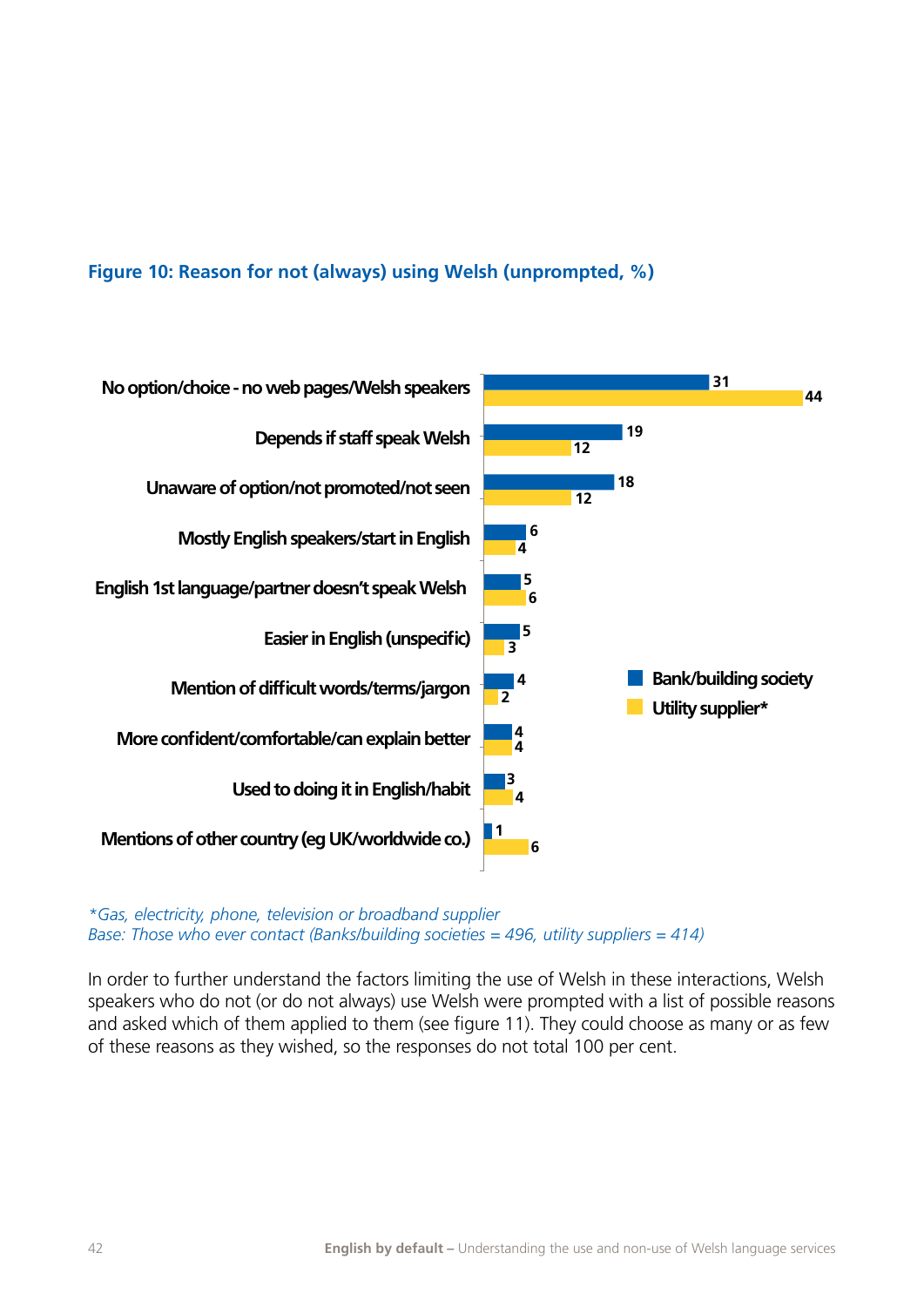**Figure 10: Reason for not (always) using Welsh (unprompted, %)**

| Reason | Bank/building society | Utility supplier* |
|---|---|---|
| No option/choice - no web pages/Welsh speakers | 31 | 44 |
| Depends if staff speak Welsh | 19 | 12 |
| Unaware of option/not promoted/not seen | 18 | 12 |
| Mostly English speakers/start in English | 6 | 4 |
| English 1st language/partner doesn't speak Welsh | 5 | 6 |
| Easier in English (unspecific) | 5 | 3 |
| Mention of difficult words/terms/jargon | 4 | 2 |
| More confident/comfortable/can explain better | 4 | 4 |
| Used to doing it in English/habit | 3 | 4 |
| Mentions of other country (eg UK/worldwide co.) | 1 | 6 |

*\*Gas, electricity, phone, television or broadband supplier*
*Base: Those who ever contact (Banks/building societies = 496, utility suppliers = 414)*

In order to further understand the factors limiting the use of Welsh in these interactions, Welsh speakers who do not (or do not always) use Welsh were prompted with a list of possible reasons and asked which of them applied to them (see figure 11). They could choose as many or as few of these reasons as they wished, so the responses do not total 100 per cent.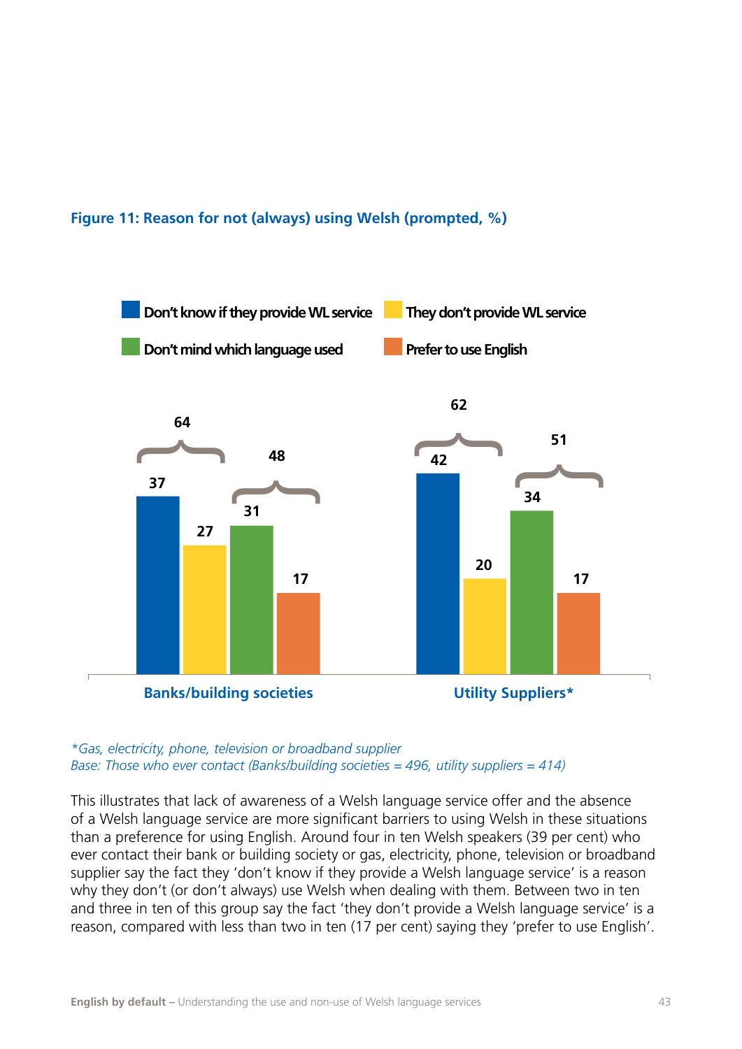**Figure 11: Reason for not (always) using Welsh (prompted, %)**

| | Don't know if they provide WL service | They don't provide WL service | Don't mind which language used | Prefer to use English |
|---|---|---|---|---|
| Banks/building societies | 37 | 27 | 31 | 17 |
| Utility Suppliers* | 42 | 20 | 34 | 17 |

Combined (bracketed) values: Banks/building societies – 64 (Don't know if they provide WL service + They don't provide WL service), 48 (Don't mind which language used + Prefer to use English); Utility Suppliers* – 62, 51.

*\*Gas, electricity, phone, television or broadband supplier*
*Base: Those who ever contact (Banks/building societies = 496, utility suppliers = 414)*

This illustrates that lack of awareness of a Welsh language service offer and the absence of a Welsh language service are more significant barriers to using Welsh in these situations than a preference for using English. Around four in ten Welsh speakers (39 per cent) who ever contact their bank or building society or gas, electricity, phone, television or broadband supplier say the fact they 'don't know if they provide a Welsh language service' is a reason why they don't (or don't always) use Welsh when dealing with them. Between two in ten and three in ten of this group say the fact 'they don't provide a Welsh language service' is a reason, compared with less than two in ten (17 per cent) saying they 'prefer to use English'.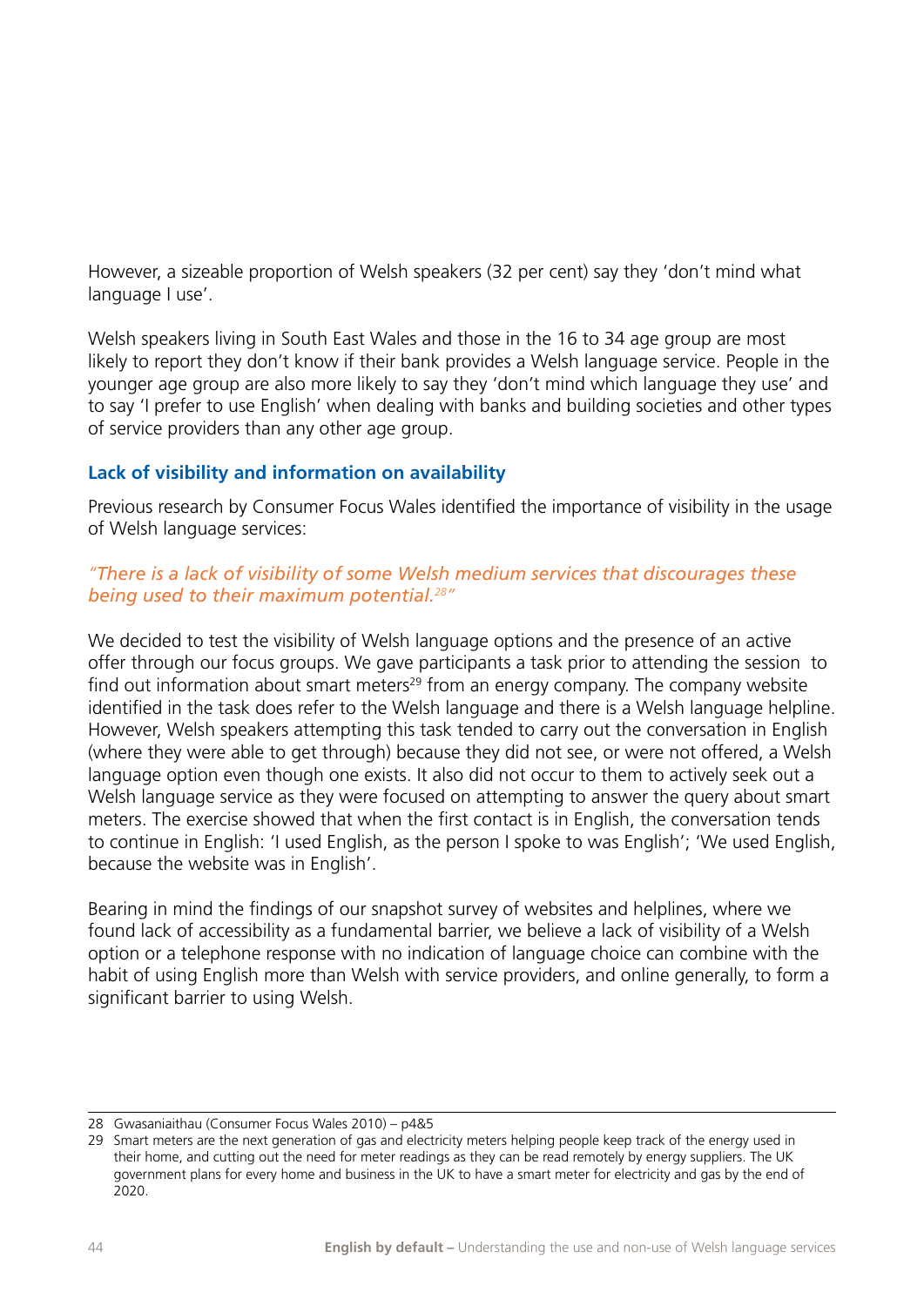However, a sizeable proportion of Welsh speakers (32 per cent) say they 'don't mind what language I use'.

Welsh speakers living in South East Wales and those in the 16 to 34 age group are most likely to report they don't know if their bank provides a Welsh language service. People in the younger age group are also more likely to say they 'don't mind which language they use' and to say 'I prefer to use English' when dealing with banks and building societies and other types of service providers than any other age group.

### Lack of visibility and information on availability

Previous research by Consumer Focus Wales identified the importance of visibility in the usage of Welsh language services:

*"There is a lack of visibility of some Welsh medium services that discourages these being used to their maximum potential.[28]"*

We decided to test the visibility of Welsh language options and the presence of an active offer through our focus groups. We gave participants a task prior to attending the session to find out information about smart meters[29] from an energy company. The company website identified in the task does refer to the Welsh language and there is a Welsh language helpline. However, Welsh speakers attempting this task tended to carry out the conversation in English (where they were able to get through) because they did not see, or were not offered, a Welsh language option even though one exists. It also did not occur to them to actively seek out a Welsh language service as they were focused on attempting to answer the query about smart meters. The exercise showed that when the first contact is in English, the conversation tends to continue in English: 'I used English, as the person I spoke to was English'; 'We used English, because the website was in English'.

Bearing in mind the findings of our snapshot survey of websites and helplines, where we found lack of accessibility as a fundamental barrier, we believe a lack of visibility of a Welsh option or a telephone response with no indication of language choice can combine with the habit of using English more than Welsh with service providers, and online generally, to form a significant barrier to using Welsh.

---

28 Gwasaniaithau (Consumer Focus Wales 2010) – p4&5

29 Smart meters are the next generation of gas and electricity meters helping people keep track of the energy used in their home, and cutting out the need for meter readings as they can be read remotely by energy suppliers. The UK government plans for every home and business in the UK to have a smart meter for electricity and gas by the end of 2020.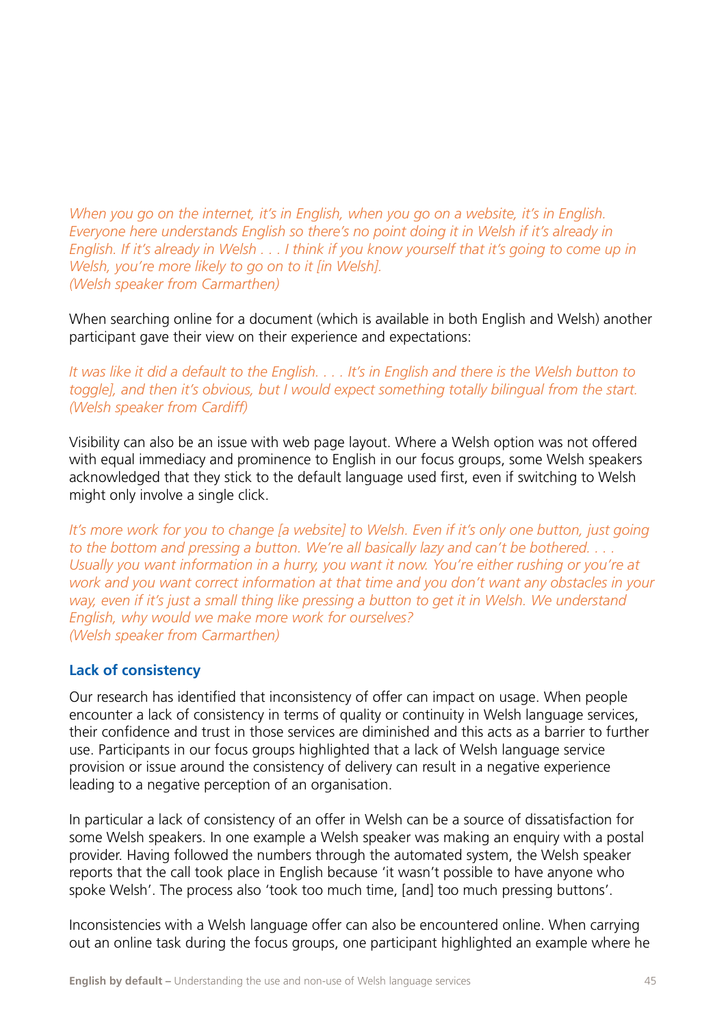*When you go on the internet, it's in English, when you go on a website, it's in English. Everyone here understands English so there's no point doing it in Welsh if it's already in English. If it's already in Welsh . . . I think if you know yourself that it's going to come up in Welsh, you're more likely to go on to it [in Welsh].*
*(Welsh speaker from Carmarthen)*

When searching online for a document (which is available in both English and Welsh) another participant gave their view on their experience and expectations:

*It was like it did a default to the English. . . . It's in English and there is the Welsh button to toggle], and then it's obvious, but I would expect something totally bilingual from the start.*
*(Welsh speaker from Cardiff)*

Visibility can also be an issue with web page layout. Where a Welsh option was not offered with equal immediacy and prominence to English in our focus groups, some Welsh speakers acknowledged that they stick to the default language used first, even if switching to Welsh might only involve a single click.

*It's more work for you to change [a website] to Welsh. Even if it's only one button, just going to the bottom and pressing a button. We're all basically lazy and can't be bothered. . . . Usually you want information in a hurry, you want it now. You're either rushing or you're at work and you want correct information at that time and you don't want any obstacles in your way, even if it's just a small thing like pressing a button to get it in Welsh. We understand English, why would we make more work for ourselves?*
*(Welsh speaker from Carmarthen)*

### Lack of consistency

Our research has identified that inconsistency of offer can impact on usage. When people encounter a lack of consistency in terms of quality or continuity in Welsh language services, their confidence and trust in those services are diminished and this acts as a barrier to further use. Participants in our focus groups highlighted that a lack of Welsh language service provision or issue around the consistency of delivery can result in a negative experience leading to a negative perception of an organisation.

In particular a lack of consistency of an offer in Welsh can be a source of dissatisfaction for some Welsh speakers. In one example a Welsh speaker was making an enquiry with a postal provider. Having followed the numbers through the automated system, the Welsh speaker reports that the call took place in English because 'it wasn't possible to have anyone who spoke Welsh'. The process also 'took too much time, [and] too much pressing buttons'.

Inconsistencies with a Welsh language offer can also be encountered online. When carrying out an online task during the focus groups, one participant highlighted an example where he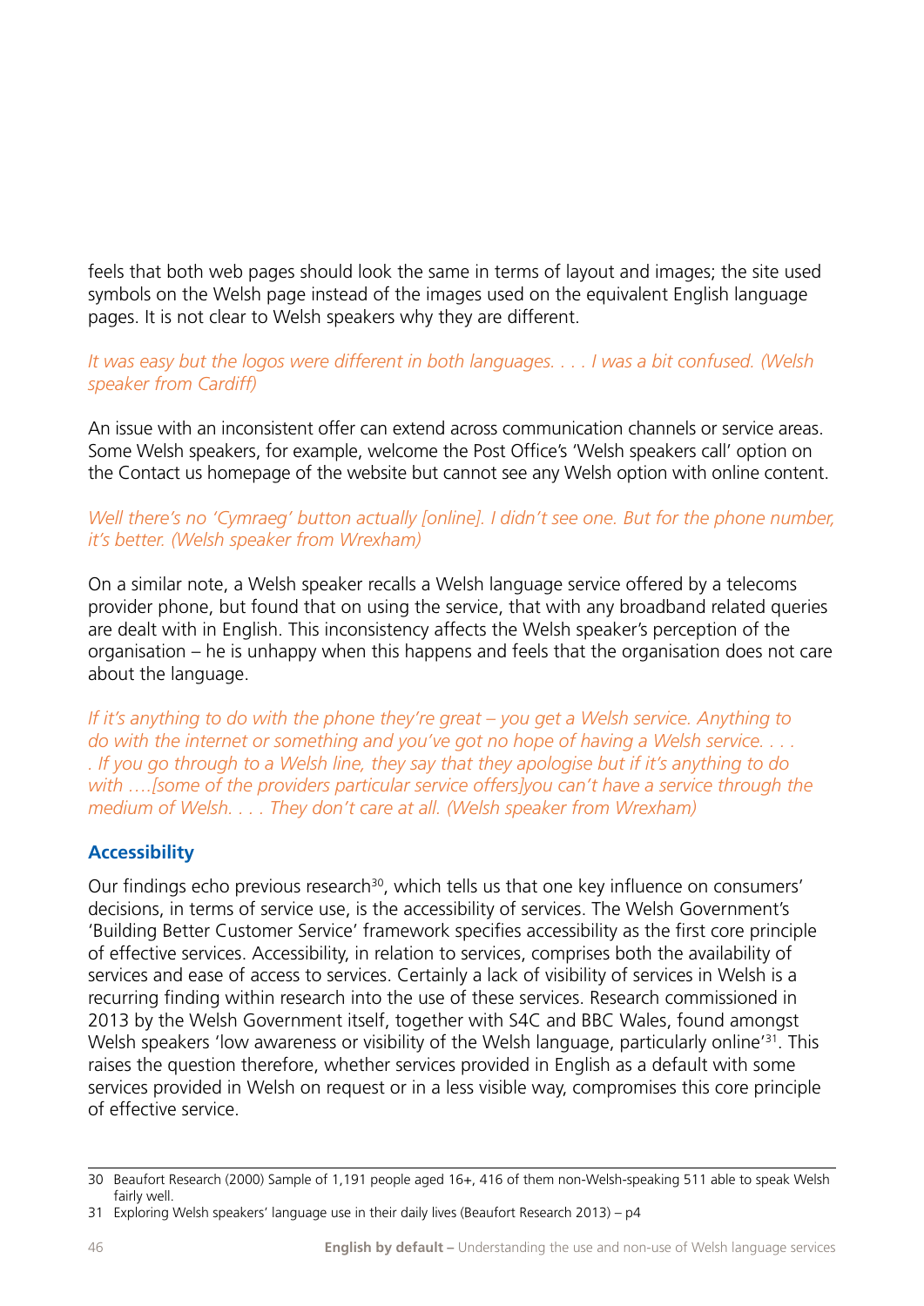feels that both web pages should look the same in terms of layout and images; the site used symbols on the Welsh page instead of the images used on the equivalent English language pages. It is not clear to Welsh speakers why they are different.

*It was easy but the logos were different in both languages. . . . I was a bit confused. (Welsh speaker from Cardiff)*

An issue with an inconsistent offer can extend across communication channels or service areas. Some Welsh speakers, for example, welcome the Post Office's 'Welsh speakers call' option on the Contact us homepage of the website but cannot see any Welsh option with online content.

*Well there's no 'Cymraeg' button actually [online]. I didn't see one. But for the phone number, it's better. (Welsh speaker from Wrexham)*

On a similar note, a Welsh speaker recalls a Welsh language service offered by a telecoms provider phone, but found that on using the service, that with any broadband related queries are dealt with in English. This inconsistency affects the Welsh speaker's perception of the organisation – he is unhappy when this happens and feels that the organisation does not care about the language.

*If it's anything to do with the phone they're great – you get a Welsh service. Anything to do with the internet or something and you've got no hope of having a Welsh service. . . . . If you go through to a Welsh line, they say that they apologise but if it's anything to do with ….[some of the providers particular service offers]you can't have a service through the medium of Welsh. . . . They don't care at all. (Welsh speaker from Wrexham)*

### Accessibility

Our findings echo previous research[30], which tells us that one key influence on consumers' decisions, in terms of service use, is the accessibility of services. The Welsh Government's 'Building Better Customer Service' framework specifies accessibility as the first core principle of effective services. Accessibility, in relation to services, comprises both the availability of services and ease of access to services. Certainly a lack of visibility of services in Welsh is a recurring finding within research into the use of these services. Research commissioned in 2013 by the Welsh Government itself, together with S4C and BBC Wales, found amongst Welsh speakers 'low awareness or visibility of the Welsh language, particularly online'[31]. This raises the question therefore, whether services provided in English as a default with some services provided in Welsh on request or in a less visible way, compromises this core principle of effective service.

---

30 Beaufort Research (2000) Sample of 1,191 people aged 16+, 416 of them non-Welsh-speaking 511 able to speak Welsh fairly well.

31 Exploring Welsh speakers' language use in their daily lives (Beaufort Research 2013) – p4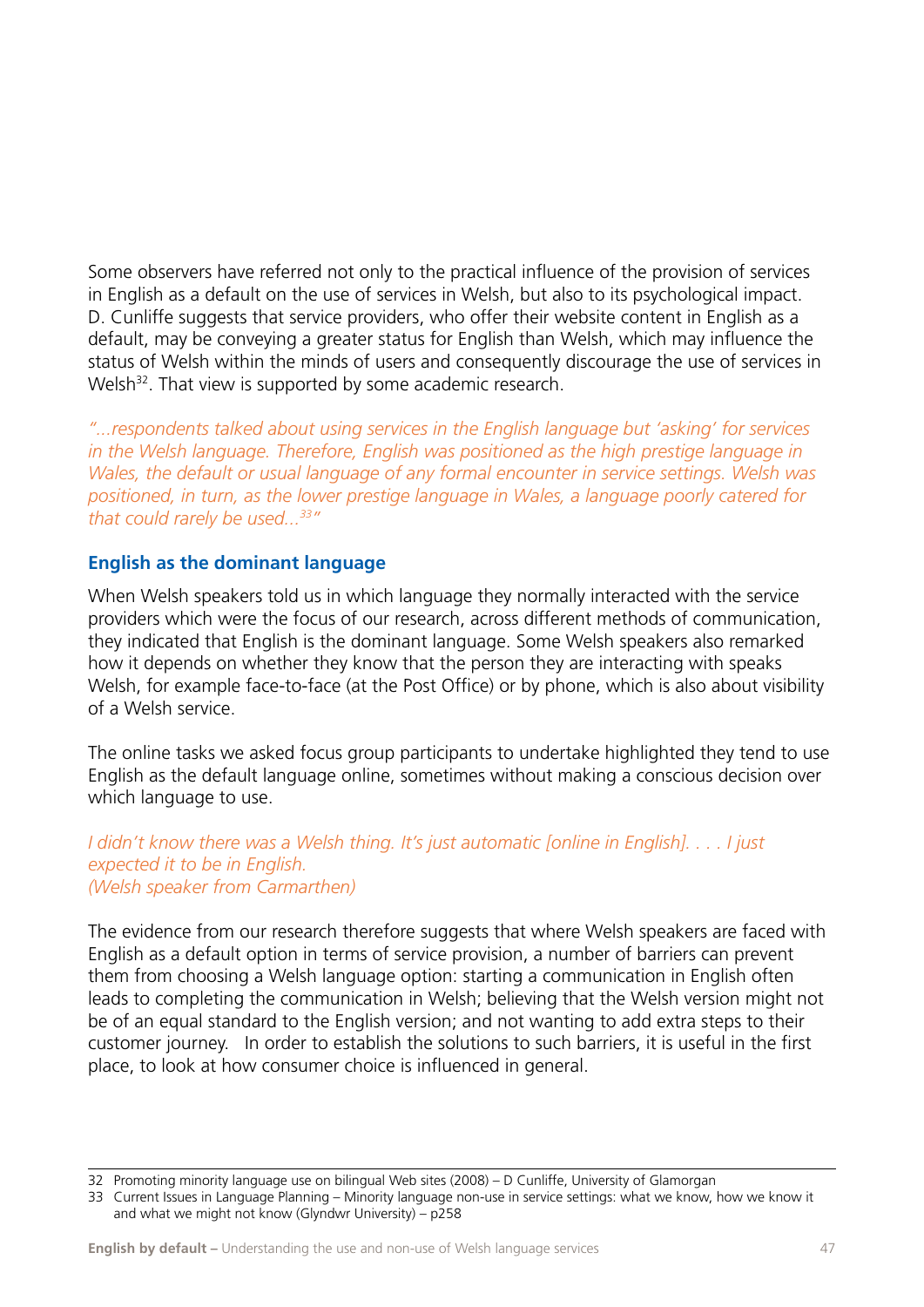Some observers have referred not only to the practical influence of the provision of services in English as a default on the use of services in Welsh, but also to its psychological impact. D. Cunliffe suggests that service providers, who offer their website content in English as a default, may be conveying a greater status for English than Welsh, which may influence the status of Welsh within the minds of users and consequently discourage the use of services in Welsh[32]. That view is supported by some academic research.

*"...respondents talked about using services in the English language but 'asking' for services in the Welsh language. Therefore, English was positioned as the high prestige language in Wales, the default or usual language of any formal encounter in service settings. Welsh was positioned, in turn, as the lower prestige language in Wales, a language poorly catered for that could rarely be used...[33]"*

### English as the dominant language

When Welsh speakers told us in which language they normally interacted with the service providers which were the focus of our research, across different methods of communication, they indicated that English is the dominant language. Some Welsh speakers also remarked how it depends on whether they know that the person they are interacting with speaks Welsh, for example face-to-face (at the Post Office) or by phone, which is also about visibility of a Welsh service.

The online tasks we asked focus group participants to undertake highlighted they tend to use English as the default language online, sometimes without making a conscious decision over which language to use.

*I didn't know there was a Welsh thing. It's just automatic [online in English]. . . . I just expected it to be in English.*
*(Welsh speaker from Carmarthen)*

The evidence from our research therefore suggests that where Welsh speakers are faced with English as a default option in terms of service provision, a number of barriers can prevent them from choosing a Welsh language option: starting a communication in English often leads to completing the communication in Welsh; believing that the Welsh version might not be of an equal standard to the English version; and not wanting to add extra steps to their customer journey. In order to establish the solutions to such barriers, it is useful in the first place, to look at how consumer choice is influenced in general.

---

32 Promoting minority language use on bilingual Web sites (2008) – D Cunliffe, University of Glamorgan

33 Current Issues in Language Planning – Minority language non-use in service settings: what we know, how we know it and what we might not know (Glyndwr University) – p258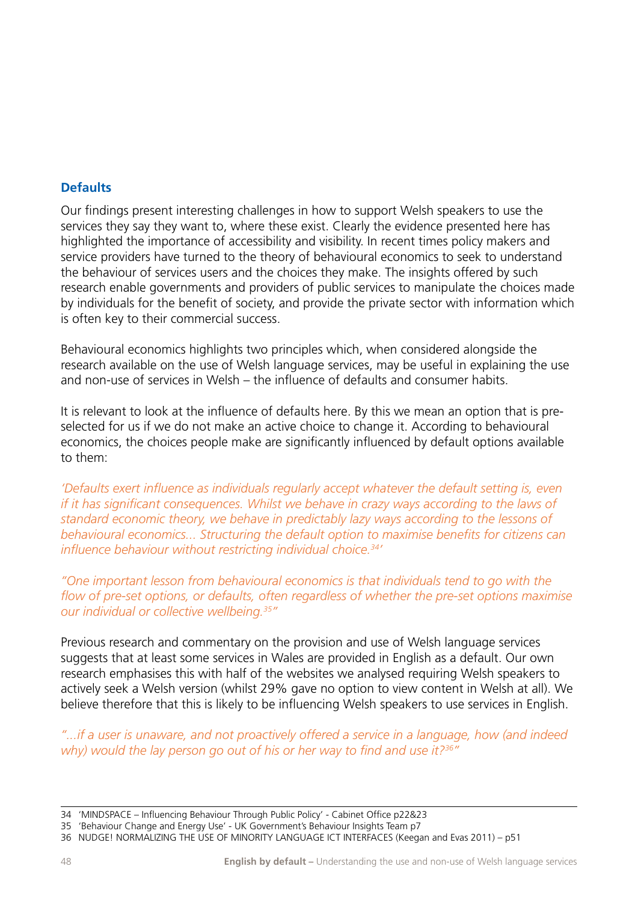## Defaults

Our findings present interesting challenges in how to support Welsh speakers to use the services they say they want to, where these exist. Clearly the evidence presented here has highlighted the importance of accessibility and visibility. In recent times policy makers and service providers have turned to the theory of behavioural economics to seek to understand the behaviour of services users and the choices they make. The insights offered by such research enable governments and providers of public services to manipulate the choices made by individuals for the benefit of society, and provide the private sector with information which is often key to their commercial success.

Behavioural economics highlights two principles which, when considered alongside the research available on the use of Welsh language services, may be useful in explaining the use and non-use of services in Welsh – the influence of defaults and consumer habits.

It is relevant to look at the influence of defaults here. By this we mean an option that is pre-selected for us if we do not make an active choice to change it. According to behavioural economics, the choices people make are significantly influenced by default options available to them:

*'Defaults exert influence as individuals regularly accept whatever the default setting is, even if it has significant consequences. Whilst we behave in crazy ways according to the laws of standard economic theory, we behave in predictably lazy ways according to the lessons of behavioural economics... Structuring the default option to maximise benefits for citizens can influence behaviour without restricting individual choice.[34]'*

*"One important lesson from behavioural economics is that individuals tend to go with the flow of pre-set options, or defaults, often regardless of whether the pre-set options maximise our individual or collective wellbeing.[35]"*

Previous research and commentary on the provision and use of Welsh language services suggests that at least some services in Wales are provided in English as a default. Our own research emphasises this with half of the websites we analysed requiring Welsh speakers to actively seek a Welsh version (whilst 29% gave no option to view content in Welsh at all). We believe therefore that this is likely to be influencing Welsh speakers to use services in English.

*"...if a user is unaware, and not proactively offered a service in a language, how (and indeed why) would the lay person go out of his or her way to find and use it?[36]"*

---

34 'MINDSPACE – Influencing Behaviour Through Public Policy' - Cabinet Office p22&23
35 'Behaviour Change and Energy Use' - UK Government's Behaviour Insights Team p7
36 NUDGE! NORMALIZING THE USE OF MINORITY LANGUAGE ICT INTERFACES (Keegan and Evas 2011) – p51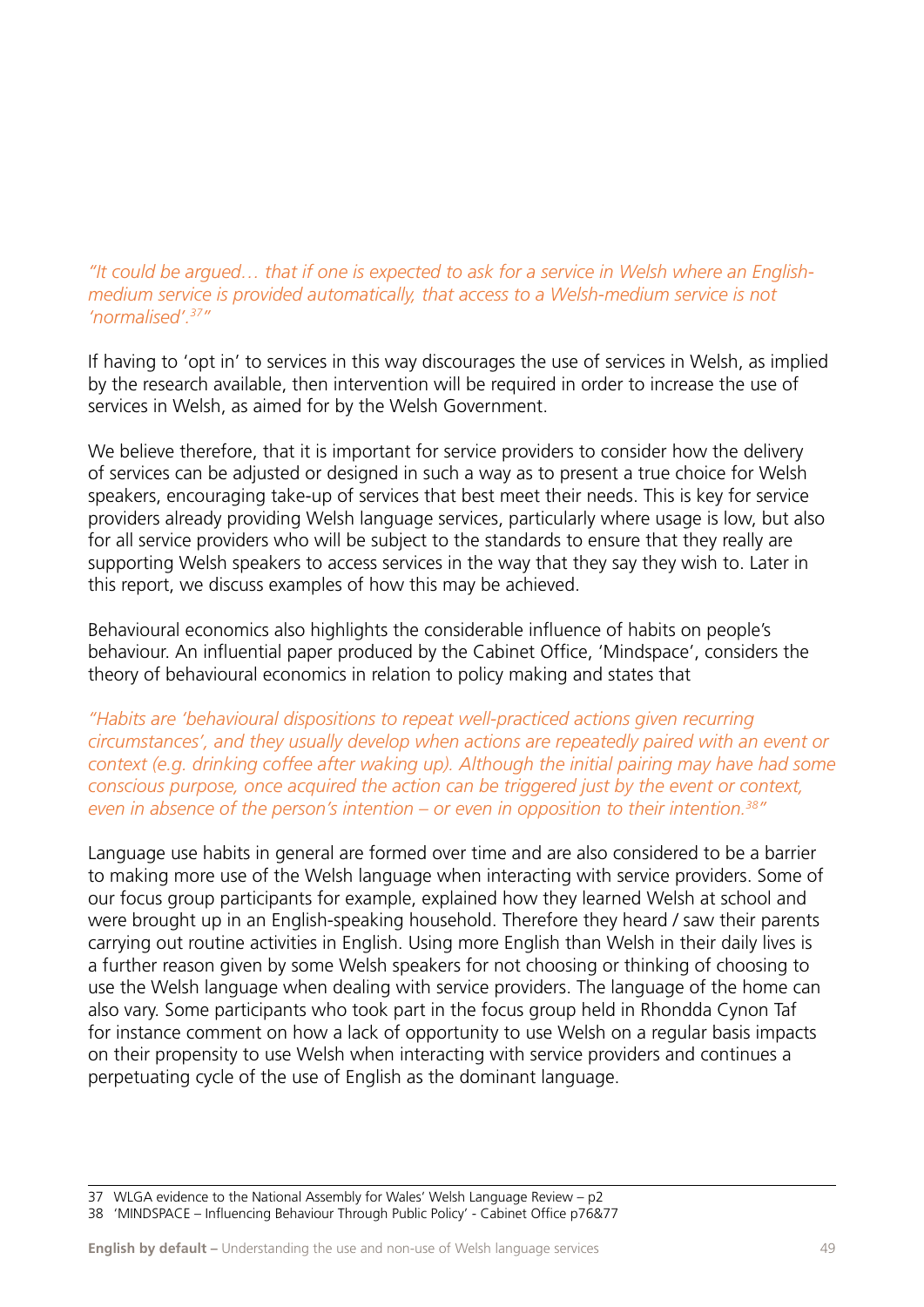*"It could be argued… that if one is expected to ask for a service in Welsh where an English-medium service is provided automatically, that access to a Welsh-medium service is not 'normalised'.[37]"*

If having to 'opt in' to services in this way discourages the use of services in Welsh, as implied by the research available, then intervention will be required in order to increase the use of services in Welsh, as aimed for by the Welsh Government.

We believe therefore, that it is important for service providers to consider how the delivery of services can be adjusted or designed in such a way as to present a true choice for Welsh speakers, encouraging take-up of services that best meet their needs. This is key for service providers already providing Welsh language services, particularly where usage is low, but also for all service providers who will be subject to the standards to ensure that they really are supporting Welsh speakers to access services in the way that they say they wish to. Later in this report, we discuss examples of how this may be achieved.

Behavioural economics also highlights the considerable influence of habits on people's behaviour. An influential paper produced by the Cabinet Office, 'Mindspace', considers the theory of behavioural economics in relation to policy making and states that

*"Habits are 'behavioural dispositions to repeat well-practiced actions given recurring circumstances', and they usually develop when actions are repeatedly paired with an event or context (e.g. drinking coffee after waking up). Although the initial pairing may have had some conscious purpose, once acquired the action can be triggered just by the event or context, even in absence of the person's intention – or even in opposition to their intention.[38]"*

Language use habits in general are formed over time and are also considered to be a barrier to making more use of the Welsh language when interacting with service providers. Some of our focus group participants for example, explained how they learned Welsh at school and were brought up in an English-speaking household. Therefore they heard / saw their parents carrying out routine activities in English. Using more English than Welsh in their daily lives is a further reason given by some Welsh speakers for not choosing or thinking of choosing to use the Welsh language when dealing with service providers. The language of the home can also vary. Some participants who took part in the focus group held in Rhondda Cynon Taf for instance comment on how a lack of opportunity to use Welsh on a regular basis impacts on their propensity to use Welsh when interacting with service providers and continues a perpetuating cycle of the use of English as the dominant language.

---

37 WLGA evidence to the National Assembly for Wales' Welsh Language Review – p2

38 'MINDSPACE – Influencing Behaviour Through Public Policy' - Cabinet Office p76&77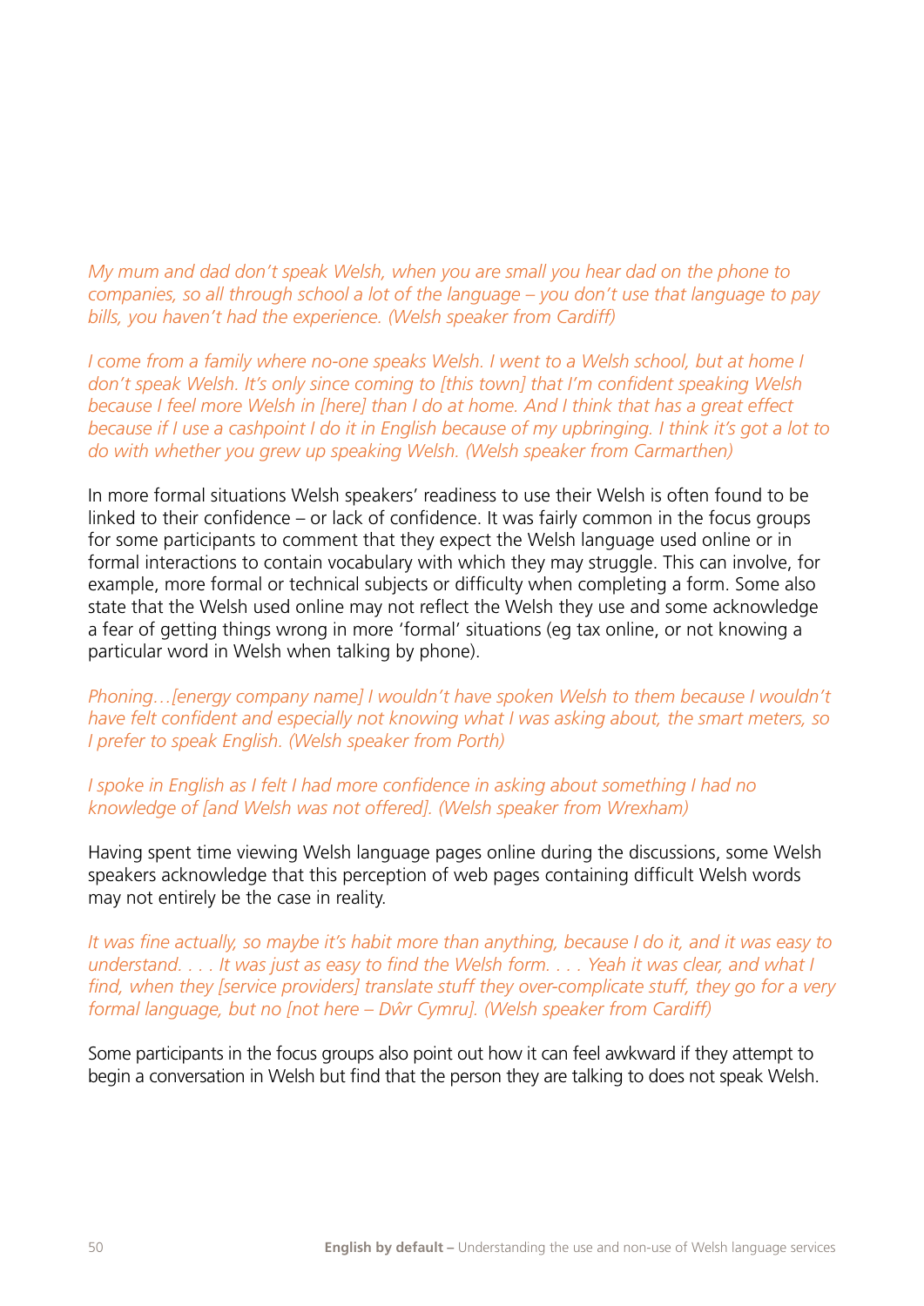*My mum and dad don't speak Welsh, when you are small you hear dad on the phone to companies, so all through school a lot of the language – you don't use that language to pay bills, you haven't had the experience. (Welsh speaker from Cardiff)*

*I come from a family where no-one speaks Welsh. I went to a Welsh school, but at home I don't speak Welsh. It's only since coming to [this town] that I'm confident speaking Welsh because I feel more Welsh in [here] than I do at home. And I think that has a great effect because if I use a cashpoint I do it in English because of my upbringing. I think it's got a lot to do with whether you grew up speaking Welsh. (Welsh speaker from Carmarthen)*

In more formal situations Welsh speakers' readiness to use their Welsh is often found to be linked to their confidence – or lack of confidence. It was fairly common in the focus groups for some participants to comment that they expect the Welsh language used online or in formal interactions to contain vocabulary with which they may struggle. This can involve, for example, more formal or technical subjects or difficulty when completing a form. Some also state that the Welsh used online may not reflect the Welsh they use and some acknowledge a fear of getting things wrong in more 'formal' situations (eg tax online, or not knowing a particular word in Welsh when talking by phone).

*Phoning…[energy company name] I wouldn't have spoken Welsh to them because I wouldn't have felt confident and especially not knowing what I was asking about, the smart meters, so I prefer to speak English. (Welsh speaker from Porth)*

*I spoke in English as I felt I had more confidence in asking about something I had no knowledge of [and Welsh was not offered]. (Welsh speaker from Wrexham)*

Having spent time viewing Welsh language pages online during the discussions, some Welsh speakers acknowledge that this perception of web pages containing difficult Welsh words may not entirely be the case in reality.

*It was fine actually, so maybe it's habit more than anything, because I do it, and it was easy to understand. . . . It was just as easy to find the Welsh form. . . . Yeah it was clear, and what I find, when they [service providers] translate stuff they over-complicate stuff, they go for a very formal language, but no [not here – Dŵr Cymru]. (Welsh speaker from Cardiff)*

Some participants in the focus groups also point out how it can feel awkward if they attempt to begin a conversation in Welsh but find that the person they are talking to does not speak Welsh.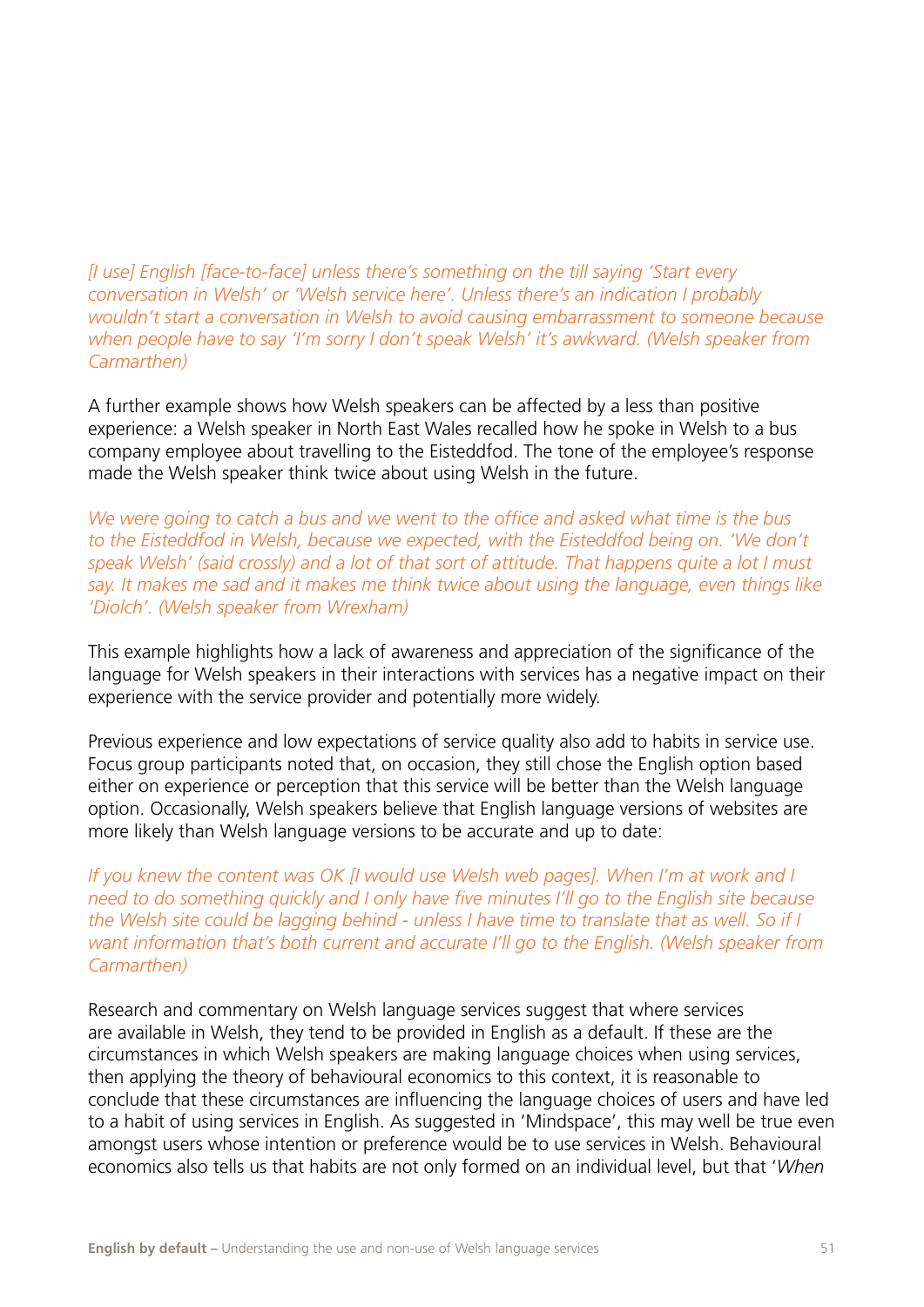*[I use] English [face-to-face] unless there's something on the till saying 'Start every conversation in Welsh' or 'Welsh service here'. Unless there's an indication I probably wouldn't start a conversation in Welsh to avoid causing embarrassment to someone because when people have to say 'I'm sorry I don't speak Welsh' it's awkward. (Welsh speaker from Carmarthen)*

A further example shows how Welsh speakers can be affected by a less than positive experience: a Welsh speaker in North East Wales recalled how he spoke in Welsh to a bus company employee about travelling to the Eisteddfod. The tone of the employee's response made the Welsh speaker think twice about using Welsh in the future.

*We were going to catch a bus and we went to the office and asked what time is the bus to the Eisteddfod in Welsh, because we expected, with the Eisteddfod being on. 'We don't speak Welsh' (said crossly) and a lot of that sort of attitude. That happens quite a lot I must say. It makes me sad and it makes me think twice about using the language, even things like 'Diolch'. (Welsh speaker from Wrexham)*

This example highlights how a lack of awareness and appreciation of the significance of the language for Welsh speakers in their interactions with services has a negative impact on their experience with the service provider and potentially more widely.

Previous experience and low expectations of service quality also add to habits in service use. Focus group participants noted that, on occasion, they still chose the English option based either on experience or perception that this service will be better than the Welsh language option. Occasionally, Welsh speakers believe that English language versions of websites are more likely than Welsh language versions to be accurate and up to date:

*If you knew the content was OK [I would use Welsh web pages]. When I'm at work and I need to do something quickly and I only have five minutes I'll go to the English site because the Welsh site could be lagging behind - unless I have time to translate that as well. So if I want information that's both current and accurate I'll go to the English. (Welsh speaker from Carmarthen)*

Research and commentary on Welsh language services suggest that where services are available in Welsh, they tend to be provided in English as a default. If these are the circumstances in which Welsh speakers are making language choices when using services, then applying the theory of behavioural economics to this context, it is reasonable to conclude that these circumstances are influencing the language choices of users and have led to a habit of using services in English. As suggested in 'Mindspace', this may well be true even amongst users whose intention or preference would be to use services in Welsh. Behavioural economics also tells us that habits are not only formed on an individual level, but that '*When*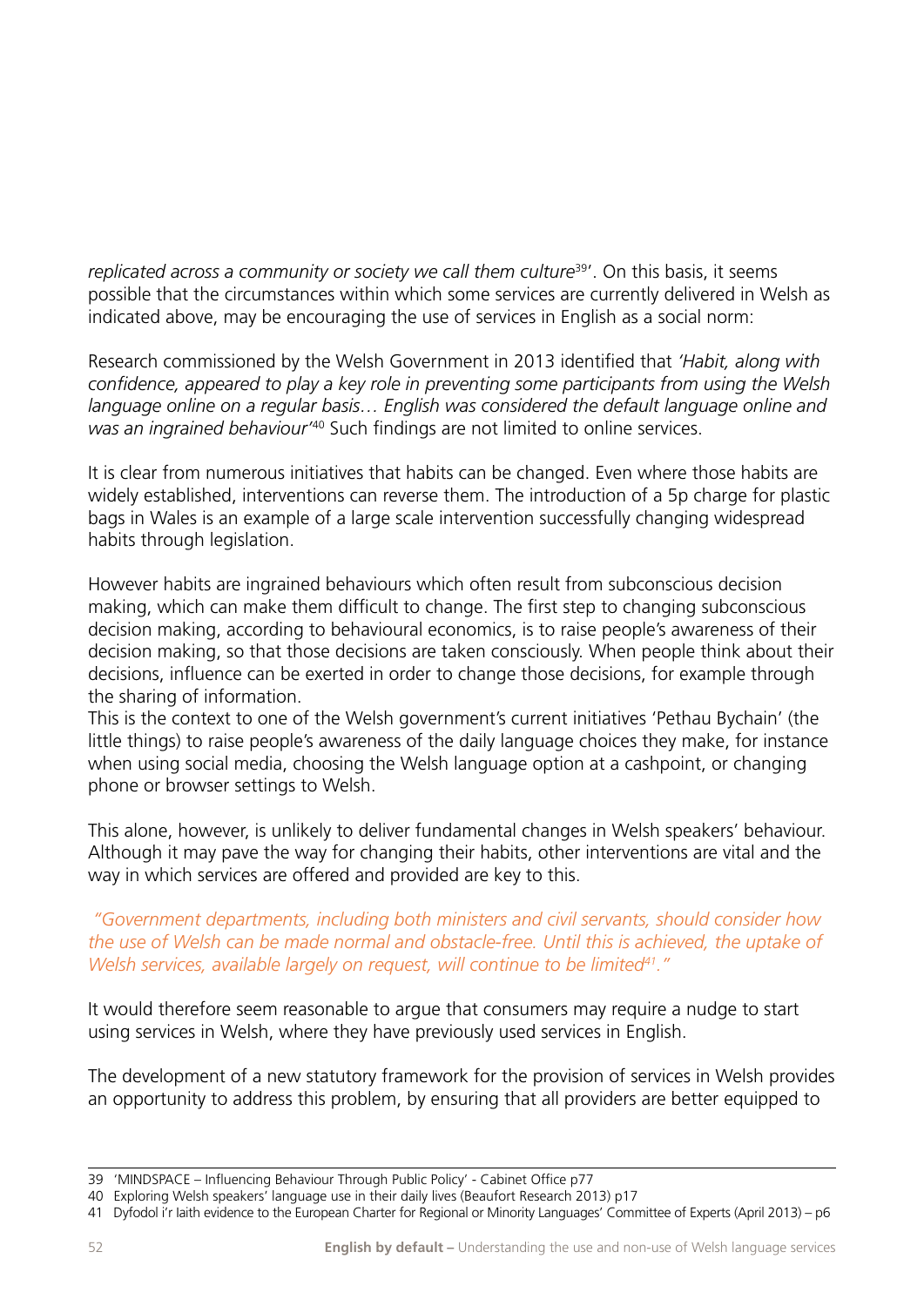*replicated across a community or society we call them culture*[39]'. On this basis, it seems possible that the circumstances within which some services are currently delivered in Welsh as indicated above, may be encouraging the use of services in English as a social norm:

Research commissioned by the Welsh Government in 2013 identified that *'Habit, along with confidence, appeared to play a key role in preventing some participants from using the Welsh language online on a regular basis… English was considered the default language online and was an ingrained behaviour'*[40] Such findings are not limited to online services.

It is clear from numerous initiatives that habits can be changed. Even where those habits are widely established, interventions can reverse them. The introduction of a 5p charge for plastic bags in Wales is an example of a large scale intervention successfully changing widespread habits through legislation.

However habits are ingrained behaviours which often result from subconscious decision making, which can make them difficult to change. The first step to changing subconscious decision making, according to behavioural economics, is to raise people's awareness of their decision making, so that those decisions are taken consciously. When people think about their decisions, influence can be exerted in order to change those decisions, for example through the sharing of information.
This is the context to one of the Welsh government's current initiatives 'Pethau Bychain' (the little things) to raise people's awareness of the daily language choices they make, for instance when using social media, choosing the Welsh language option at a cashpoint, or changing phone or browser settings to Welsh.

This alone, however, is unlikely to deliver fundamental changes in Welsh speakers' behaviour. Although it may pave the way for changing their habits, other interventions are vital and the way in which services are offered and provided are key to this.

*"Government departments, including both ministers and civil servants, should consider how the use of Welsh can be made normal and obstacle-free. Until this is achieved, the uptake of Welsh services, available largely on request, will continue to be limited*[41]*."*

It would therefore seem reasonable to argue that consumers may require a nudge to start using services in Welsh, where they have previously used services in English.

The development of a new statutory framework for the provision of services in Welsh provides an opportunity to address this problem, by ensuring that all providers are better equipped to

---

39 'MINDSPACE – Influencing Behaviour Through Public Policy' - Cabinet Office p77

40 Exploring Welsh speakers' language use in their daily lives (Beaufort Research 2013) p17

41 Dyfodol i'r Iaith evidence to the European Charter for Regional or Minority Languages' Committee of Experts (April 2013) – p6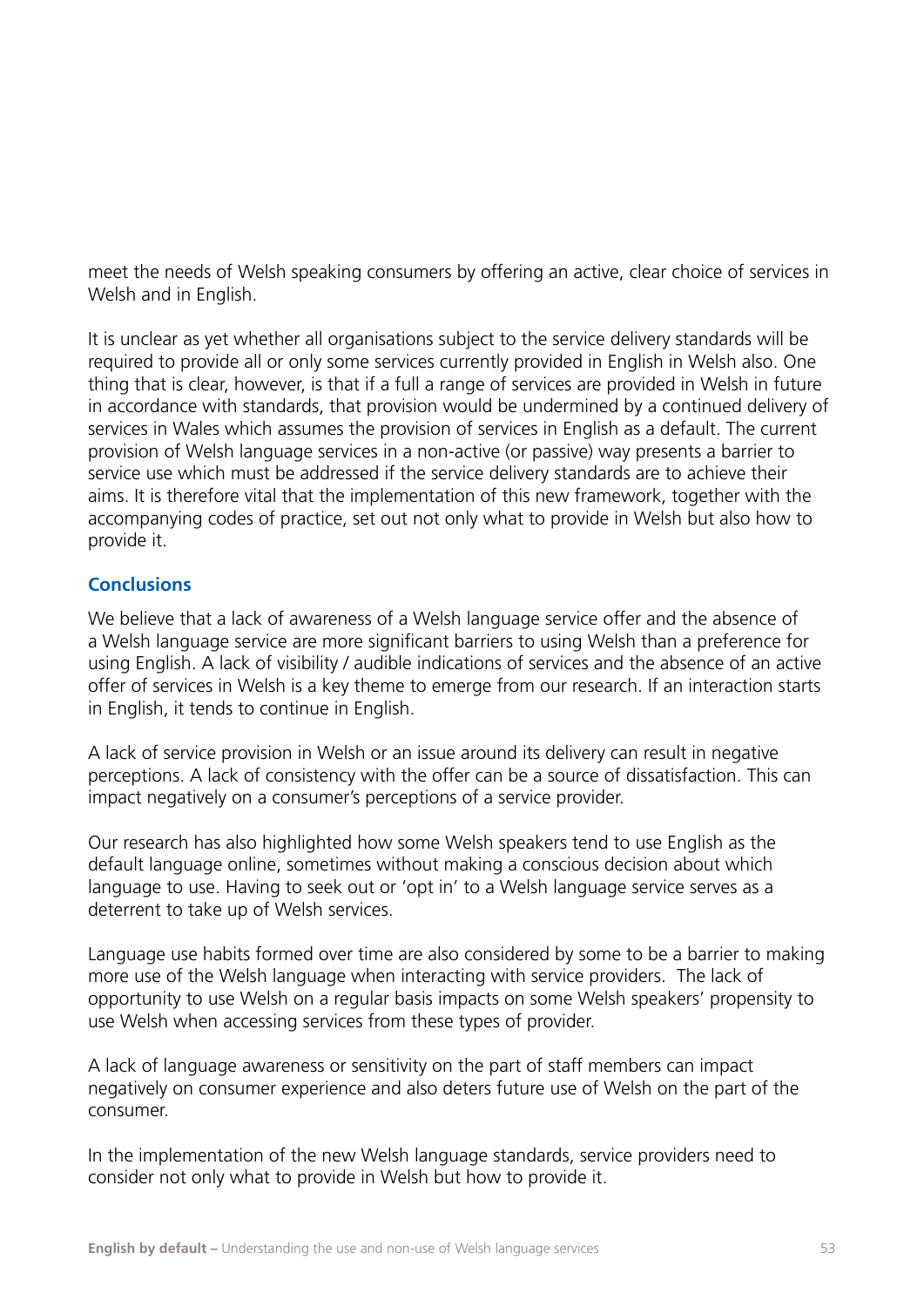meet the needs of Welsh speaking consumers by offering an active, clear choice of services in Welsh and in English.

It is unclear as yet whether all organisations subject to the service delivery standards will be required to provide all or only some services currently provided in English in Welsh also. One thing that is clear, however, is that if a full a range of services are provided in Welsh in future in accordance with standards, that provision would be undermined by a continued delivery of services in Wales which assumes the provision of services in English as a default. The current provision of Welsh language services in a non-active (or passive) way presents a barrier to service use which must be addressed if the service delivery standards are to achieve their aims. It is therefore vital that the implementation of this new framework, together with the accompanying codes of practice, set out not only what to provide in Welsh but also how to provide it.

### Conclusions

We believe that a lack of awareness of a Welsh language service offer and the absence of a Welsh language service are more significant barriers to using Welsh than a preference for using English. A lack of visibility / audible indications of services and the absence of an active offer of services in Welsh is a key theme to emerge from our research. If an interaction starts in English, it tends to continue in English.

A lack of service provision in Welsh or an issue around its delivery can result in negative perceptions. A lack of consistency with the offer can be a source of dissatisfaction. This can impact negatively on a consumer's perceptions of a service provider.

Our research has also highlighted how some Welsh speakers tend to use English as the default language online, sometimes without making a conscious decision about which language to use. Having to seek out or 'opt in' to a Welsh language service serves as a deterrent to take up of Welsh services.

Language use habits formed over time are also considered by some to be a barrier to making more use of the Welsh language when interacting with service providers. The lack of opportunity to use Welsh on a regular basis impacts on some Welsh speakers' propensity to use Welsh when accessing services from these types of provider.

A lack of language awareness or sensitivity on the part of staff members can impact negatively on consumer experience and also deters future use of Welsh on the part of the consumer.

In the implementation of the new Welsh language standards, service providers need to consider not only what to provide in Welsh but how to provide it.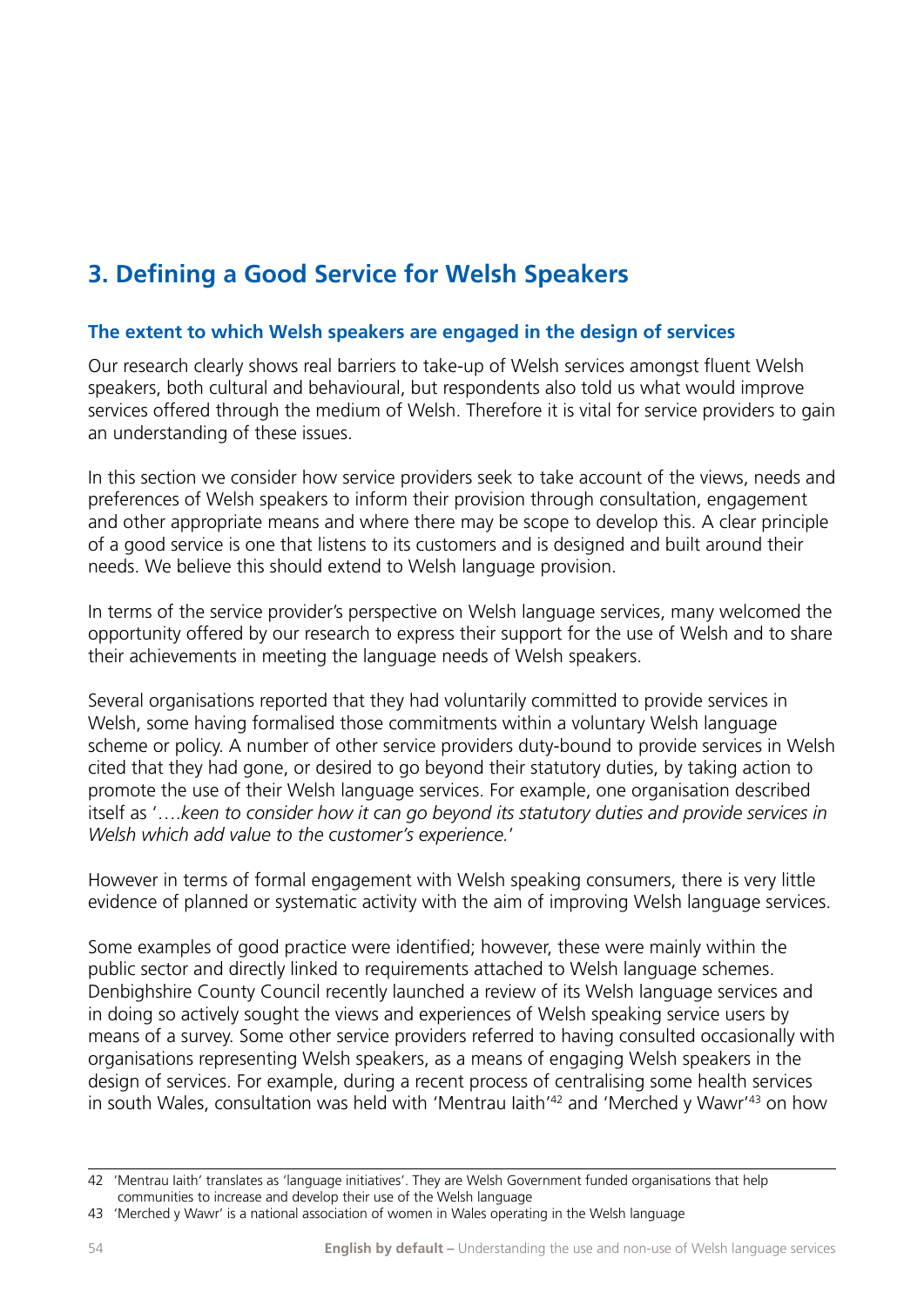## 3. Defining a Good Service for Welsh Speakers

### The extent to which Welsh speakers are engaged in the design of services

Our research clearly shows real barriers to take-up of Welsh services amongst fluent Welsh speakers, both cultural and behavioural, but respondents also told us what would improve services offered through the medium of Welsh. Therefore it is vital for service providers to gain an understanding of these issues.

In this section we consider how service providers seek to take account of the views, needs and preferences of Welsh speakers to inform their provision through consultation, engagement and other appropriate means and where there may be scope to develop this. A clear principle of a good service is one that listens to its customers and is designed and built around their needs. We believe this should extend to Welsh language provision.

In terms of the service provider's perspective on Welsh language services, many welcomed the opportunity offered by our research to express their support for the use of Welsh and to share their achievements in meeting the language needs of Welsh speakers.

Several organisations reported that they had voluntarily committed to provide services in Welsh, some having formalised those commitments within a voluntary Welsh language scheme or policy. A number of other service providers duty-bound to provide services in Welsh cited that they had gone, or desired to go beyond their statutory duties, by taking action to promote the use of their Welsh language services. For example, one organisation described itself as '*….keen to consider how it can go beyond its statutory duties and provide services in Welsh which add value to the customer's experience.*'

However in terms of formal engagement with Welsh speaking consumers, there is very little evidence of planned or systematic activity with the aim of improving Welsh language services.

Some examples of good practice were identified; however, these were mainly within the public sector and directly linked to requirements attached to Welsh language schemes. Denbighshire County Council recently launched a review of its Welsh language services and in doing so actively sought the views and experiences of Welsh speaking service users by means of a survey. Some other service providers referred to having consulted occasionally with organisations representing Welsh speakers, as a means of engaging Welsh speakers in the design of services. For example, during a recent process of centralising some health services in south Wales, consultation was held with 'Mentrau Iaith'[42] and 'Merched y Wawr'[43] on how

---

42 'Mentrau Iaith' translates as 'language initiatives'. They are Welsh Government funded organisations that help communities to increase and develop their use of the Welsh language

43 'Merched y Wawr' is a national association of women in Wales operating in the Welsh language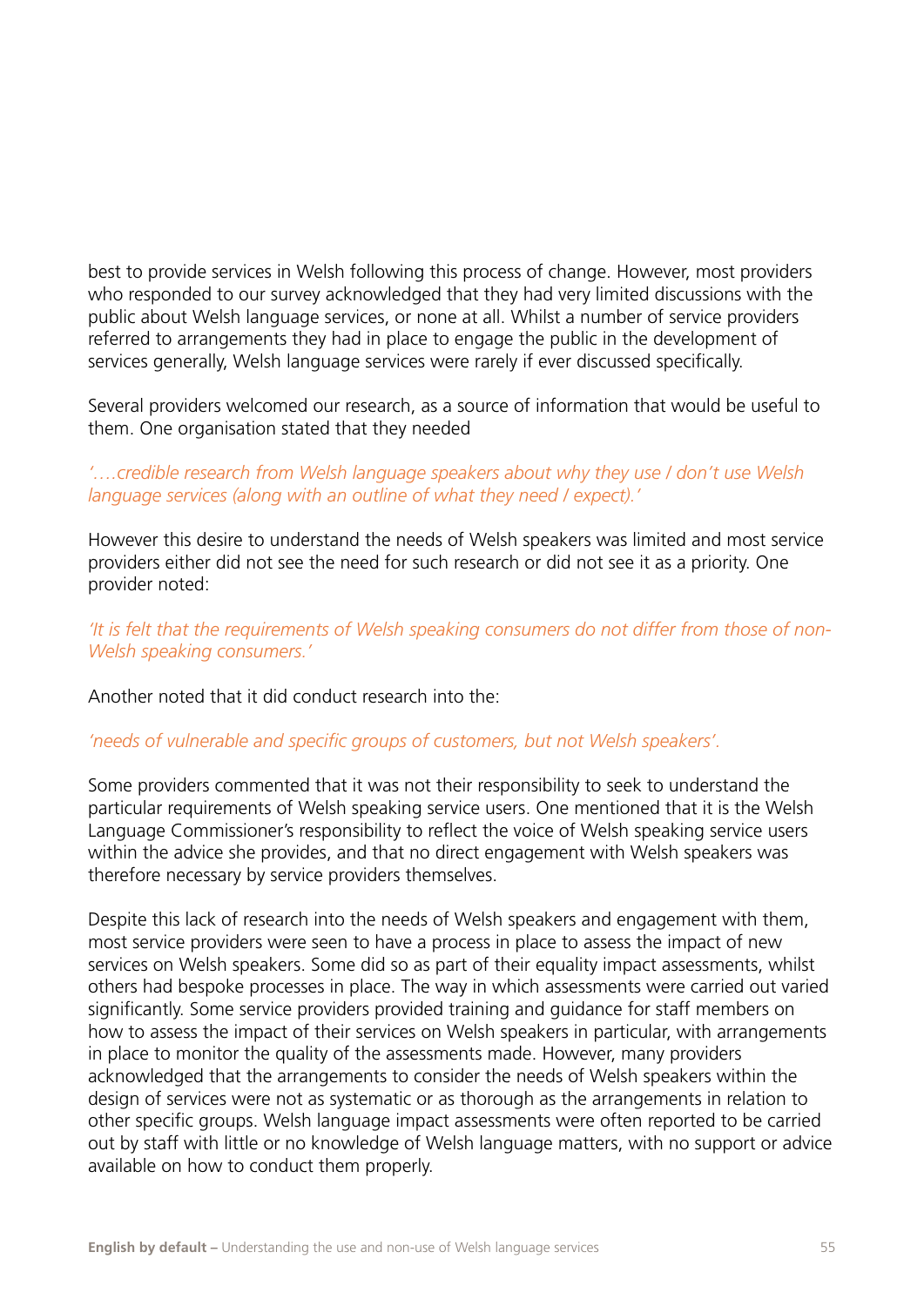best to provide services in Welsh following this process of change. However, most providers who responded to our survey acknowledged that they had very limited discussions with the public about Welsh language services, or none at all. Whilst a number of service providers referred to arrangements they had in place to engage the public in the development of services generally, Welsh language services were rarely if ever discussed specifically.

Several providers welcomed our research, as a source of information that would be useful to them. One organisation stated that they needed

*'….credible research from Welsh language speakers about why they use / don't use Welsh language services (along with an outline of what they need / expect).'*

However this desire to understand the needs of Welsh speakers was limited and most service providers either did not see the need for such research or did not see it as a priority. One provider noted:

*'It is felt that the requirements of Welsh speaking consumers do not differ from those of non-Welsh speaking consumers.'*

Another noted that it did conduct research into the:

*'needs of vulnerable and specific groups of customers, but not Welsh speakers'.*

Some providers commented that it was not their responsibility to seek to understand the particular requirements of Welsh speaking service users. One mentioned that it is the Welsh Language Commissioner's responsibility to reflect the voice of Welsh speaking service users within the advice she provides, and that no direct engagement with Welsh speakers was therefore necessary by service providers themselves.

Despite this lack of research into the needs of Welsh speakers and engagement with them, most service providers were seen to have a process in place to assess the impact of new services on Welsh speakers. Some did so as part of their equality impact assessments, whilst others had bespoke processes in place. The way in which assessments were carried out varied significantly. Some service providers provided training and guidance for staff members on how to assess the impact of their services on Welsh speakers in particular, with arrangements in place to monitor the quality of the assessments made. However, many providers acknowledged that the arrangements to consider the needs of Welsh speakers within the design of services were not as systematic or as thorough as the arrangements in relation to other specific groups. Welsh language impact assessments were often reported to be carried out by staff with little or no knowledge of Welsh language matters, with no support or advice available on how to conduct them properly.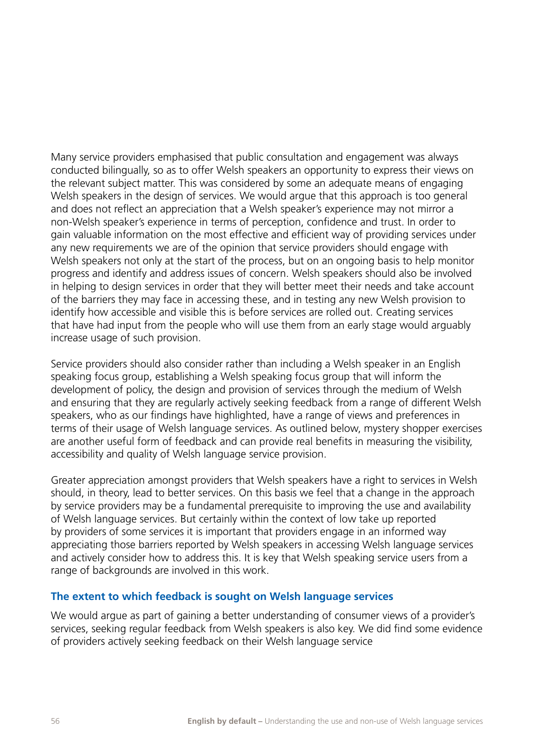Many service providers emphasised that public consultation and engagement was always conducted bilingually, so as to offer Welsh speakers an opportunity to express their views on the relevant subject matter. This was considered by some an adequate means of engaging Welsh speakers in the design of services. We would argue that this approach is too general and does not reflect an appreciation that a Welsh speaker's experience may not mirror a non-Welsh speaker's experience in terms of perception, confidence and trust. In order to gain valuable information on the most effective and efficient way of providing services under any new requirements we are of the opinion that service providers should engage with Welsh speakers not only at the start of the process, but on an ongoing basis to help monitor progress and identify and address issues of concern. Welsh speakers should also be involved in helping to design services in order that they will better meet their needs and take account of the barriers they may face in accessing these, and in testing any new Welsh provision to identify how accessible and visible this is before services are rolled out. Creating services that have had input from the people who will use them from an early stage would arguably increase usage of such provision.

Service providers should also consider rather than including a Welsh speaker in an English speaking focus group, establishing a Welsh speaking focus group that will inform the development of policy, the design and provision of services through the medium of Welsh and ensuring that they are regularly actively seeking feedback from a range of different Welsh speakers, who as our findings have highlighted, have a range of views and preferences in terms of their usage of Welsh language services. As outlined below, mystery shopper exercises are another useful form of feedback and can provide real benefits in measuring the visibility, accessibility and quality of Welsh language service provision.

Greater appreciation amongst providers that Welsh speakers have a right to services in Welsh should, in theory, lead to better services. On this basis we feel that a change in the approach by service providers may be a fundamental prerequisite to improving the use and availability of Welsh language services. But certainly within the context of low take up reported by providers of some services it is important that providers engage in an informed way appreciating those barriers reported by Welsh speakers in accessing Welsh language services and actively consider how to address this. It is key that Welsh speaking service users from a range of backgrounds are involved in this work.

### The extent to which feedback is sought on Welsh language services

We would argue as part of gaining a better understanding of consumer views of a provider's services, seeking regular feedback from Welsh speakers is also key. We did find some evidence of providers actively seeking feedback on their Welsh language service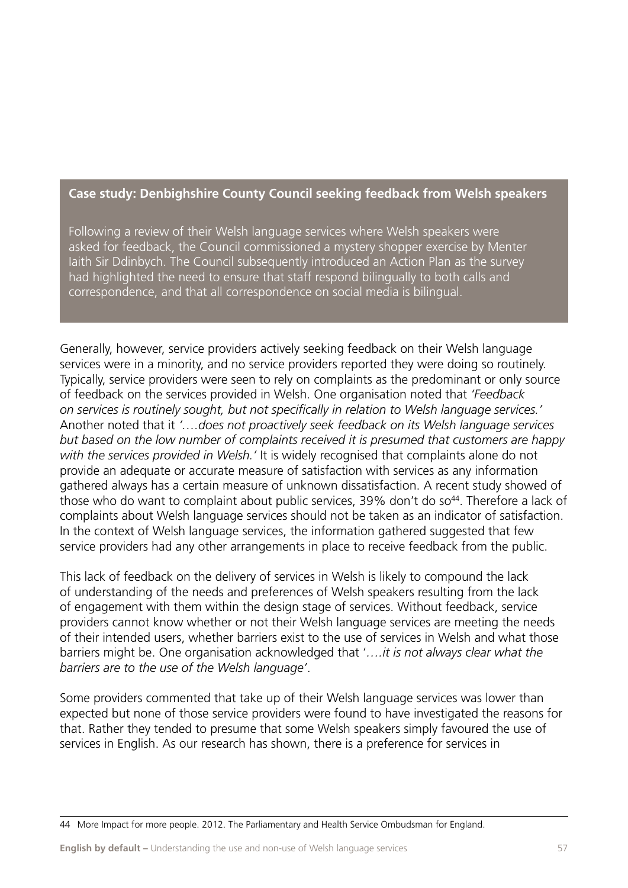**Case study: Denbighshire County Council seeking feedback from Welsh speakers**

Following a review of their Welsh language services where Welsh speakers were asked for feedback, the Council commissioned a mystery shopper exercise by Menter Iaith Sir Ddinbych. The Council subsequently introduced an Action Plan as the survey had highlighted the need to ensure that staff respond bilingually to both calls and correspondence, and that all correspondence on social media is bilingual.

Generally, however, service providers actively seeking feedback on their Welsh language services were in a minority, and no service providers reported they were doing so routinely. Typically, service providers were seen to rely on complaints as the predominant or only source of feedback on the services provided in Welsh. One organisation noted that *'Feedback on services is routinely sought, but not specifically in relation to Welsh language services.'* Another noted that it *'….does not proactively seek feedback on its Welsh language services but based on the low number of complaints received it is presumed that customers are happy with the services provided in Welsh.'* It is widely recognised that complaints alone do not provide an adequate or accurate measure of satisfaction with services as any information gathered always has a certain measure of unknown dissatisfaction. A recent study showed of those who do want to complaint about public services, 39% don't do so[44]. Therefore a lack of complaints about Welsh language services should not be taken as an indicator of satisfaction. In the context of Welsh language services, the information gathered suggested that few service providers had any other arrangements in place to receive feedback from the public.

This lack of feedback on the delivery of services in Welsh is likely to compound the lack of understanding of the needs and preferences of Welsh speakers resulting from the lack of engagement with them within the design stage of services. Without feedback, service providers cannot know whether or not their Welsh language services are meeting the needs of their intended users, whether barriers exist to the use of services in Welsh and what those barriers might be. One organisation acknowledged that '….*it is not always clear what the barriers are to the use of the Welsh language'*.

Some providers commented that take up of their Welsh language services was lower than expected but none of those service providers were found to have investigated the reasons for that. Rather they tended to presume that some Welsh speakers simply favoured the use of services in English. As our research has shown, there is a preference for services in

44 More Impact for more people. 2012. The Parliamentary and Health Service Ombudsman for England.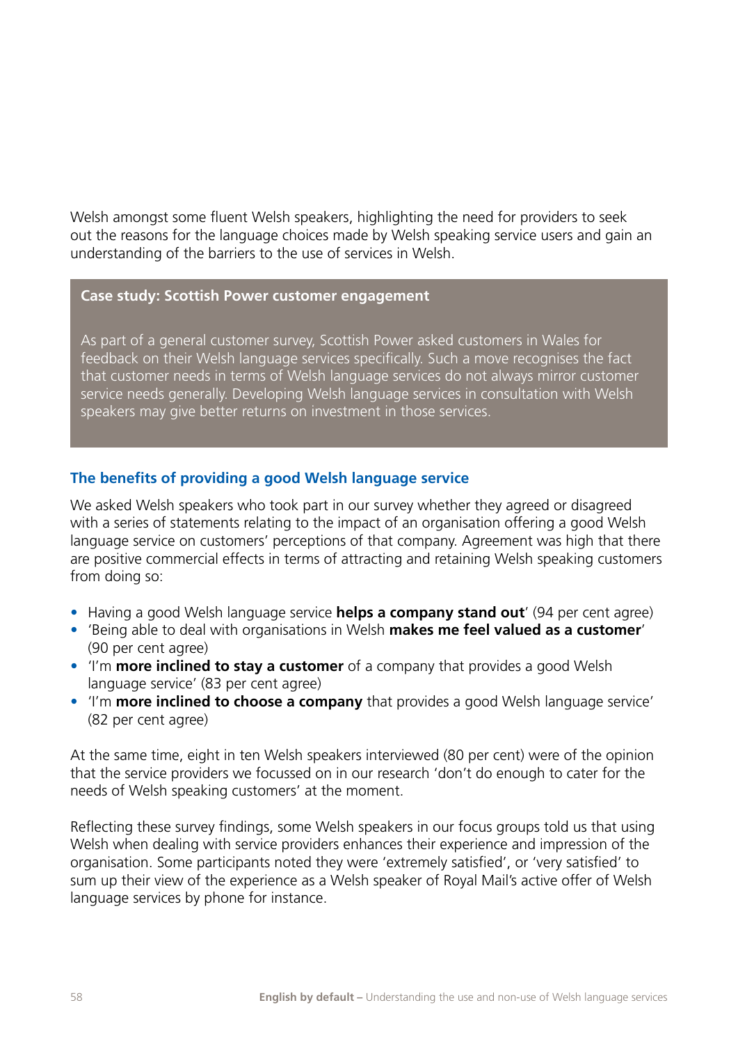Welsh amongst some fluent Welsh speakers, highlighting the need for providers to seek out the reasons for the language choices made by Welsh speaking service users and gain an understanding of the barriers to the use of services in Welsh.

> **Case study: Scottish Power customer engagement**
>
> As part of a general customer survey, Scottish Power asked customers in Wales for feedback on their Welsh language services specifically. Such a move recognises the fact that customer needs in terms of Welsh language services do not always mirror customer service needs generally. Developing Welsh language services in consultation with Welsh speakers may give better returns on investment in those services.

### The benefits of providing a good Welsh language service

We asked Welsh speakers who took part in our survey whether they agreed or disagreed with a series of statements relating to the impact of an organisation offering a good Welsh language service on customers' perceptions of that company. Agreement was high that there are positive commercial effects in terms of attracting and retaining Welsh speaking customers from doing so:

- Having a good Welsh language service **helps a company stand out**' (94 per cent agree)
- 'Being able to deal with organisations in Welsh **makes me feel valued as a customer**' (90 per cent agree)
- 'I'm **more inclined to stay a customer** of a company that provides a good Welsh language service' (83 per cent agree)
- 'I'm **more inclined to choose a company** that provides a good Welsh language service' (82 per cent agree)

At the same time, eight in ten Welsh speakers interviewed (80 per cent) were of the opinion that the service providers we focussed on in our research 'don't do enough to cater for the needs of Welsh speaking customers' at the moment.

Reflecting these survey findings, some Welsh speakers in our focus groups told us that using Welsh when dealing with service providers enhances their experience and impression of the organisation. Some participants noted they were 'extremely satisfied', or 'very satisfied' to sum up their view of the experience as a Welsh speaker of Royal Mail's active offer of Welsh language services by phone for instance.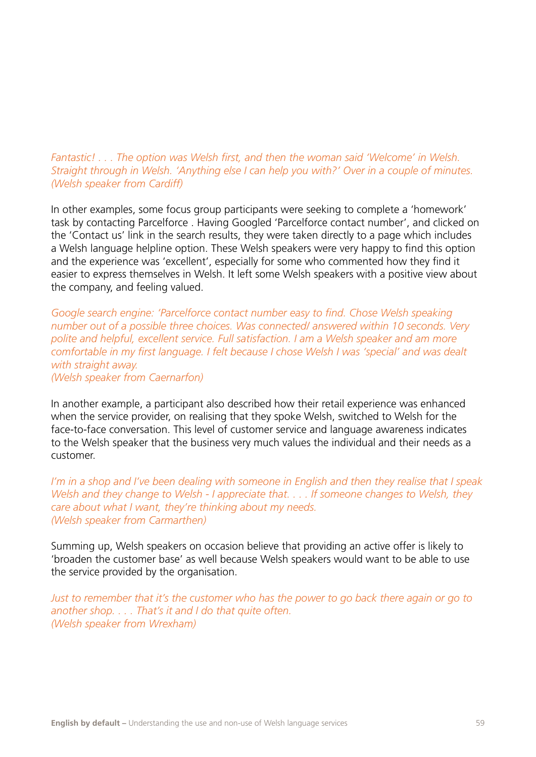*Fantastic! . . . The option was Welsh first, and then the woman said 'Welcome' in Welsh. Straight through in Welsh. 'Anything else I can help you with?' Over in a couple of minutes.*
*(Welsh speaker from Cardiff)*

In other examples, some focus group participants were seeking to complete a 'homework' task by contacting Parcelforce . Having Googled 'Parcelforce contact number', and clicked on the 'Contact us' link in the search results, they were taken directly to a page which includes a Welsh language helpline option. These Welsh speakers were very happy to find this option and the experience was 'excellent', especially for some who commented how they find it easier to express themselves in Welsh. It left some Welsh speakers with a positive view about the company, and feeling valued.

*Google search engine: 'Parcelforce contact number easy to find. Chose Welsh speaking number out of a possible three choices. Was connected/ answered within 10 seconds. Very polite and helpful, excellent service. Full satisfaction. I am a Welsh speaker and am more comfortable in my first language. I felt because I chose Welsh I was 'special' and was dealt with straight away.*
*(Welsh speaker from Caernarfon)*

In another example, a participant also described how their retail experience was enhanced when the service provider, on realising that they spoke Welsh, switched to Welsh for the face-to-face conversation. This level of customer service and language awareness indicates to the Welsh speaker that the business very much values the individual and their needs as a customer.

*I'm in a shop and I've been dealing with someone in English and then they realise that I speak Welsh and they change to Welsh - I appreciate that. . . . If someone changes to Welsh, they care about what I want, they're thinking about my needs.*
*(Welsh speaker from Carmarthen)*

Summing up, Welsh speakers on occasion believe that providing an active offer is likely to 'broaden the customer base' as well because Welsh speakers would want to be able to use the service provided by the organisation.

*Just to remember that it's the customer who has the power to go back there again or go to another shop. . . . That's it and I do that quite often.*
*(Welsh speaker from Wrexham)*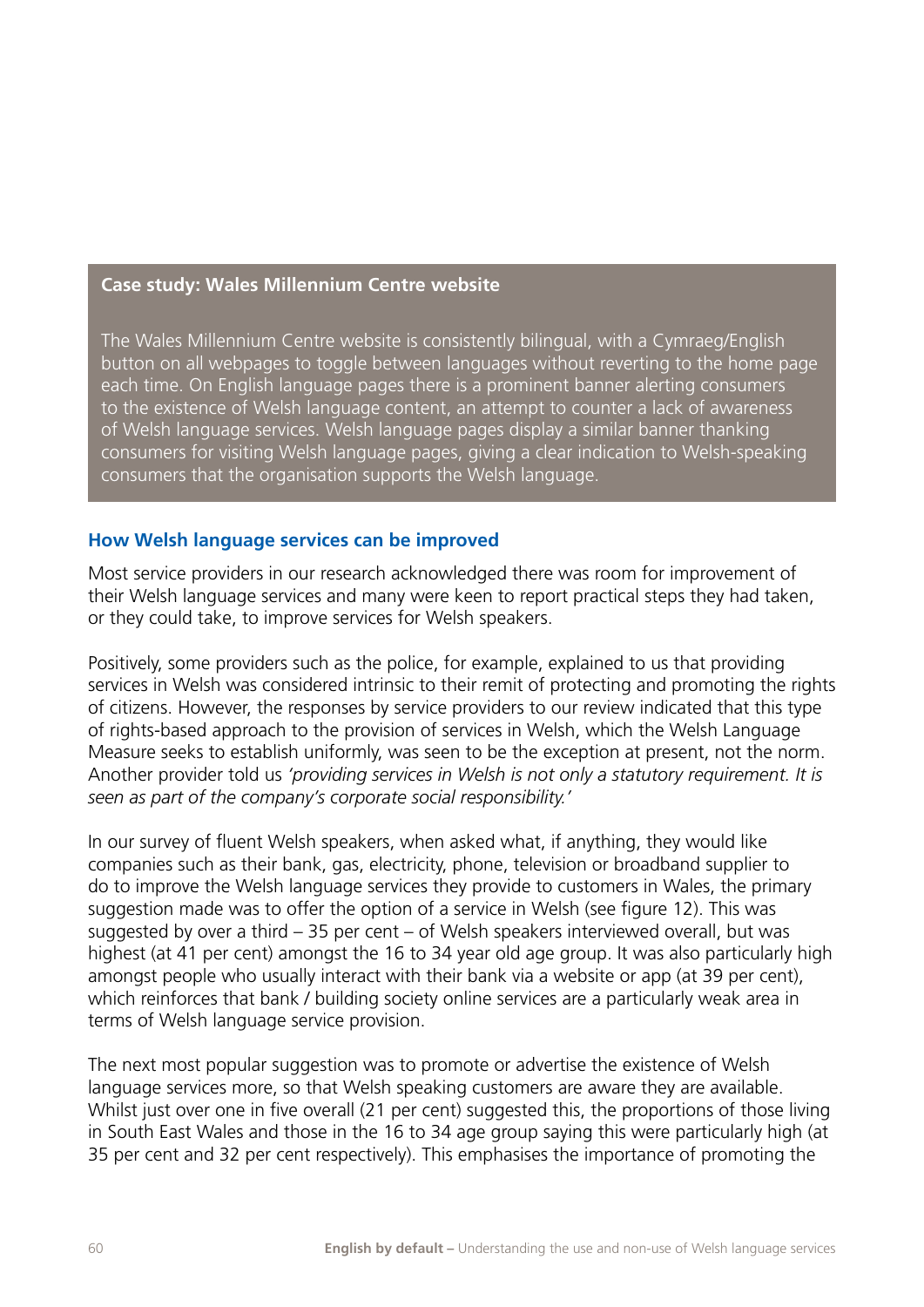**Case study: Wales Millennium Centre website**

The Wales Millennium Centre website is consistently bilingual, with a Cymraeg/English button on all webpages to toggle between languages without reverting to the home page each time. On English language pages there is a prominent banner alerting consumers to the existence of Welsh language content, an attempt to counter a lack of awareness of Welsh language services. Welsh language pages display a similar banner thanking consumers for visiting Welsh language pages, giving a clear indication to Welsh-speaking consumers that the organisation supports the Welsh language.

## How Welsh language services can be improved

Most service providers in our research acknowledged there was room for improvement of their Welsh language services and many were keen to report practical steps they had taken, or they could take, to improve services for Welsh speakers.

Positively, some providers such as the police, for example, explained to us that providing services in Welsh was considered intrinsic to their remit of protecting and promoting the rights of citizens. However, the responses by service providers to our review indicated that this type of rights-based approach to the provision of services in Welsh, which the Welsh Language Measure seeks to establish uniformly, was seen to be the exception at present, not the norm. Another provider told us *'providing services in Welsh is not only a statutory requirement. It is seen as part of the company's corporate social responsibility.'*

In our survey of fluent Welsh speakers, when asked what, if anything, they would like companies such as their bank, gas, electricity, phone, television or broadband supplier to do to improve the Welsh language services they provide to customers in Wales, the primary suggestion made was to offer the option of a service in Welsh (see figure 12). This was suggested by over a third – 35 per cent – of Welsh speakers interviewed overall, but was highest (at 41 per cent) amongst the 16 to 34 year old age group. It was also particularly high amongst people who usually interact with their bank via a website or app (at 39 per cent), which reinforces that bank / building society online services are a particularly weak area in terms of Welsh language service provision.

The next most popular suggestion was to promote or advertise the existence of Welsh language services more, so that Welsh speaking customers are aware they are available. Whilst just over one in five overall (21 per cent) suggested this, the proportions of those living in South East Wales and those in the 16 to 34 age group saying this were particularly high (at 35 per cent and 32 per cent respectively). This emphasises the importance of promoting the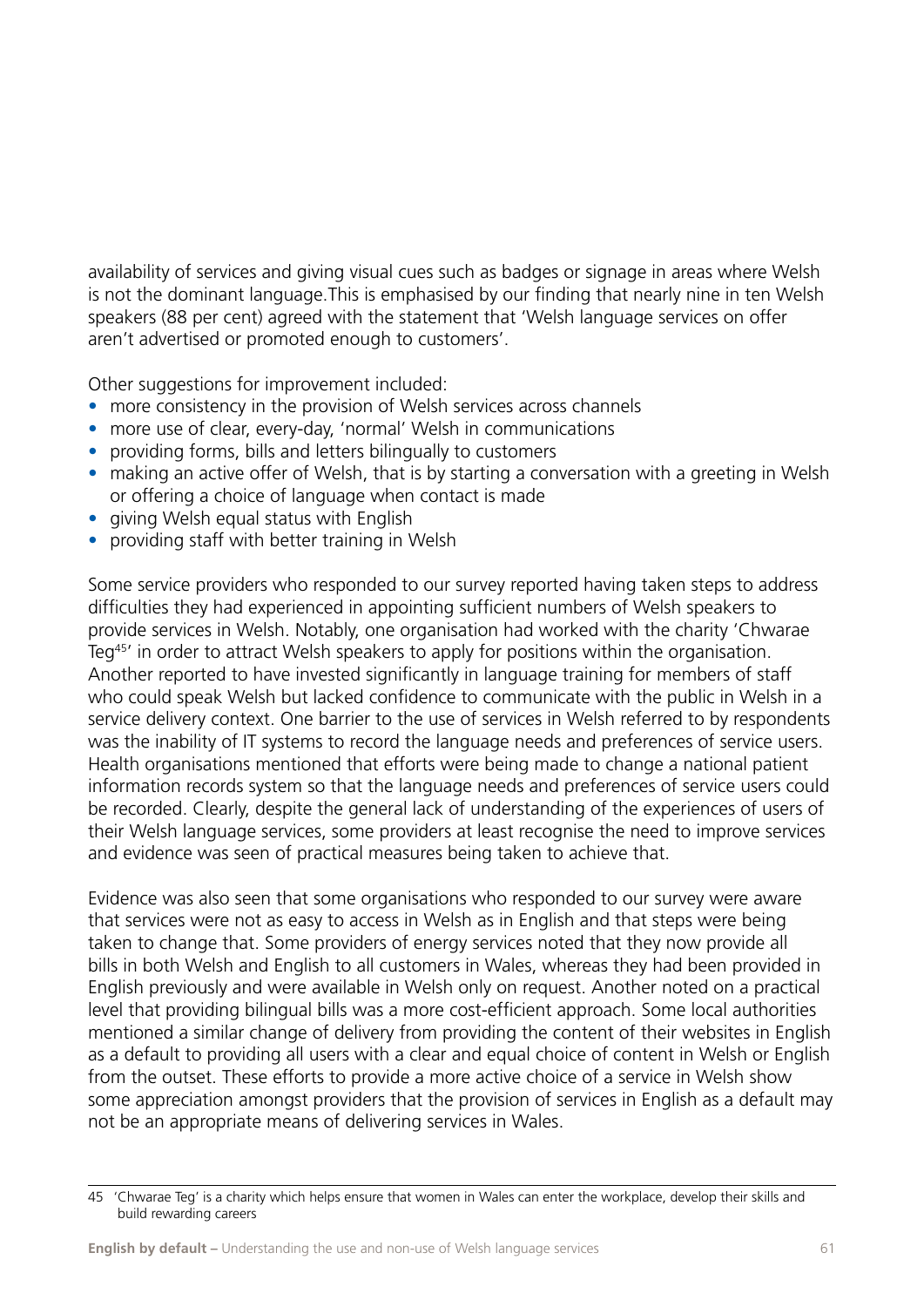availability of services and giving visual cues such as badges or signage in areas where Welsh is not the dominant language.This is emphasised by our finding that nearly nine in ten Welsh speakers (88 per cent) agreed with the statement that 'Welsh language services on offer aren't advertised or promoted enough to customers'.

Other suggestions for improvement included:

- more consistency in the provision of Welsh services across channels
- more use of clear, every-day, 'normal' Welsh in communications
- providing forms, bills and letters bilingually to customers
- making an active offer of Welsh, that is by starting a conversation with a greeting in Welsh or offering a choice of language when contact is made
- giving Welsh equal status with English
- providing staff with better training in Welsh

Some service providers who responded to our survey reported having taken steps to address difficulties they had experienced in appointing sufficient numbers of Welsh speakers to provide services in Welsh. Notably, one organisation had worked with the charity 'Chwarae Teg[45]' in order to attract Welsh speakers to apply for positions within the organisation. Another reported to have invested significantly in language training for members of staff who could speak Welsh but lacked confidence to communicate with the public in Welsh in a service delivery context. One barrier to the use of services in Welsh referred to by respondents was the inability of IT systems to record the language needs and preferences of service users. Health organisations mentioned that efforts were being made to change a national patient information records system so that the language needs and preferences of service users could be recorded. Clearly, despite the general lack of understanding of the experiences of users of their Welsh language services, some providers at least recognise the need to improve services and evidence was seen of practical measures being taken to achieve that.

Evidence was also seen that some organisations who responded to our survey were aware that services were not as easy to access in Welsh as in English and that steps were being taken to change that. Some providers of energy services noted that they now provide all bills in both Welsh and English to all customers in Wales, whereas they had been provided in English previously and were available in Welsh only on request. Another noted on a practical level that providing bilingual bills was a more cost-efficient approach. Some local authorities mentioned a similar change of delivery from providing the content of their websites in English as a default to providing all users with a clear and equal choice of content in Welsh or English from the outset. These efforts to provide a more active choice of a service in Welsh show some appreciation amongst providers that the provision of services in English as a default may not be an appropriate means of delivering services in Wales.

---

45 'Chwarae Teg' is a charity which helps ensure that women in Wales can enter the workplace, develop their skills and build rewarding careers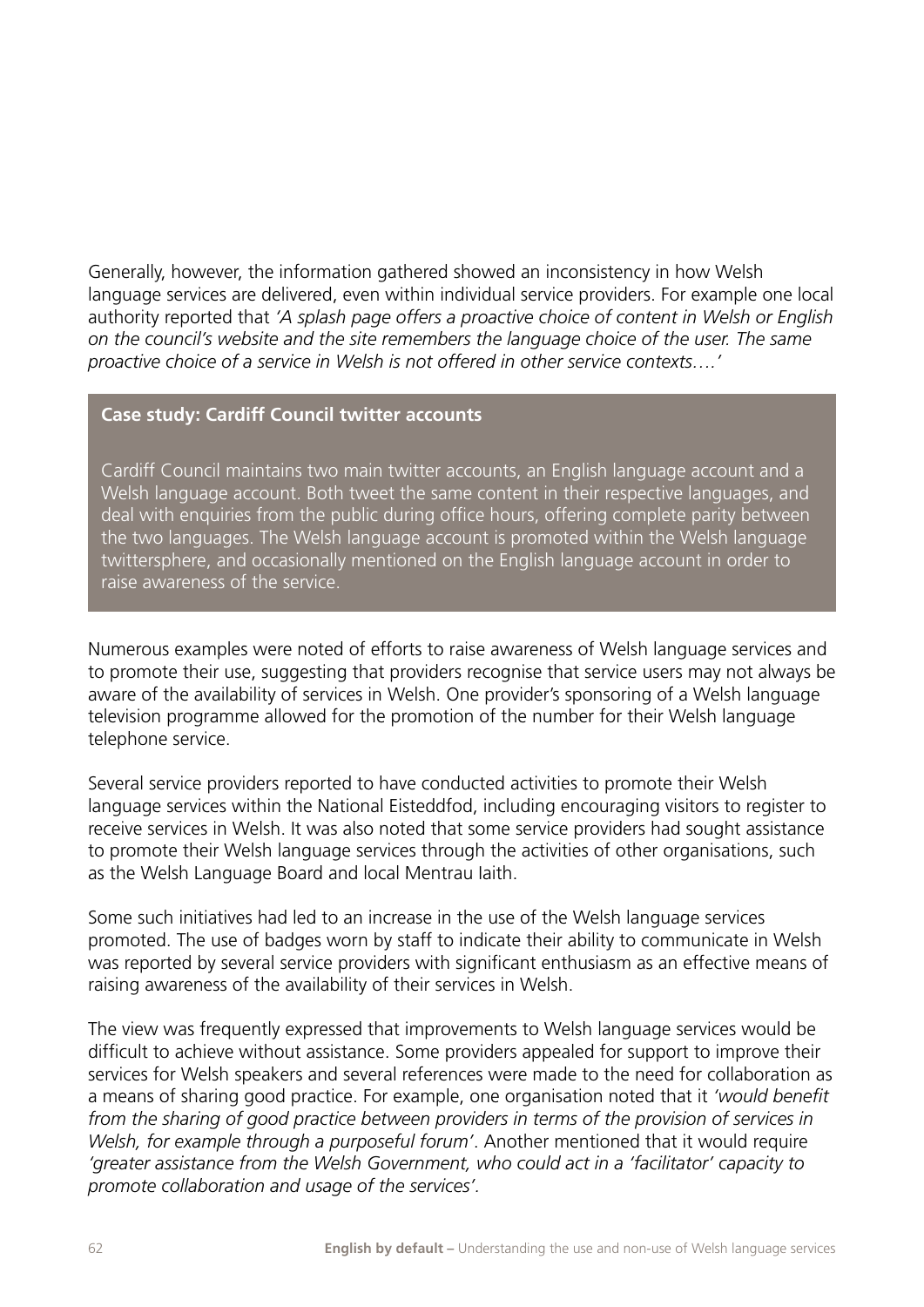Generally, however, the information gathered showed an inconsistency in how Welsh language services are delivered, even within individual service providers. For example one local authority reported that *'A splash page offers a proactive choice of content in Welsh or English on the council's website and the site remembers the language choice of the user. The same proactive choice of a service in Welsh is not offered in other service contexts….'*

**Case study: Cardiff Council twitter accounts**

Cardiff Council maintains two main twitter accounts, an English language account and a Welsh language account. Both tweet the same content in their respective languages, and deal with enquiries from the public during office hours, offering complete parity between the two languages. The Welsh language account is promoted within the Welsh language twittersphere, and occasionally mentioned on the English language account in order to raise awareness of the service.

Numerous examples were noted of efforts to raise awareness of Welsh language services and to promote their use, suggesting that providers recognise that service users may not always be aware of the availability of services in Welsh. One provider's sponsoring of a Welsh language television programme allowed for the promotion of the number for their Welsh language telephone service.

Several service providers reported to have conducted activities to promote their Welsh language services within the National Eisteddfod, including encouraging visitors to register to receive services in Welsh. It was also noted that some service providers had sought assistance to promote their Welsh language services through the activities of other organisations, such as the Welsh Language Board and local Mentrau Iaith.

Some such initiatives had led to an increase in the use of the Welsh language services promoted. The use of badges worn by staff to indicate their ability to communicate in Welsh was reported by several service providers with significant enthusiasm as an effective means of raising awareness of the availability of their services in Welsh.

The view was frequently expressed that improvements to Welsh language services would be difficult to achieve without assistance. Some providers appealed for support to improve their services for Welsh speakers and several references were made to the need for collaboration as a means of sharing good practice. For example, one organisation noted that it *'would benefit from the sharing of good practice between providers in terms of the provision of services in Welsh, for example through a purposeful forum'*. Another mentioned that it would require *'greater assistance from the Welsh Government, who could act in a 'facilitator' capacity to promote collaboration and usage of the services'.*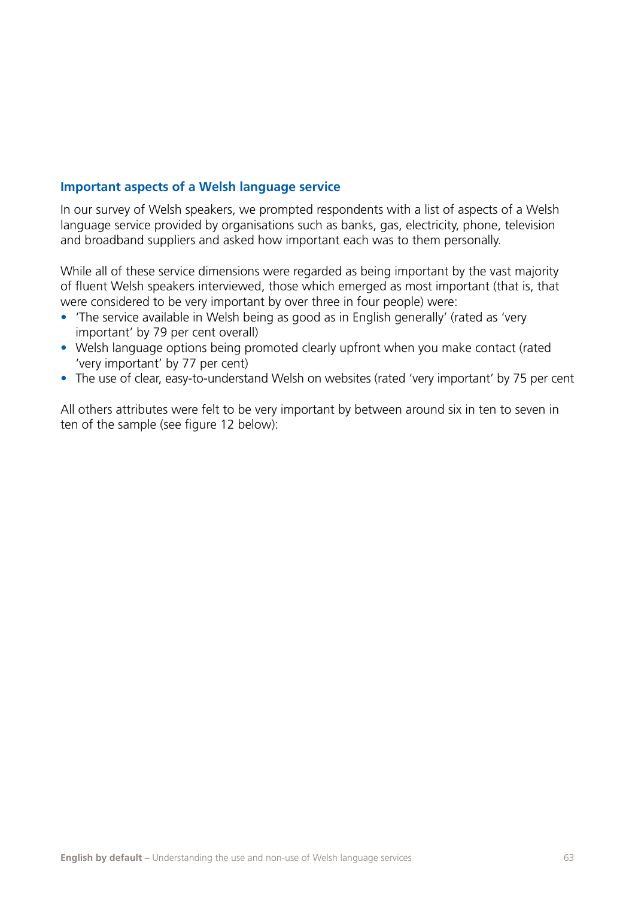### Important aspects of a Welsh language service

In our survey of Welsh speakers, we prompted respondents with a list of aspects of a Welsh language service provided by organisations such as banks, gas, electricity, phone, television and broadband suppliers and asked how important each was to them personally.

While all of these service dimensions were regarded as being important by the vast majority of fluent Welsh speakers interviewed, those which emerged as most important (that is, that were considered to be very important by over three in four people) were:

- 'The service available in Welsh being as good as in English generally' (rated as 'very important' by 79 per cent overall)
- Welsh language options being promoted clearly upfront when you make contact (rated 'very important' by 77 per cent)
- The use of clear, easy-to-understand Welsh on websites (rated 'very important' by 75 per cent

All others attributes were felt to be very important by between around six in ten to seven in ten of the sample (see figure 12 below):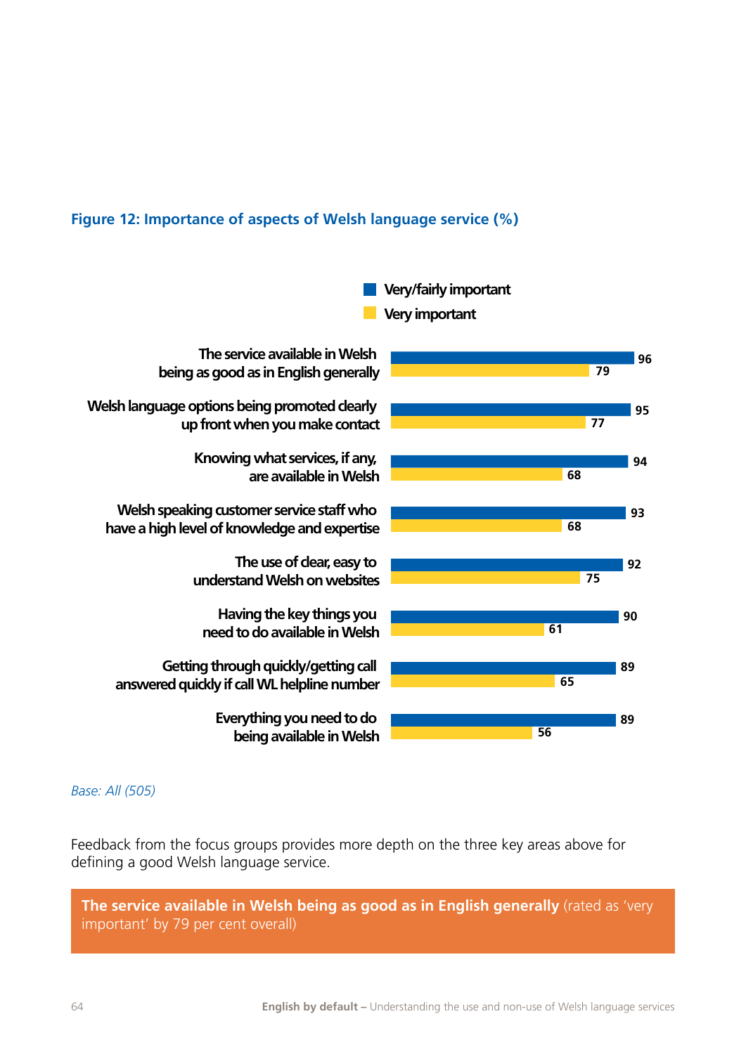**Figure 12: Importance of aspects of Welsh language service (%)**

| | Very/fairly important | Very important |
|---|---|---|
| The service available in Welsh being as good as in English generally | 96 | 79 |
| Welsh language options being promoted clearly up front when you make contact | 95 | 77 |
| Knowing what services, if any, are available in Welsh | 94 | 68 |
| Welsh speaking customer service staff who have a high level of knowledge and expertise | 93 | 68 |
| The use of clear, easy to understand Welsh on websites | 92 | 75 |
| Having the key things you need to do available in Welsh | 90 | 61 |
| Getting through quickly/getting call answered quickly if call WL helpline number | 89 | 65 |
| Everything you need to do being available in Welsh | 89 | 56 |

*Base: All (505)*

Feedback from the focus groups provides more depth on the three key areas above for defining a good Welsh language service.

**The service available in Welsh being as good as in English generally** (rated as 'very important' by 79 per cent overall)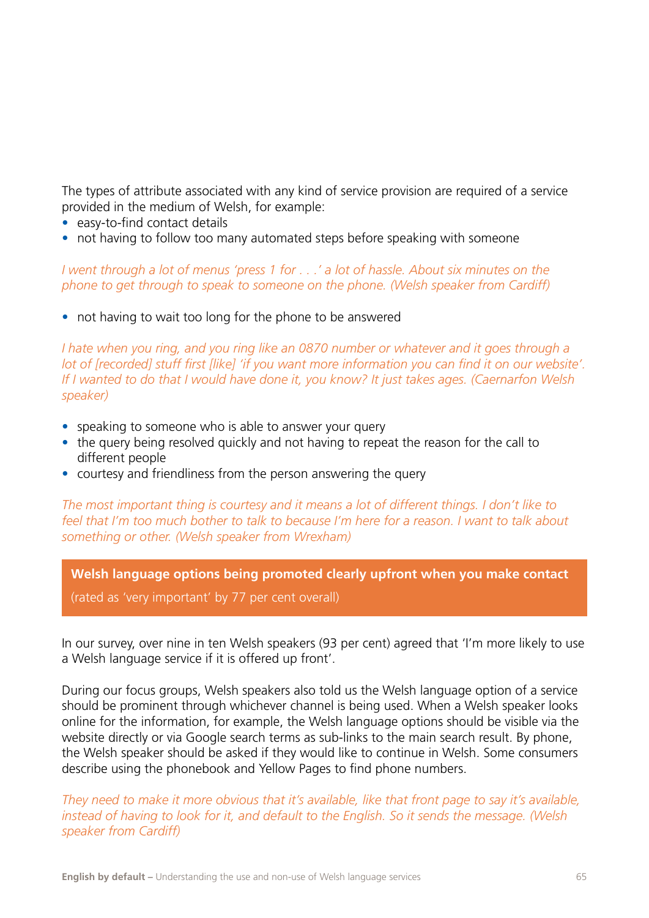The types of attribute associated with any kind of service provision are required of a service provided in the medium of Welsh, for example:

- easy-to-find contact details
- not having to follow too many automated steps before speaking with someone

*I went through a lot of menus 'press 1 for . . .' a lot of hassle. About six minutes on the phone to get through to speak to someone on the phone. (Welsh speaker from Cardiff)*

- not having to wait too long for the phone to be answered

*I hate when you ring, and you ring like an 0870 number or whatever and it goes through a lot of [recorded] stuff first [like] 'if you want more information you can find it on our website'. If I wanted to do that I would have done it, you know? It just takes ages. (Caernarfon Welsh speaker)*

- speaking to someone who is able to answer your query
- the query being resolved quickly and not having to repeat the reason for the call to different people
- courtesy and friendliness from the person answering the query

*The most important thing is courtesy and it means a lot of different things. I don't like to feel that I'm too much bother to talk to because I'm here for a reason. I want to talk about something or other. (Welsh speaker from Wrexham)*

**Welsh language options being promoted clearly upfront when you make contact**

(rated as 'very important' by 77 per cent overall)

In our survey, over nine in ten Welsh speakers (93 per cent) agreed that 'I'm more likely to use a Welsh language service if it is offered up front'.

During our focus groups, Welsh speakers also told us the Welsh language option of a service should be prominent through whichever channel is being used. When a Welsh speaker looks online for the information, for example, the Welsh language options should be visible via the website directly or via Google search terms as sub-links to the main search result. By phone, the Welsh speaker should be asked if they would like to continue in Welsh. Some consumers describe using the phonebook and Yellow Pages to find phone numbers.

*They need to make it more obvious that it's available, like that front page to say it's available, instead of having to look for it, and default to the English. So it sends the message. (Welsh speaker from Cardiff)*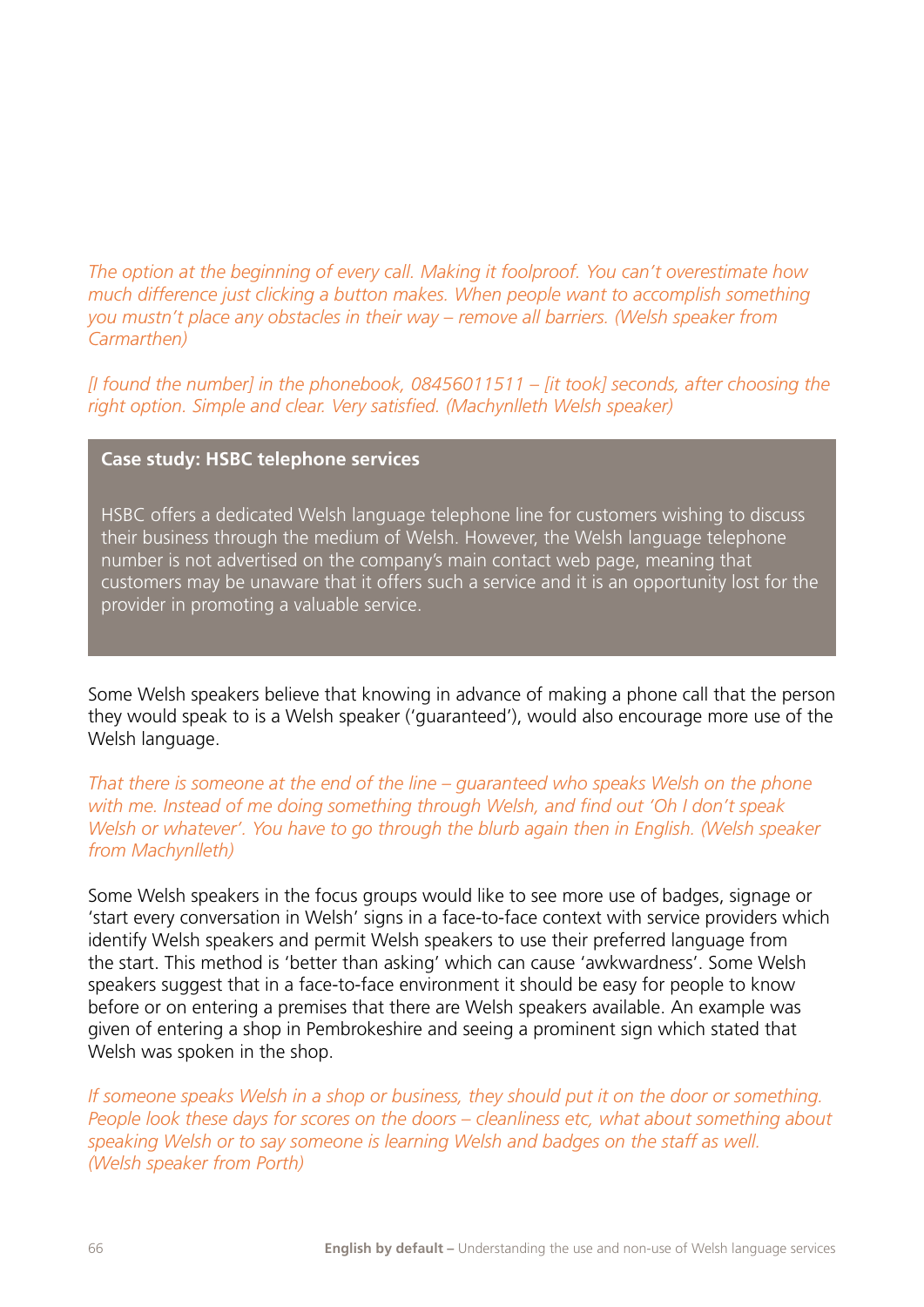*The option at the beginning of every call. Making it foolproof. You can't overestimate how much difference just clicking a button makes. When people want to accomplish something you mustn't place any obstacles in their way – remove all barriers. (Welsh speaker from Carmarthen)*

*[I found the number] in the phonebook, 08456011511 – [it took] seconds, after choosing the right option. Simple and clear. Very satisfied. (Machynlleth Welsh speaker)*

**Case study: HSBC telephone services**

HSBC offers a dedicated Welsh language telephone line for customers wishing to discuss their business through the medium of Welsh. However, the Welsh language telephone number is not advertised on the company's main contact web page, meaning that customers may be unaware that it offers such a service and it is an opportunity lost for the provider in promoting a valuable service.

Some Welsh speakers believe that knowing in advance of making a phone call that the person they would speak to is a Welsh speaker ('guaranteed'), would also encourage more use of the Welsh language.

*That there is someone at the end of the line – guaranteed who speaks Welsh on the phone with me. Instead of me doing something through Welsh, and find out 'Oh I don't speak Welsh or whatever'. You have to go through the blurb again then in English. (Welsh speaker from Machynlleth)*

Some Welsh speakers in the focus groups would like to see more use of badges, signage or 'start every conversation in Welsh' signs in a face-to-face context with service providers which identify Welsh speakers and permit Welsh speakers to use their preferred language from the start. This method is 'better than asking' which can cause 'awkwardness'. Some Welsh speakers suggest that in a face-to-face environment it should be easy for people to know before or on entering a premises that there are Welsh speakers available. An example was given of entering a shop in Pembrokeshire and seeing a prominent sign which stated that Welsh was spoken in the shop.

*If someone speaks Welsh in a shop or business, they should put it on the door or something. People look these days for scores on the doors – cleanliness etc, what about something about speaking Welsh or to say someone is learning Welsh and badges on the staff as well. (Welsh speaker from Porth)*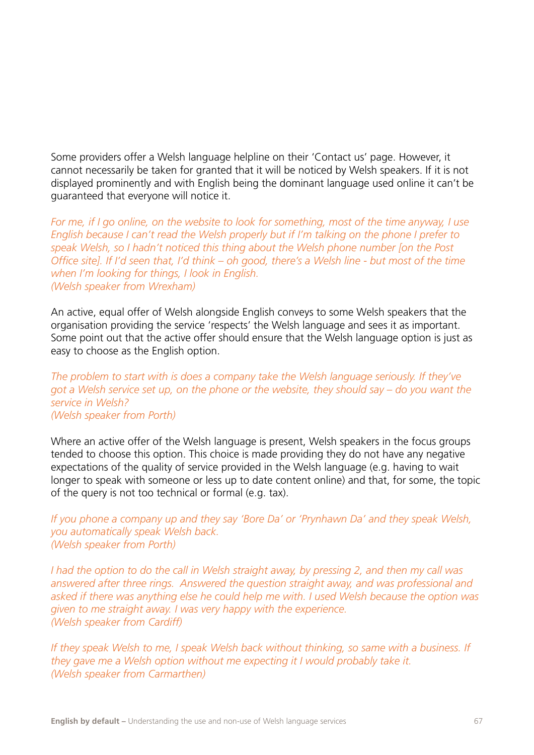Some providers offer a Welsh language helpline on their 'Contact us' page. However, it cannot necessarily be taken for granted that it will be noticed by Welsh speakers. If it is not displayed prominently and with English being the dominant language used online it can't be guaranteed that everyone will notice it.

*For me, if I go online, on the website to look for something, most of the time anyway, I use English because I can't read the Welsh properly but if I'm talking on the phone I prefer to speak Welsh, so I hadn't noticed this thing about the Welsh phone number [on the Post Office site]. If I'd seen that, I'd think – oh good, there's a Welsh line - but most of the time when I'm looking for things, I look in English.*
*(Welsh speaker from Wrexham)*

An active, equal offer of Welsh alongside English conveys to some Welsh speakers that the organisation providing the service 'respects' the Welsh language and sees it as important. Some point out that the active offer should ensure that the Welsh language option is just as easy to choose as the English option.

*The problem to start with is does a company take the Welsh language seriously. If they've got a Welsh service set up, on the phone or the website, they should say – do you want the service in Welsh?*
*(Welsh speaker from Porth)*

Where an active offer of the Welsh language is present, Welsh speakers in the focus groups tended to choose this option. This choice is made providing they do not have any negative expectations of the quality of service provided in the Welsh language (e.g. having to wait longer to speak with someone or less up to date content online) and that, for some, the topic of the query is not too technical or formal (e.g. tax).

*If you phone a company up and they say 'Bore Da' or 'Prynhawn Da' and they speak Welsh, you automatically speak Welsh back.*
*(Welsh speaker from Porth)*

*I had the option to do the call in Welsh straight away, by pressing 2, and then my call was answered after three rings. Answered the question straight away, and was professional and asked if there was anything else he could help me with. I used Welsh because the option was given to me straight away. I was very happy with the experience.*
*(Welsh speaker from Cardiff)*

*If they speak Welsh to me, I speak Welsh back without thinking, so same with a business. If they gave me a Welsh option without me expecting it I would probably take it.*
*(Welsh speaker from Carmarthen)*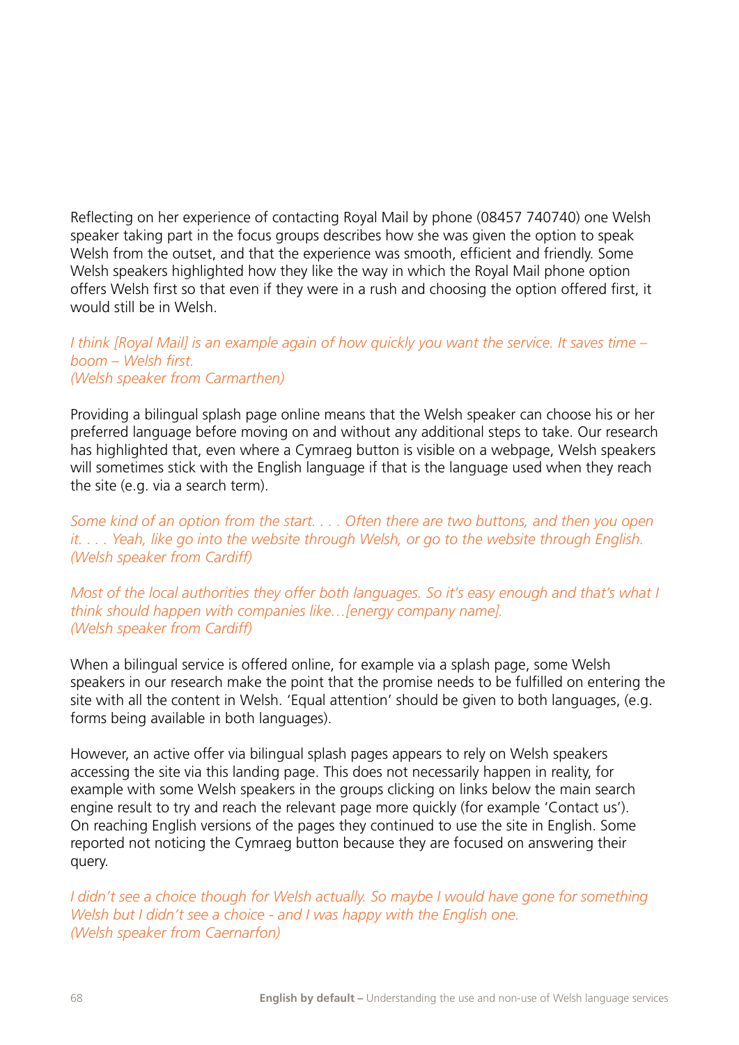Reflecting on her experience of contacting Royal Mail by phone (08457 740740) one Welsh speaker taking part in the focus groups describes how she was given the option to speak Welsh from the outset, and that the experience was smooth, efficient and friendly. Some Welsh speakers highlighted how they like the way in which the Royal Mail phone option offers Welsh first so that even if they were in a rush and choosing the option offered first, it would still be in Welsh.

*I think [Royal Mail] is an example again of how quickly you want the service. It saves time – boom – Welsh first.*
*(Welsh speaker from Carmarthen)*

Providing a bilingual splash page online means that the Welsh speaker can choose his or her preferred language before moving on and without any additional steps to take. Our research has highlighted that, even where a Cymraeg button is visible on a webpage, Welsh speakers will sometimes stick with the English language if that is the language used when they reach the site (e.g. via a search term).

*Some kind of an option from the start. . . . Often there are two buttons, and then you open it. . . . Yeah, like go into the website through Welsh, or go to the website through English.*
*(Welsh speaker from Cardiff)*

*Most of the local authorities they offer both languages. So it's easy enough and that's what I think should happen with companies like…[energy company name].*
*(Welsh speaker from Cardiff)*

When a bilingual service is offered online, for example via a splash page, some Welsh speakers in our research make the point that the promise needs to be fulfilled on entering the site with all the content in Welsh. 'Equal attention' should be given to both languages, (e.g. forms being available in both languages).

However, an active offer via bilingual splash pages appears to rely on Welsh speakers accessing the site via this landing page. This does not necessarily happen in reality, for example with some Welsh speakers in the groups clicking on links below the main search engine result to try and reach the relevant page more quickly (for example 'Contact us'). On reaching English versions of the pages they continued to use the site in English. Some reported not noticing the Cymraeg button because they are focused on answering their query.

*I didn't see a choice though for Welsh actually. So maybe I would have gone for something Welsh but I didn't see a choice - and I was happy with the English one.*
*(Welsh speaker from Caernarfon)*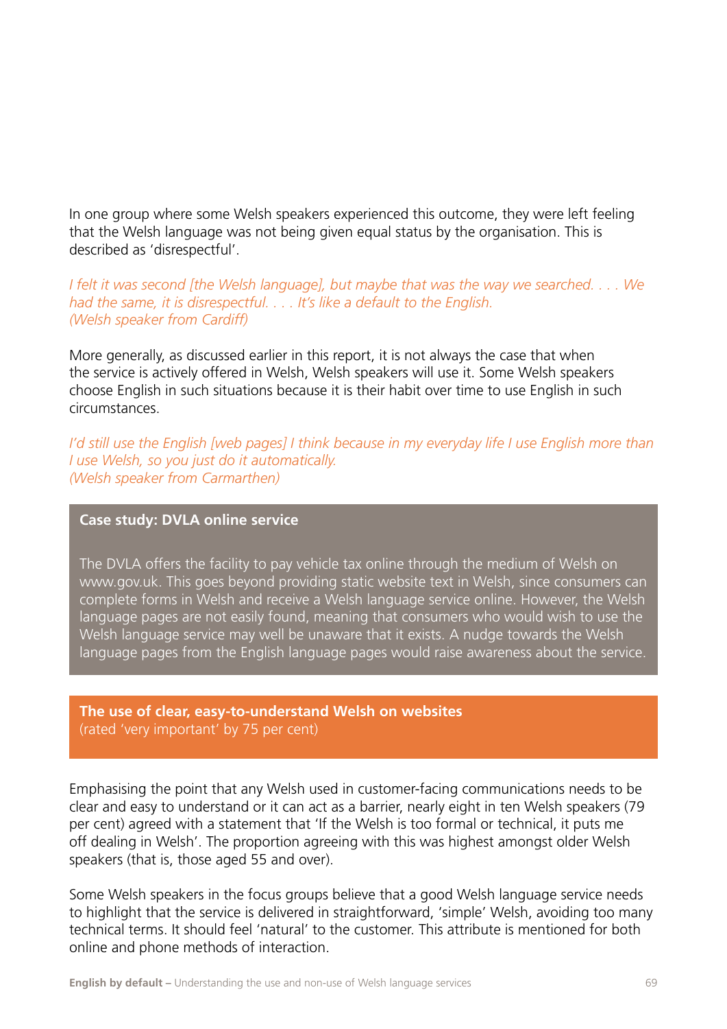In one group where some Welsh speakers experienced this outcome, they were left feeling that the Welsh language was not being given equal status by the organisation. This is described as 'disrespectful'.

*I felt it was second [the Welsh language], but maybe that was the way we searched. . . . We had the same, it is disrespectful. . . . It's like a default to the English.*
*(Welsh speaker from Cardiff)*

More generally, as discussed earlier in this report, it is not always the case that when the service is actively offered in Welsh, Welsh speakers will use it. Some Welsh speakers choose English in such situations because it is their habit over time to use English in such circumstances.

*I'd still use the English [web pages] I think because in my everyday life I use English more than I use Welsh, so you just do it automatically.*
*(Welsh speaker from Carmarthen)*

**Case study: DVLA online service**

The DVLA offers the facility to pay vehicle tax online through the medium of Welsh on www.gov.uk. This goes beyond providing static website text in Welsh, since consumers can complete forms in Welsh and receive a Welsh language service online. However, the Welsh language pages are not easily found, meaning that consumers who would wish to use the Welsh language service may well be unaware that it exists. A nudge towards the Welsh language pages from the English language pages would raise awareness about the service.

**The use of clear, easy-to-understand Welsh on websites**
(rated 'very important' by 75 per cent)

Emphasising the point that any Welsh used in customer-facing communications needs to be clear and easy to understand or it can act as a barrier, nearly eight in ten Welsh speakers (79 per cent) agreed with a statement that 'If the Welsh is too formal or technical, it puts me off dealing in Welsh'. The proportion agreeing with this was highest amongst older Welsh speakers (that is, those aged 55 and over).

Some Welsh speakers in the focus groups believe that a good Welsh language service needs to highlight that the service is delivered in straightforward, 'simple' Welsh, avoiding too many technical terms. It should feel 'natural' to the customer. This attribute is mentioned for both online and phone methods of interaction.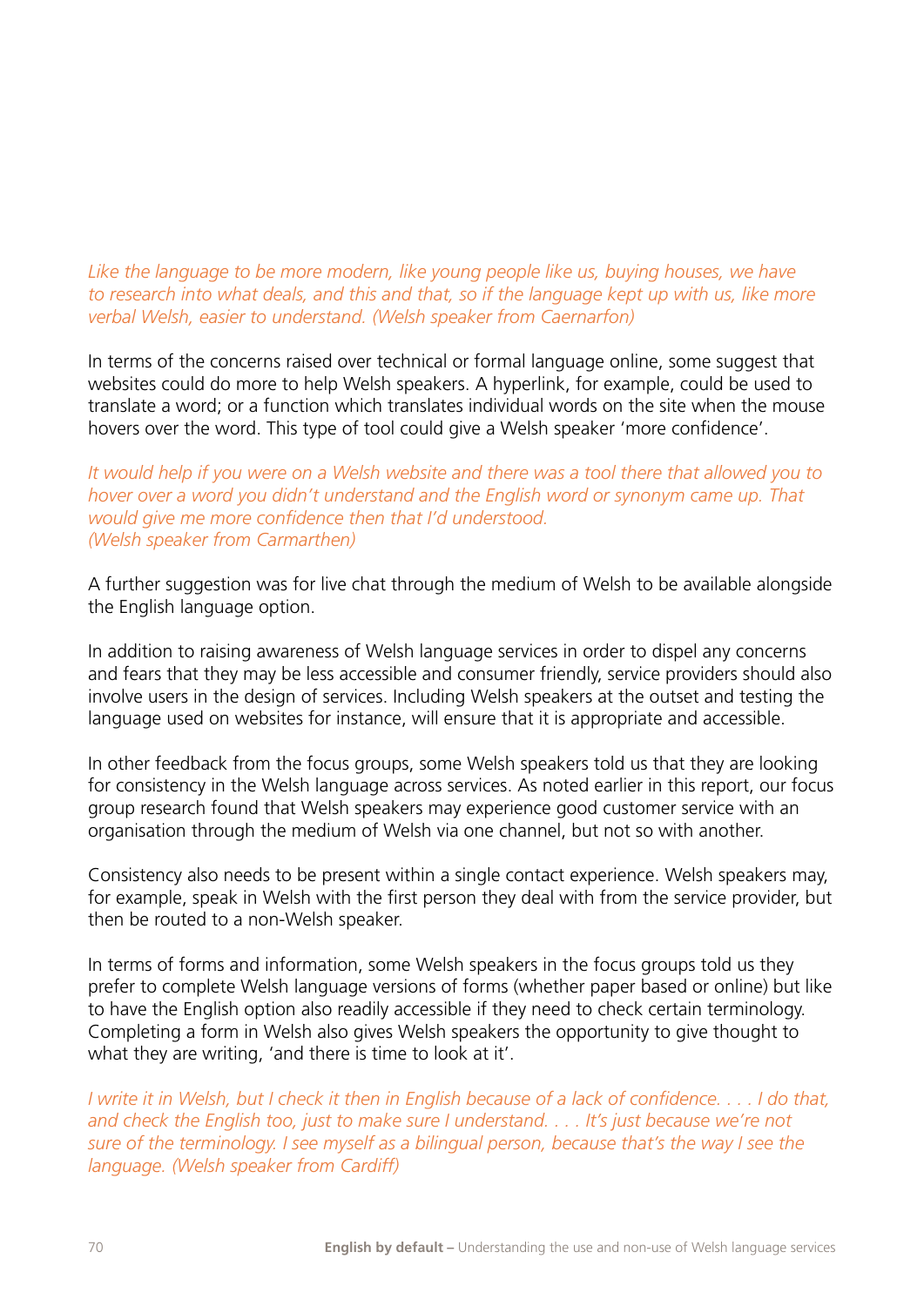*Like the language to be more modern, like young people like us, buying houses, we have to research into what deals, and this and that, so if the language kept up with us, like more verbal Welsh, easier to understand. (Welsh speaker from Caernarfon)*

In terms of the concerns raised over technical or formal language online, some suggest that websites could do more to help Welsh speakers. A hyperlink, for example, could be used to translate a word; or a function which translates individual words on the site when the mouse hovers over the word. This type of tool could give a Welsh speaker 'more confidence'.

*It would help if you were on a Welsh website and there was a tool there that allowed you to hover over a word you didn't understand and the English word or synonym came up. That would give me more confidence then that I'd understood. (Welsh speaker from Carmarthen)*

A further suggestion was for live chat through the medium of Welsh to be available alongside the English language option.

In addition to raising awareness of Welsh language services in order to dispel any concerns and fears that they may be less accessible and consumer friendly, service providers should also involve users in the design of services. Including Welsh speakers at the outset and testing the language used on websites for instance, will ensure that it is appropriate and accessible.

In other feedback from the focus groups, some Welsh speakers told us that they are looking for consistency in the Welsh language across services. As noted earlier in this report, our focus group research found that Welsh speakers may experience good customer service with an organisation through the medium of Welsh via one channel, but not so with another.

Consistency also needs to be present within a single contact experience. Welsh speakers may, for example, speak in Welsh with the first person they deal with from the service provider, but then be routed to a non-Welsh speaker.

In terms of forms and information, some Welsh speakers in the focus groups told us they prefer to complete Welsh language versions of forms (whether paper based or online) but like to have the English option also readily accessible if they need to check certain terminology. Completing a form in Welsh also gives Welsh speakers the opportunity to give thought to what they are writing, 'and there is time to look at it'.

*I write it in Welsh, but I check it then in English because of a lack of confidence. . . . I do that, and check the English too, just to make sure I understand. . . . It's just because we're not sure of the terminology. I see myself as a bilingual person, because that's the way I see the language. (Welsh speaker from Cardiff)*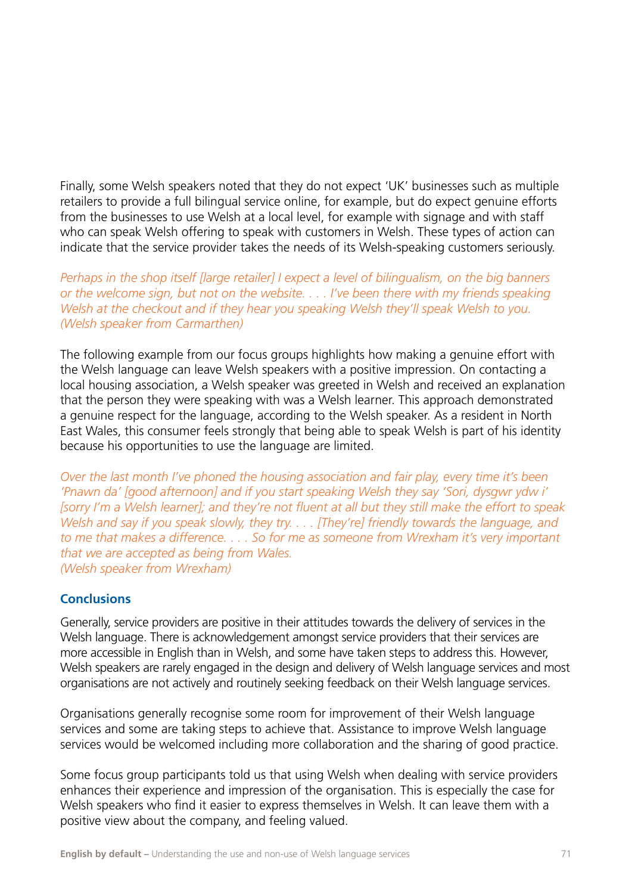Finally, some Welsh speakers noted that they do not expect 'UK' businesses such as multiple retailers to provide a full bilingual service online, for example, but do expect genuine efforts from the businesses to use Welsh at a local level, for example with signage and with staff who can speak Welsh offering to speak with customers in Welsh. These types of action can indicate that the service provider takes the needs of its Welsh-speaking customers seriously.

*Perhaps in the shop itself [large retailer] I expect a level of bilingualism, on the big banners or the welcome sign, but not on the website. . . . I've been there with my friends speaking Welsh at the checkout and if they hear you speaking Welsh they'll speak Welsh to you. (Welsh speaker from Carmarthen)*

The following example from our focus groups highlights how making a genuine effort with the Welsh language can leave Welsh speakers with a positive impression. On contacting a local housing association, a Welsh speaker was greeted in Welsh and received an explanation that the person they were speaking with was a Welsh learner. This approach demonstrated a genuine respect for the language, according to the Welsh speaker. As a resident in North East Wales, this consumer feels strongly that being able to speak Welsh is part of his identity because his opportunities to use the language are limited.

*Over the last month I've phoned the housing association and fair play, every time it's been 'Pnawn da' [good afternoon] and if you start speaking Welsh they say 'Sori, dysgwr ydw i' [sorry I'm a Welsh learner]; and they're not fluent at all but they still make the effort to speak Welsh and say if you speak slowly, they try. . . . [They're] friendly towards the language, and to me that makes a difference. . . . So for me as someone from Wrexham it's very important that we are accepted as being from Wales.*
*(Welsh speaker from Wrexham)*

## Conclusions

Generally, service providers are positive in their attitudes towards the delivery of services in the Welsh language. There is acknowledgement amongst service providers that their services are more accessible in English than in Welsh, and some have taken steps to address this. However, Welsh speakers are rarely engaged in the design and delivery of Welsh language services and most organisations are not actively and routinely seeking feedback on their Welsh language services.

Organisations generally recognise some room for improvement of their Welsh language services and some are taking steps to achieve that. Assistance to improve Welsh language services would be welcomed including more collaboration and the sharing of good practice.

Some focus group participants told us that using Welsh when dealing with service providers enhances their experience and impression of the organisation. This is especially the case for Welsh speakers who find it easier to express themselves in Welsh. It can leave them with a positive view about the company, and feeling valued.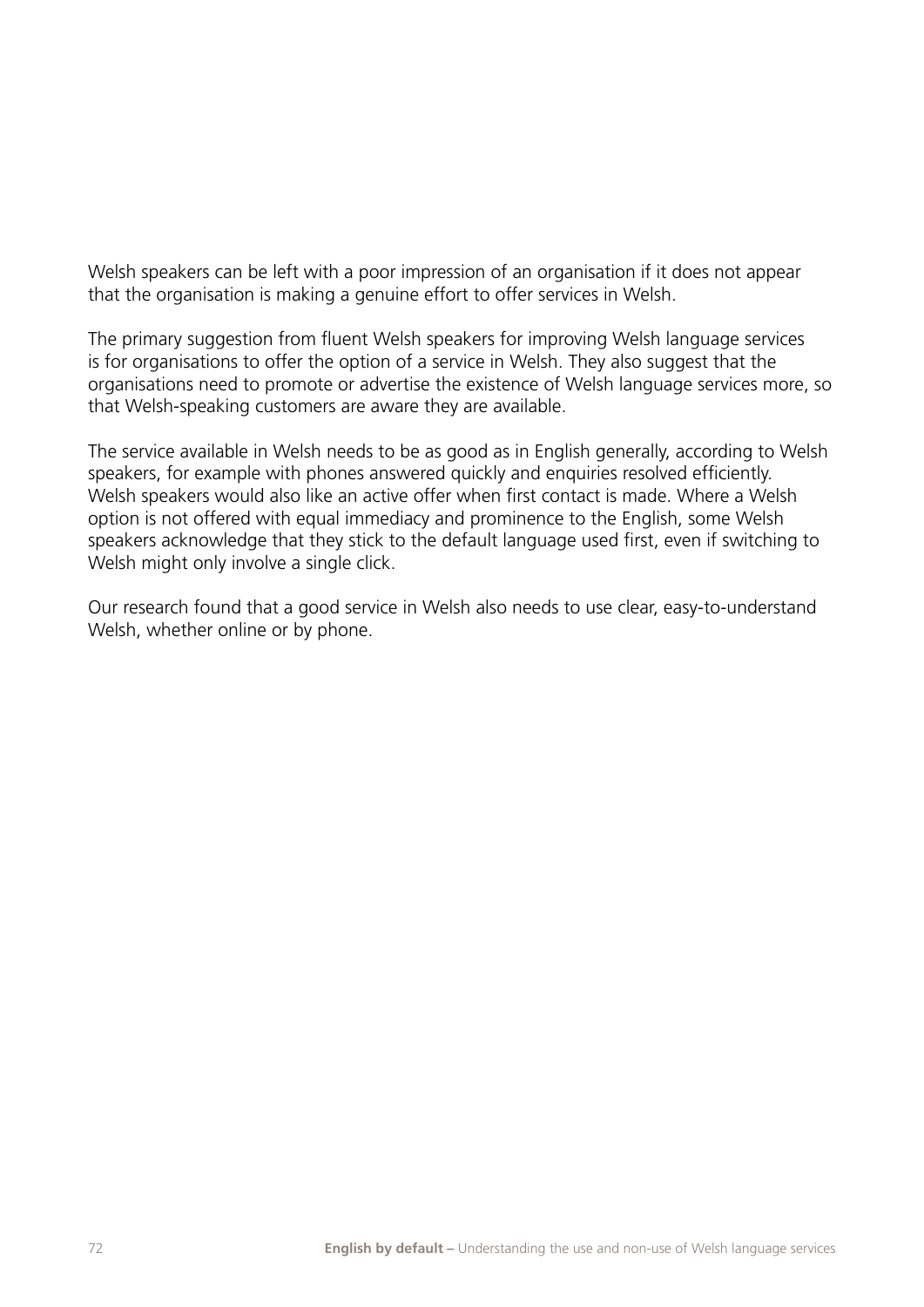Welsh speakers can be left with a poor impression of an organisation if it does not appear that the organisation is making a genuine effort to offer services in Welsh.

The primary suggestion from fluent Welsh speakers for improving Welsh language services is for organisations to offer the option of a service in Welsh. They also suggest that the organisations need to promote or advertise the existence of Welsh language services more, so that Welsh-speaking customers are aware they are available.

The service available in Welsh needs to be as good as in English generally, according to Welsh speakers, for example with phones answered quickly and enquiries resolved efficiently. Welsh speakers would also like an active offer when first contact is made. Where a Welsh option is not offered with equal immediacy and prominence to the English, some Welsh speakers acknowledge that they stick to the default language used first, even if switching to Welsh might only involve a single click.

Our research found that a good service in Welsh also needs to use clear, easy-to-understand Welsh, whether online or by phone.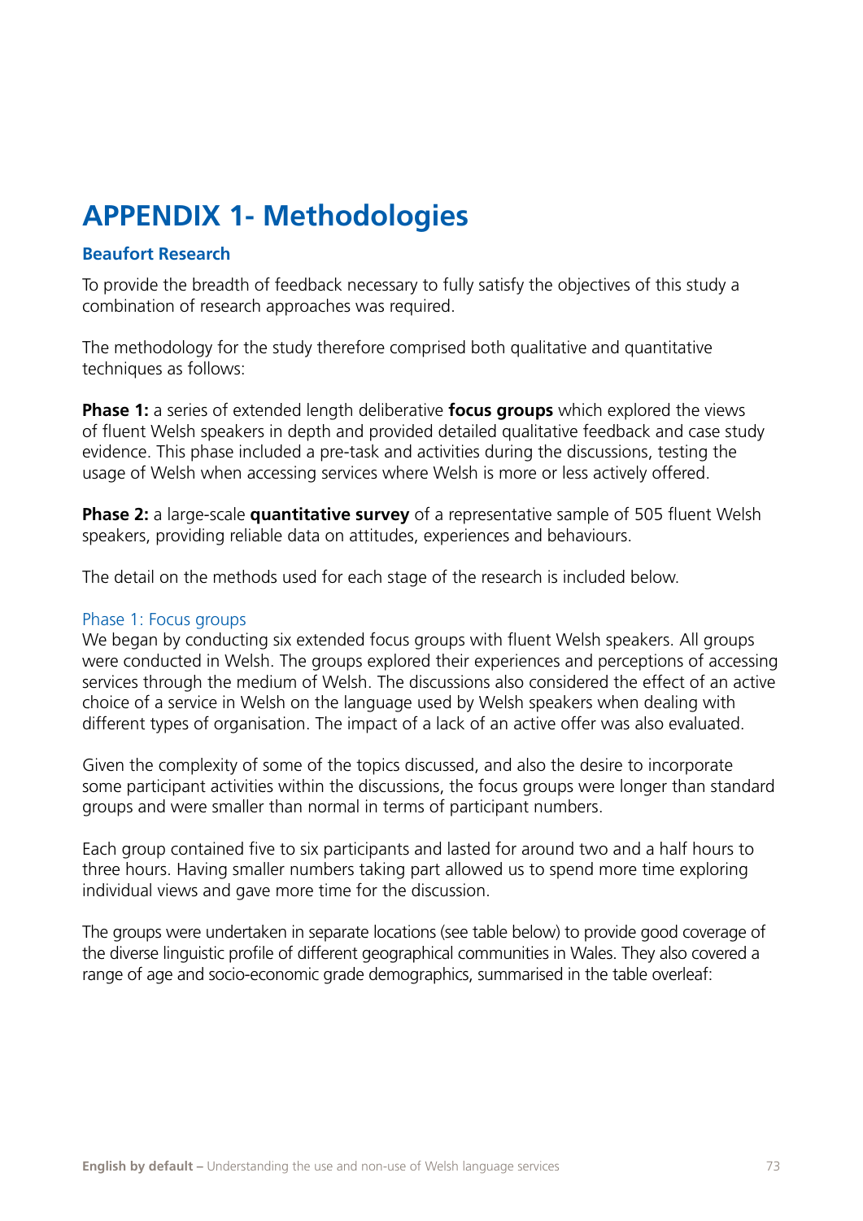# APPENDIX 1- Methodologies

### Beaufort Research

To provide the breadth of feedback necessary to fully satisfy the objectives of this study a combination of research approaches was required.

The methodology for the study therefore comprised both qualitative and quantitative techniques as follows:

**Phase 1:** a series of extended length deliberative **focus groups** which explored the views of fluent Welsh speakers in depth and provided detailed qualitative feedback and case study evidence. This phase included a pre-task and activities during the discussions, testing the usage of Welsh when accessing services where Welsh is more or less actively offered.

**Phase 2:** a large-scale **quantitative survey** of a representative sample of 505 fluent Welsh speakers, providing reliable data on attitudes, experiences and behaviours.

The detail on the methods used for each stage of the research is included below.

#### Phase 1: Focus groups

We began by conducting six extended focus groups with fluent Welsh speakers. All groups were conducted in Welsh. The groups explored their experiences and perceptions of accessing services through the medium of Welsh. The discussions also considered the effect of an active choice of a service in Welsh on the language used by Welsh speakers when dealing with different types of organisation. The impact of a lack of an active offer was also evaluated.

Given the complexity of some of the topics discussed, and also the desire to incorporate some participant activities within the discussions, the focus groups were longer than standard groups and were smaller than normal in terms of participant numbers.

Each group contained five to six participants and lasted for around two and a half hours to three hours. Having smaller numbers taking part allowed us to spend more time exploring individual views and gave more time for the discussion.

The groups were undertaken in separate locations (see table below) to provide good coverage of the diverse linguistic profile of different geographical communities in Wales. They also covered a range of age and socio-economic grade demographics, summarised in the table overleaf: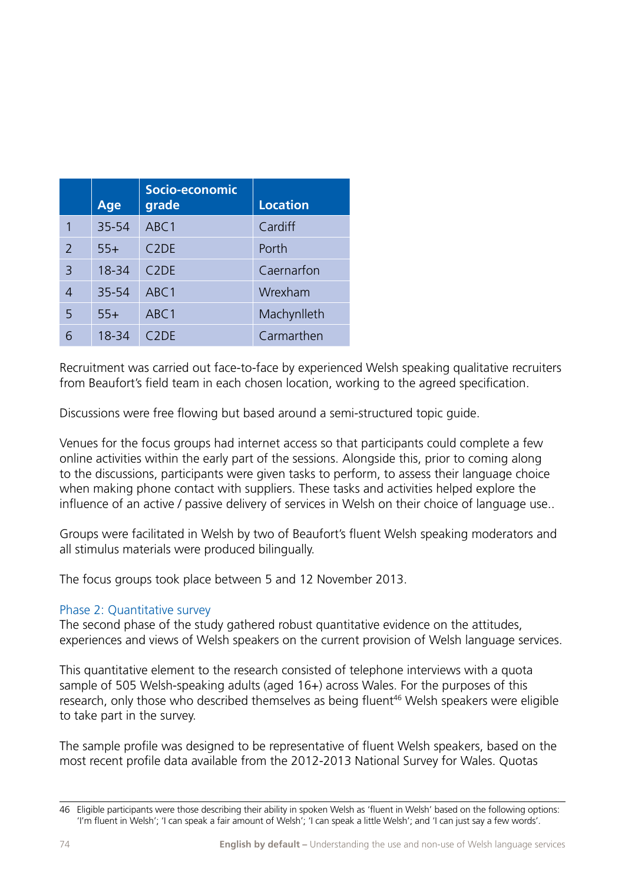| | Age | Socio-economic grade | Location |
|---|---|---|---|
| 1 | 35-54 | ABC1 | Cardiff |
| 2 | 55+ | C2DE | Porth |
| 3 | 18-34 | C2DE | Caernarfon |
| 4 | 35-54 | ABC1 | Wrexham |
| 5 | 55+ | ABC1 | Machynlleth |
| 6 | 18-34 | C2DE | Carmarthen |

Recruitment was carried out face-to-face by experienced Welsh speaking qualitative recruiters from Beaufort's field team in each chosen location, working to the agreed specification.

Discussions were free flowing but based around a semi-structured topic guide.

Venues for the focus groups had internet access so that participants could complete a few online activities within the early part of the sessions. Alongside this, prior to coming along to the discussions, participants were given tasks to perform, to assess their language choice when making phone contact with suppliers. These tasks and activities helped explore the influence of an active / passive delivery of services in Welsh on their choice of language use..

Groups were facilitated in Welsh by two of Beaufort's fluent Welsh speaking moderators and all stimulus materials were produced bilingually.

The focus groups took place between 5 and 12 November 2013.

### Phase 2: Quantitative survey

The second phase of the study gathered robust quantitative evidence on the attitudes, experiences and views of Welsh speakers on the current provision of Welsh language services.

This quantitative element to the research consisted of telephone interviews with a quota sample of 505 Welsh-speaking adults (aged 16+) across Wales. For the purposes of this research, only those who described themselves as being fluent[46] Welsh speakers were eligible to take part in the survey.

The sample profile was designed to be representative of fluent Welsh speakers, based on the most recent profile data available from the 2012-2013 National Survey for Wales. Quotas

---

46 Eligible participants were those describing their ability in spoken Welsh as 'fluent in Welsh' based on the following options: 'I'm fluent in Welsh'; 'I can speak a fair amount of Welsh'; 'I can speak a little Welsh'; and 'I can just say a few words'.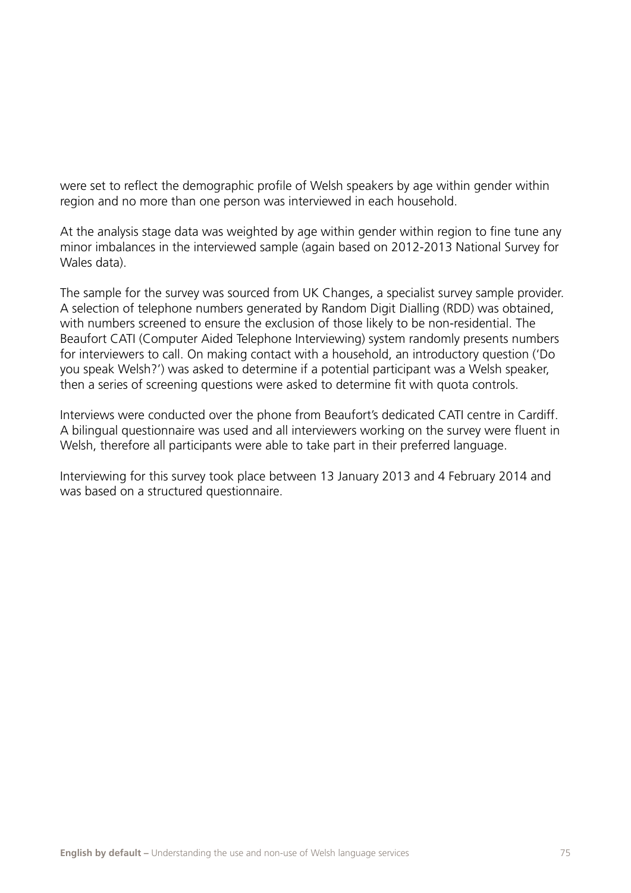were set to reflect the demographic profile of Welsh speakers by age within gender within region and no more than one person was interviewed in each household.

At the analysis stage data was weighted by age within gender within region to fine tune any minor imbalances in the interviewed sample (again based on 2012-2013 National Survey for Wales data).

The sample for the survey was sourced from UK Changes, a specialist survey sample provider. A selection of telephone numbers generated by Random Digit Dialling (RDD) was obtained, with numbers screened to ensure the exclusion of those likely to be non-residential. The Beaufort CATI (Computer Aided Telephone Interviewing) system randomly presents numbers for interviewers to call. On making contact with a household, an introductory question ('Do you speak Welsh?') was asked to determine if a potential participant was a Welsh speaker, then a series of screening questions were asked to determine fit with quota controls.

Interviews were conducted over the phone from Beaufort's dedicated CATI centre in Cardiff. A bilingual questionnaire was used and all interviewers working on the survey were fluent in Welsh, therefore all participants were able to take part in their preferred language.

Interviewing for this survey took place between 13 January 2013 and 4 February 2014 and was based on a structured questionnaire.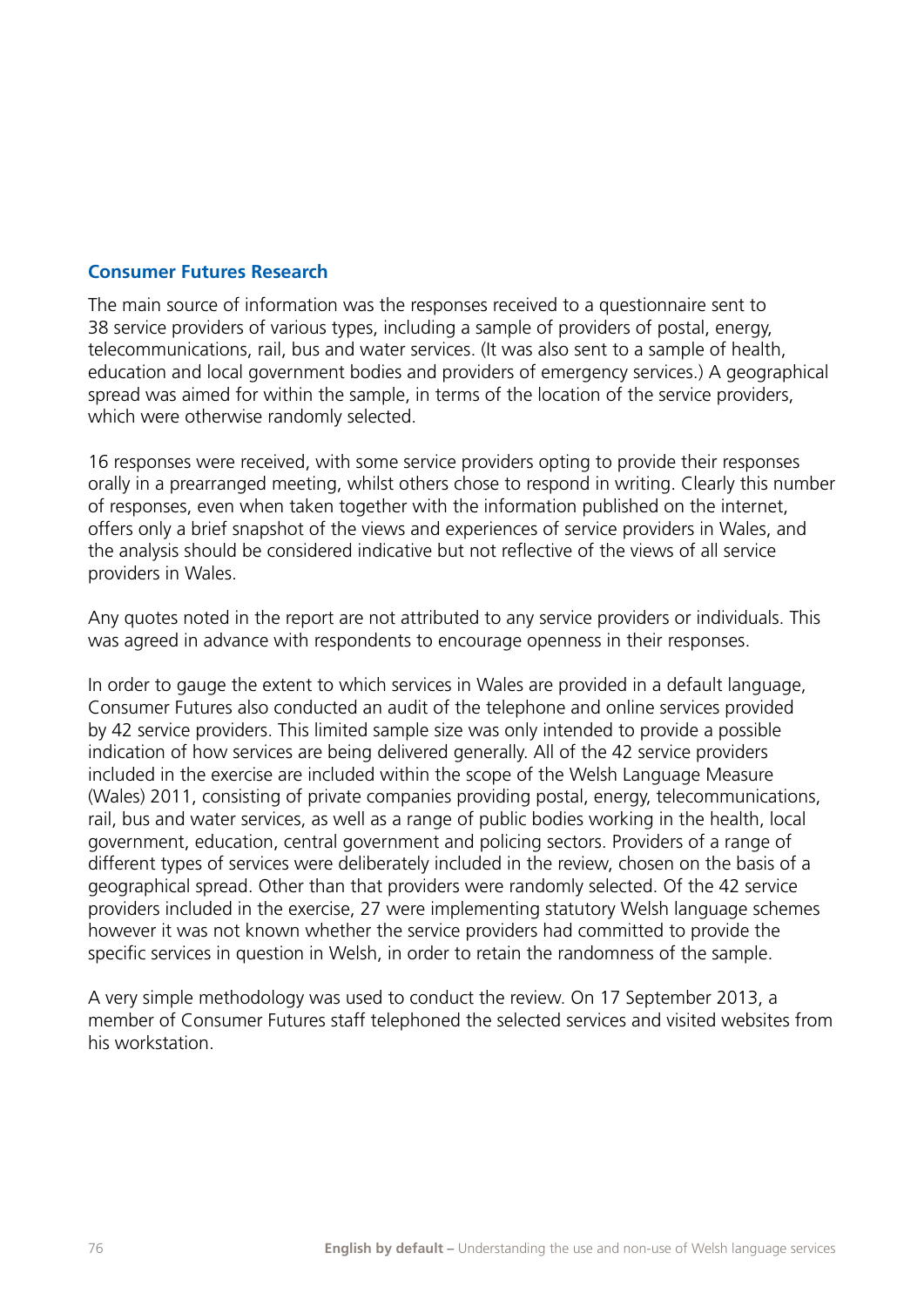## Consumer Futures Research

The main source of information was the responses received to a questionnaire sent to 38 service providers of various types, including a sample of providers of postal, energy, telecommunications, rail, bus and water services. (It was also sent to a sample of health, education and local government bodies and providers of emergency services.) A geographical spread was aimed for within the sample, in terms of the location of the service providers, which were otherwise randomly selected.

16 responses were received, with some service providers opting to provide their responses orally in a prearranged meeting, whilst others chose to respond in writing. Clearly this number of responses, even when taken together with the information published on the internet, offers only a brief snapshot of the views and experiences of service providers in Wales, and the analysis should be considered indicative but not reflective of the views of all service providers in Wales.

Any quotes noted in the report are not attributed to any service providers or individuals. This was agreed in advance with respondents to encourage openness in their responses.

In order to gauge the extent to which services in Wales are provided in a default language, Consumer Futures also conducted an audit of the telephone and online services provided by 42 service providers. This limited sample size was only intended to provide a possible indication of how services are being delivered generally. All of the 42 service providers included in the exercise are included within the scope of the Welsh Language Measure (Wales) 2011, consisting of private companies providing postal, energy, telecommunications, rail, bus and water services, as well as a range of public bodies working in the health, local government, education, central government and policing sectors. Providers of a range of different types of services were deliberately included in the review, chosen on the basis of a geographical spread. Other than that providers were randomly selected. Of the 42 service providers included in the exercise, 27 were implementing statutory Welsh language schemes however it was not known whether the service providers had committed to provide the specific services in question in Welsh, in order to retain the randomness of the sample.

A very simple methodology was used to conduct the review. On 17 September 2013, a member of Consumer Futures staff telephoned the selected services and visited websites from his workstation.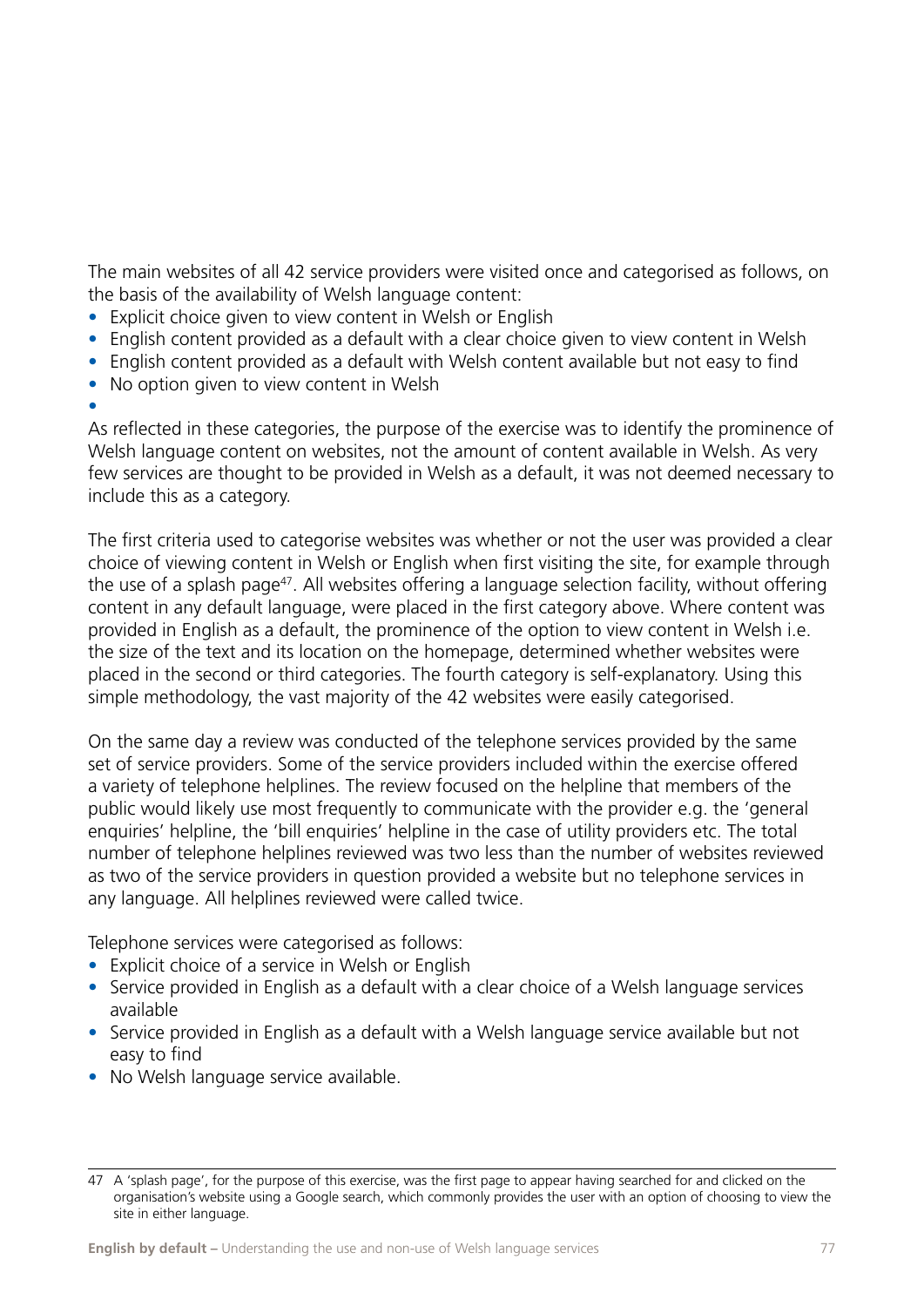The main websites of all 42 service providers were visited once and categorised as follows, on the basis of the availability of Welsh language content:

- Explicit choice given to view content in Welsh or English
- English content provided as a default with a clear choice given to view content in Welsh
- English content provided as a default with Welsh content available but not easy to find
- No option given to view content in Welsh

As reflected in these categories, the purpose of the exercise was to identify the prominence of Welsh language content on websites, not the amount of content available in Welsh. As very few services are thought to be provided in Welsh as a default, it was not deemed necessary to include this as a category.

The first criteria used to categorise websites was whether or not the user was provided a clear choice of viewing content in Welsh or English when first visiting the site, for example through the use of a splash page[47]. All websites offering a language selection facility, without offering content in any default language, were placed in the first category above. Where content was provided in English as a default, the prominence of the option to view content in Welsh i.e. the size of the text and its location on the homepage, determined whether websites were placed in the second or third categories. The fourth category is self-explanatory. Using this simple methodology, the vast majority of the 42 websites were easily categorised.

On the same day a review was conducted of the telephone services provided by the same set of service providers. Some of the service providers included within the exercise offered a variety of telephone helplines. The review focused on the helpline that members of the public would likely use most frequently to communicate with the provider e.g. the 'general enquiries' helpline, the 'bill enquiries' helpline in the case of utility providers etc. The total number of telephone helplines reviewed was two less than the number of websites reviewed as two of the service providers in question provided a website but no telephone services in any language. All helplines reviewed were called twice.

Telephone services were categorised as follows:

- Explicit choice of a service in Welsh or English
- Service provided in English as a default with a clear choice of a Welsh language services available
- Service provided in English as a default with a Welsh language service available but not easy to find
- No Welsh language service available.

---

47 A 'splash page', for the purpose of this exercise, was the first page to appear having searched for and clicked on the organisation's website using a Google search, which commonly provides the user with an option of choosing to view the site in either language.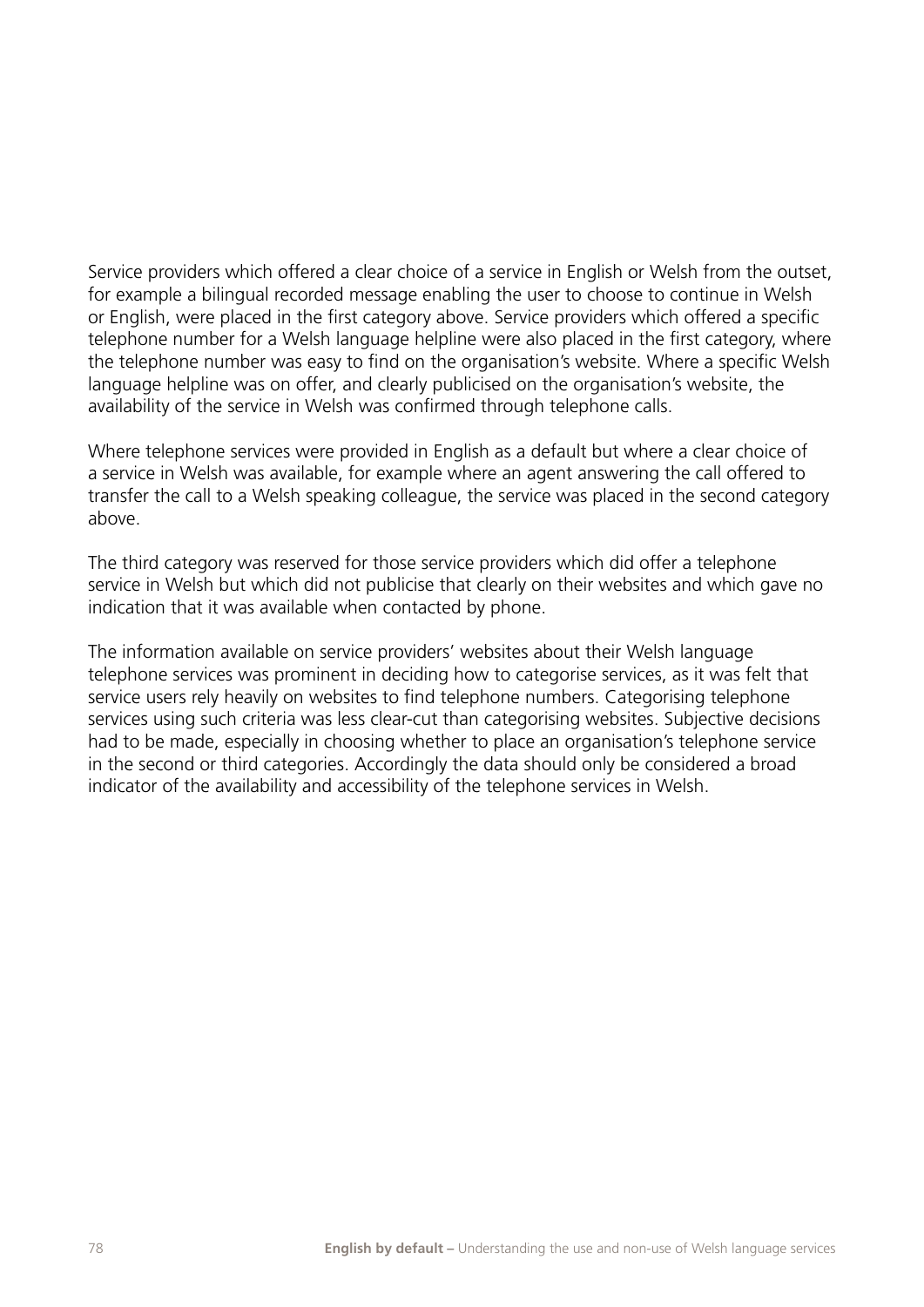Service providers which offered a clear choice of a service in English or Welsh from the outset, for example a bilingual recorded message enabling the user to choose to continue in Welsh or English, were placed in the first category above. Service providers which offered a specific telephone number for a Welsh language helpline were also placed in the first category, where the telephone number was easy to find on the organisation's website. Where a specific Welsh language helpline was on offer, and clearly publicised on the organisation's website, the availability of the service in Welsh was confirmed through telephone calls.

Where telephone services were provided in English as a default but where a clear choice of a service in Welsh was available, for example where an agent answering the call offered to transfer the call to a Welsh speaking colleague, the service was placed in the second category above.

The third category was reserved for those service providers which did offer a telephone service in Welsh but which did not publicise that clearly on their websites and which gave no indication that it was available when contacted by phone.

The information available on service providers' websites about their Welsh language telephone services was prominent in deciding how to categorise services, as it was felt that service users rely heavily on websites to find telephone numbers. Categorising telephone services using such criteria was less clear-cut than categorising websites. Subjective decisions had to be made, especially in choosing whether to place an organisation's telephone service in the second or third categories. Accordingly the data should only be considered a broad indicator of the availability and accessibility of the telephone services in Welsh.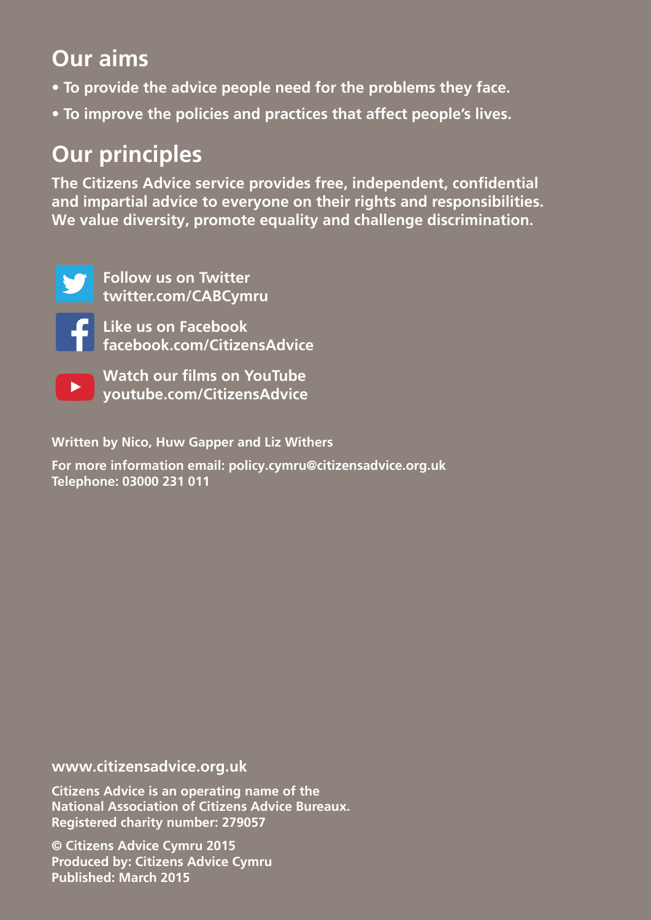## Our aims

- To provide the advice people need for the problems they face.
- To improve the policies and practices that affect people's lives.

## Our principles

**The Citizens Advice service provides free, independent, confidential and impartial advice to everyone on their rights and responsibilities. We value diversity, promote equality and challenge discrimination.**

Follow us on Twitter
twitter.com/CABCymru

Like us on Facebook
facebook.com/CitizensAdvice

Watch our films on YouTube
youtube.com/CitizensAdvice

Written by Nico, Huw Gapper and Liz Withers

For more information email: policy.cymru@citizensadvice.org.uk
Telephone: 03000 231 011

www.citizensadvice.org.uk

Citizens Advice is an operating name of the
National Association of Citizens Advice Bureaux.
Registered charity number: 279057

© Citizens Advice Cymru 2015
Produced by: Citizens Advice Cymru
Published: March 2015